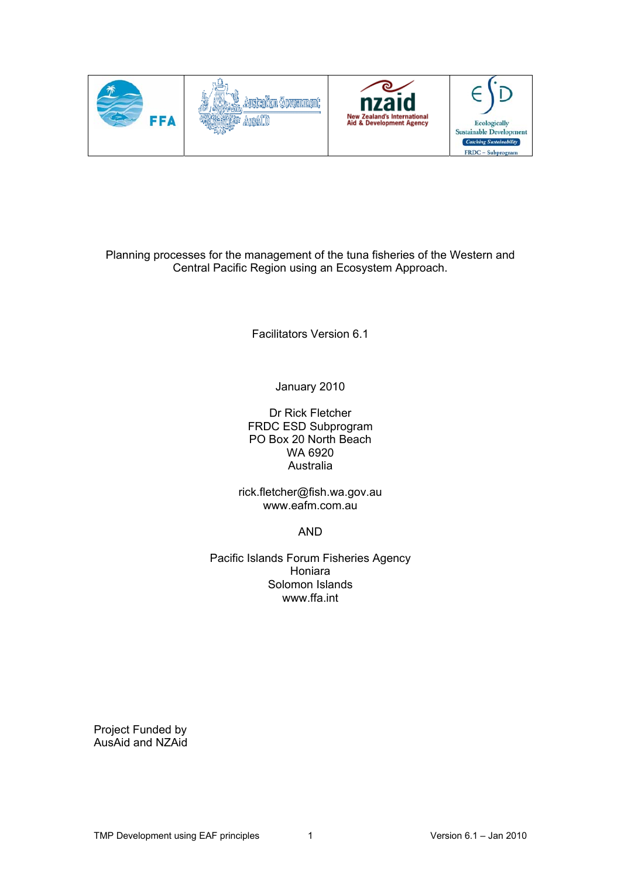Planning processes for the management of the tuna fisheries of the Western and Central Pacific Region using an Ecosystem Approach.

Facilitators Version 6.1

January 2010

Dr Rick Fletcher
FRDC ESD Subprogram
PO Box 20 North Beach
WA 6920
Australia

rick.fletcher@fish.wa.gov.au
www.eafm.com.au

AND

Pacific Islands Forum Fisheries Agency
Honiara
Solomon Islands
www.ffa.int

Project Funded by
AusAid and NZAid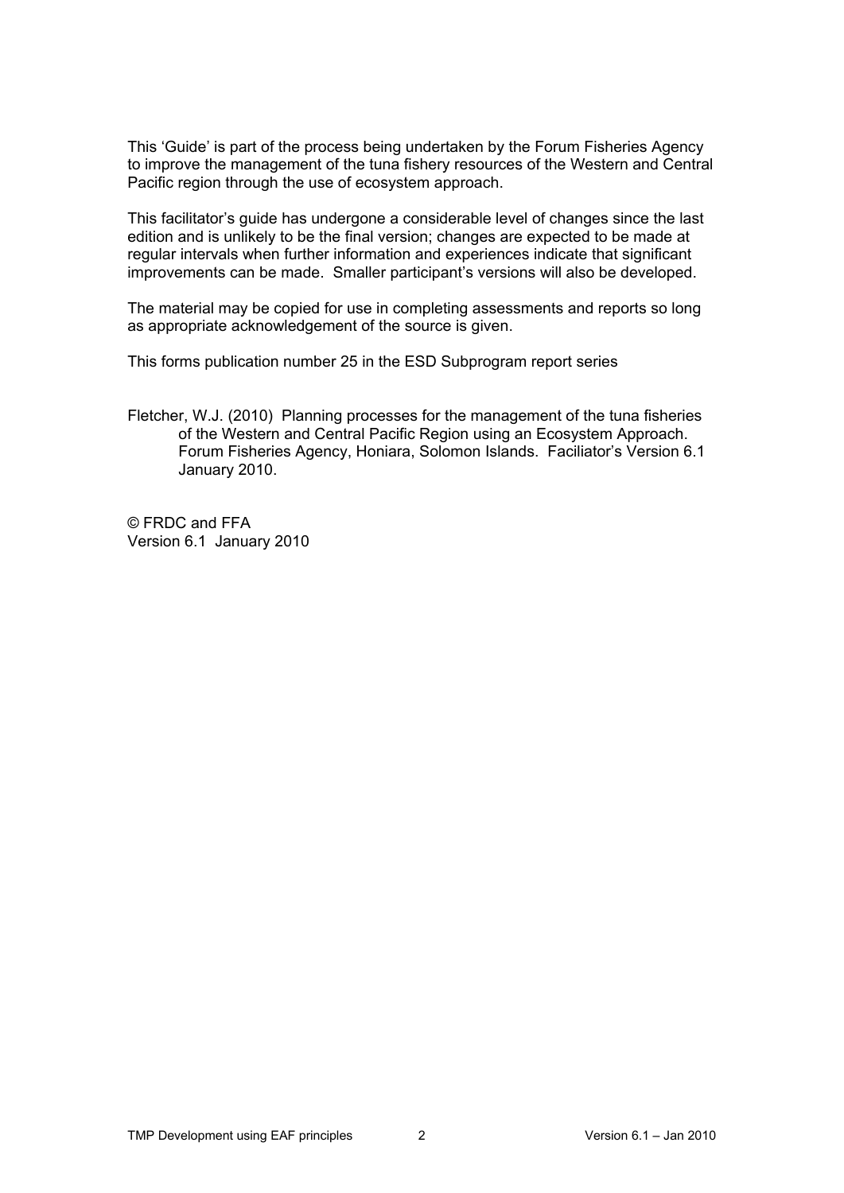This 'Guide' is part of the process being undertaken by the Forum Fisheries Agency to improve the management of the tuna fishery resources of the Western and Central Pacific region through the use of ecosystem approach.

This facilitator's guide has undergone a considerable level of changes since the last edition and is unlikely to be the final version; changes are expected to be made at regular intervals when further information and experiences indicate that significant improvements can be made. Smaller participant's versions will also be developed.

The material may be copied for use in completing assessments and reports so long as appropriate acknowledgement of the source is given.

This forms publication number 25 in the ESD Subprogram report series

Fletcher, W.J. (2010) Planning processes for the management of the tuna fisheries of the Western and Central Pacific Region using an Ecosystem Approach. Forum Fisheries Agency, Honiara, Solomon Islands. Faciliator's Version 6.1 January 2010.

© FRDC and FFA
Version 6.1 January 2010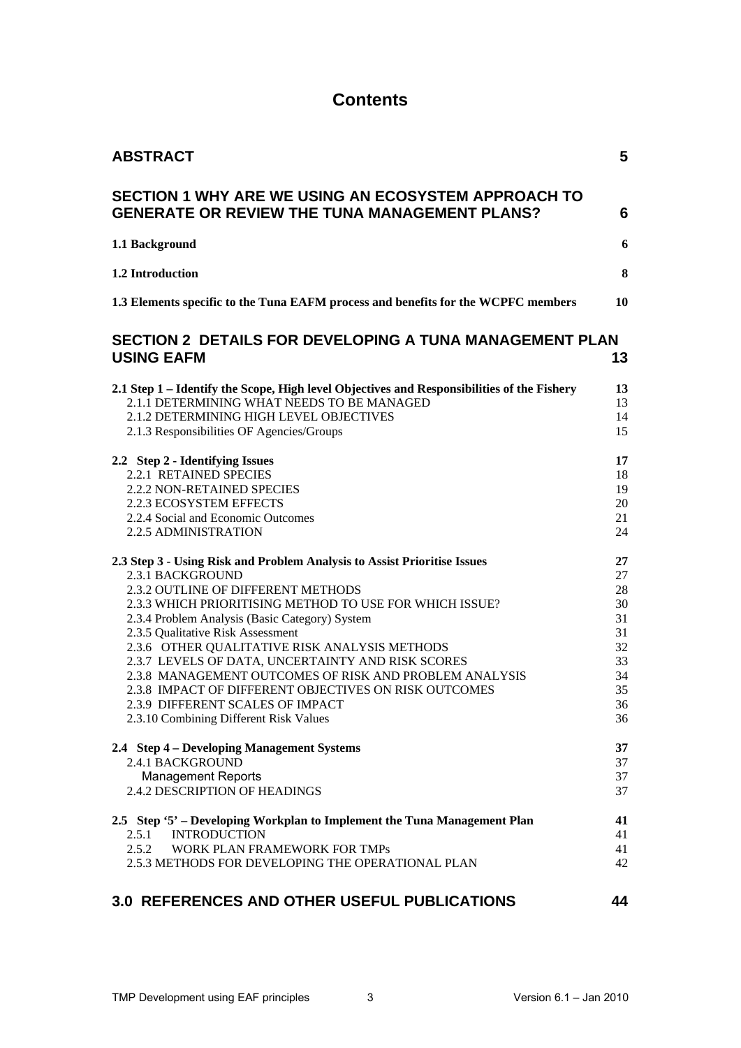# Contents

| | |
|---|---|
| **ABSTRACT** | **5** |
| **SECTION 1 WHY ARE WE USING AN ECOSYSTEM APPROACH TO GENERATE OR REVIEW THE TUNA MANAGEMENT PLANS?** | **6** |
| **1.1 Background** | **6** |
| **1.2 Introduction** | **8** |
| **1.3 Elements specific to the Tuna EAFM process and benefits for the WCPFC members** | **10** |
| **SECTION 2 DETAILS FOR DEVELOPING A TUNA MANAGEMENT PLAN USING EAFM** | **13** |
| **2.1 Step 1 – Identify the Scope, High level Objectives and Responsibilities of the Fishery** | **13** |
| 2.1.1 DETERMINING WHAT NEEDS TO BE MANAGED | 13 |
| 2.1.2 DETERMINING HIGH LEVEL OBJECTIVES | 14 |
| 2.1.3 Responsibilities OF Agencies/Groups | 15 |
| **2.2 Step 2 - Identifying Issues** | **17** |
| 2.2.1 RETAINED SPECIES | 18 |
| 2.2.2 NON-RETAINED SPECIES | 19 |
| 2.2.3 ECOSYSTEM EFFECTS | 20 |
| 2.2.4 Social and Economic Outcomes | 21 |
| 2.2.5 ADMINISTRATION | 24 |
| **2.3 Step 3 - Using Risk and Problem Analysis to Assist Prioritise Issues** | **27** |
| 2.3.1 BACKGROUND | 27 |
| 2.3.2 OUTLINE OF DIFFERENT METHODS | 28 |
| 2.3.3 WHICH PRIORITISING METHOD TO USE FOR WHICH ISSUE? | 30 |
| 2.3.4 Problem Analysis (Basic Category) System | 31 |
| 2.3.5 Qualitative Risk Assessment | 31 |
| 2.3.6 OTHER QUALITATIVE RISK ANALYSIS METHODS | 32 |
| 2.3.7 LEVELS OF DATA, UNCERTAINTY AND RISK SCORES | 33 |
| 2.3.8 MANAGEMENT OUTCOMES OF RISK AND PROBLEM ANALYSIS | 34 |
| 2.3.8 IMPACT OF DIFFERENT OBJECTIVES ON RISK OUTCOMES | 35 |
| 2.3.9 DIFFERENT SCALES OF IMPACT | 36 |
| 2.3.10 Combining Different Risk Values | 36 |
| **2.4 Step 4 – Developing Management Systems** | **37** |
| 2.4.1 BACKGROUND | 37 |
| Management Reports | 37 |
| 2.4.2 DESCRIPTION OF HEADINGS | 37 |
| **2.5 Step '5' – Developing Workplan to Implement the Tuna Management Plan** | **41** |
| 2.5.1 INTRODUCTION | 41 |
| 2.5.2 WORK PLAN FRAMEWORK FOR TMPs | 41 |
| 2.5.3 METHODS FOR DEVELOPING THE OPERATIONAL PLAN | 42 |
| **3.0 REFERENCES AND OTHER USEFUL PUBLICATIONS** | **44** |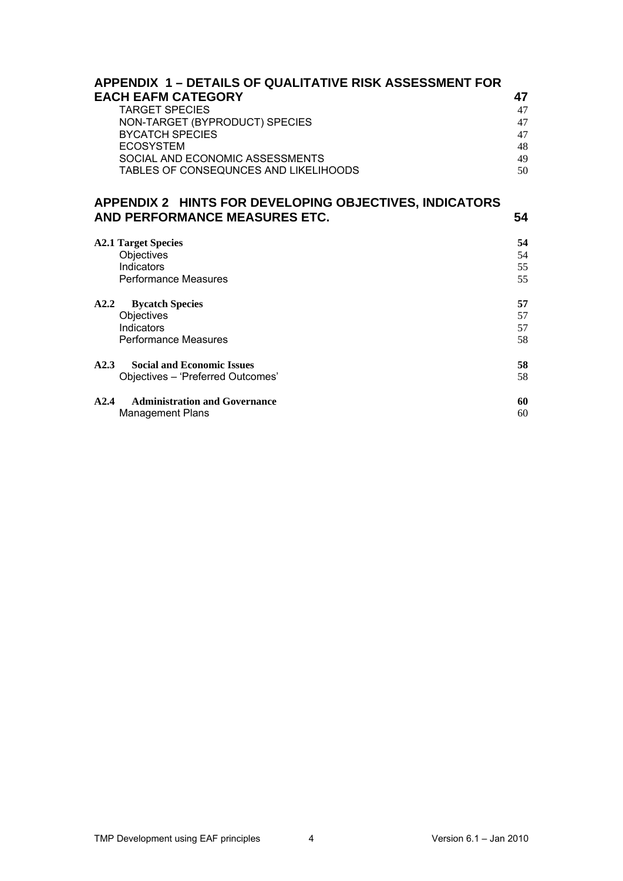**APPENDIX 1 – DETAILS OF QUALITATIVE RISK ASSESSMENT FOR EACH EAFM CATEGORY** 47

- TARGET SPECIES 47
- NON-TARGET (BYPRODUCT) SPECIES 47
- BYCATCH SPECIES 47
- ECOSYSTEM 48
- SOCIAL AND ECONOMIC ASSESSMENTS 49
- TABLES OF CONSEQUNCES AND LIKELIHOODS 50

**APPENDIX 2 HINTS FOR DEVELOPING OBJECTIVES, INDICATORS AND PERFORMANCE MEASURES ETC.** 54

**A2.1 Target Species** 54

- Objectives 54
- Indicators 55
- Performance Measures 55

**A2.2 Bycatch Species** 57

- Objectives 57
- Indicators 57
- Performance Measures 58

**A2.3 Social and Economic Issues** 58

- Objectives – 'Preferred Outcomes' 58

**A2.4 Administration and Governance** 60

- Management Plans 60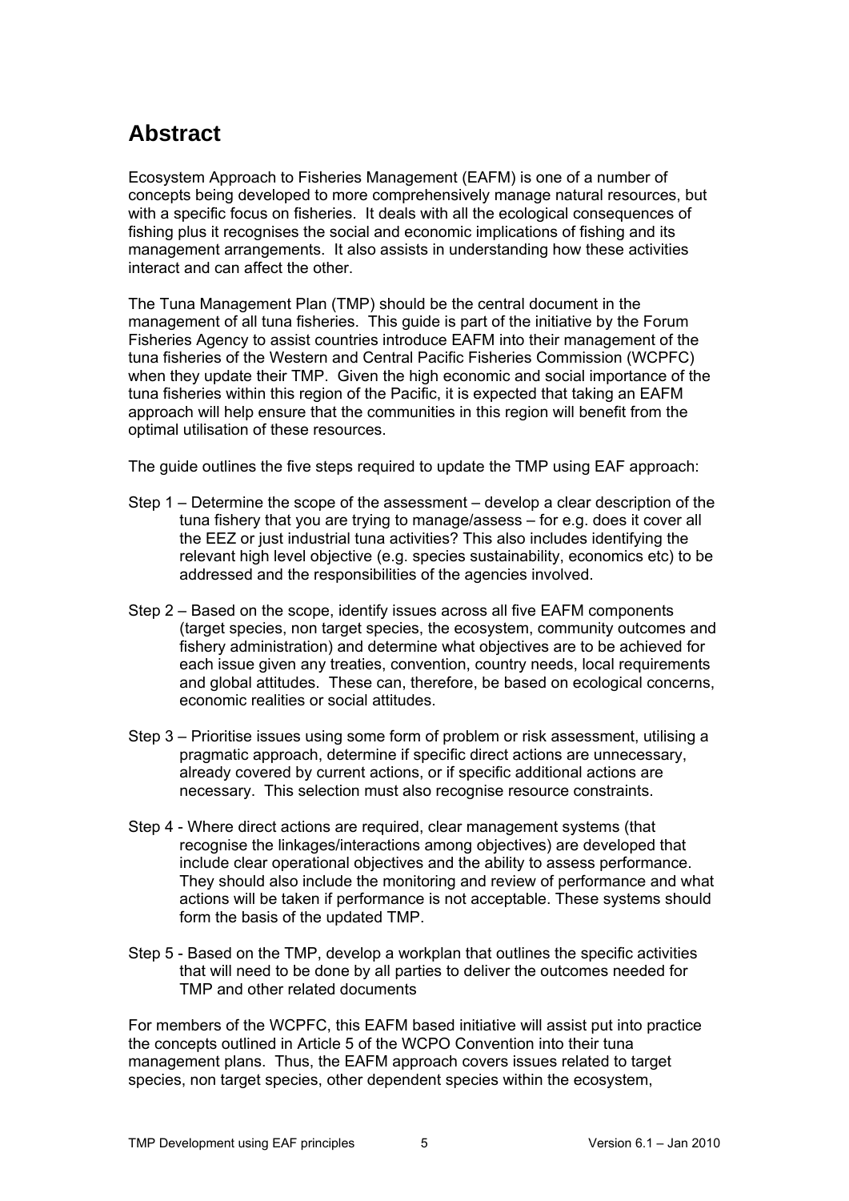# Abstract

Ecosystem Approach to Fisheries Management (EAFM) is one of a number of concepts being developed to more comprehensively manage natural resources, but with a specific focus on fisheries. It deals with all the ecological consequences of fishing plus it recognises the social and economic implications of fishing and its management arrangements. It also assists in understanding how these activities interact and can affect the other.

The Tuna Management Plan (TMP) should be the central document in the management of all tuna fisheries. This guide is part of the initiative by the Forum Fisheries Agency to assist countries introduce EAFM into their management of the tuna fisheries of the Western and Central Pacific Fisheries Commission (WCPFC) when they update their TMP. Given the high economic and social importance of the tuna fisheries within this region of the Pacific, it is expected that taking an EAFM approach will help ensure that the communities in this region will benefit from the optimal utilisation of these resources.

The guide outlines the five steps required to update the TMP using EAF approach:

- Step 1 – Determine the scope of the assessment – develop a clear description of the tuna fishery that you are trying to manage/assess – for e.g. does it cover all the EEZ or just industrial tuna activities? This also includes identifying the relevant high level objective (e.g. species sustainability, economics etc) to be addressed and the responsibilities of the agencies involved.
- Step 2 – Based on the scope, identify issues across all five EAFM components (target species, non target species, the ecosystem, community outcomes and fishery administration) and determine what objectives are to be achieved for each issue given any treaties, convention, country needs, local requirements and global attitudes. These can, therefore, be based on ecological concerns, economic realities or social attitudes.
- Step 3 – Prioritise issues using some form of problem or risk assessment, utilising a pragmatic approach, determine if specific direct actions are unnecessary, already covered by current actions, or if specific additional actions are necessary. This selection must also recognise resource constraints.
- Step 4 - Where direct actions are required, clear management systems (that recognise the linkages/interactions among objectives) are developed that include clear operational objectives and the ability to assess performance. They should also include the monitoring and review of performance and what actions will be taken if performance is not acceptable. These systems should form the basis of the updated TMP.
- Step 5 - Based on the TMP, develop a workplan that outlines the specific activities that will need to be done by all parties to deliver the outcomes needed for TMP and other related documents

For members of the WCPFC, this EAFM based initiative will assist put into practice the concepts outlined in Article 5 of the WCPO Convention into their tuna management plans. Thus, the EAFM approach covers issues related to target species, non target species, other dependent species within the ecosystem,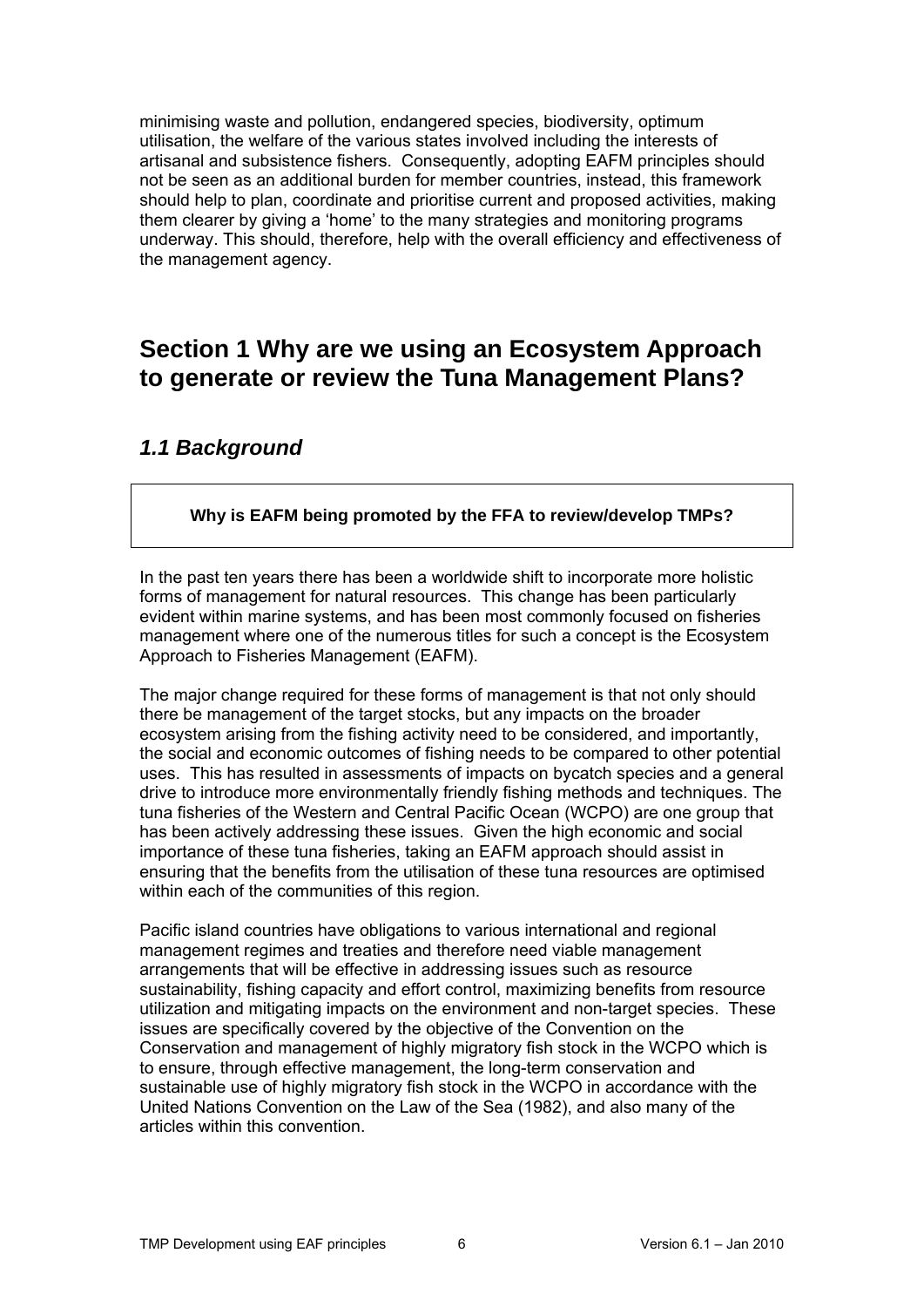minimising waste and pollution, endangered species, biodiversity, optimum utilisation, the welfare of the various states involved including the interests of artisanal and subsistence fishers. Consequently, adopting EAFM principles should not be seen as an additional burden for member countries, instead, this framework should help to plan, coordinate and prioritise current and proposed activities, making them clearer by giving a 'home' to the many strategies and monitoring programs underway. This should, therefore, help with the overall efficiency and effectiveness of the management agency.

# Section 1 Why are we using an Ecosystem Approach to generate or review the Tuna Management Plans?

## *1.1 Background*

**Why is EAFM being promoted by the FFA to review/develop TMPs?**

In the past ten years there has been a worldwide shift to incorporate more holistic forms of management for natural resources. This change has been particularly evident within marine systems, and has been most commonly focused on fisheries management where one of the numerous titles for such a concept is the Ecosystem Approach to Fisheries Management (EAFM).

The major change required for these forms of management is that not only should there be management of the target stocks, but any impacts on the broader ecosystem arising from the fishing activity need to be considered, and importantly, the social and economic outcomes of fishing needs to be compared to other potential uses. This has resulted in assessments of impacts on bycatch species and a general drive to introduce more environmentally friendly fishing methods and techniques. The tuna fisheries of the Western and Central Pacific Ocean (WCPO) are one group that has been actively addressing these issues. Given the high economic and social importance of these tuna fisheries, taking an EAFM approach should assist in ensuring that the benefits from the utilisation of these tuna resources are optimised within each of the communities of this region.

Pacific island countries have obligations to various international and regional management regimes and treaties and therefore need viable management arrangements that will be effective in addressing issues such as resource sustainability, fishing capacity and effort control, maximizing benefits from resource utilization and mitigating impacts on the environment and non-target species. These issues are specifically covered by the objective of the Convention on the Conservation and management of highly migratory fish stock in the WCPO which is to ensure, through effective management, the long-term conservation and sustainable use of highly migratory fish stock in the WCPO in accordance with the United Nations Convention on the Law of the Sea (1982), and also many of the articles within this convention.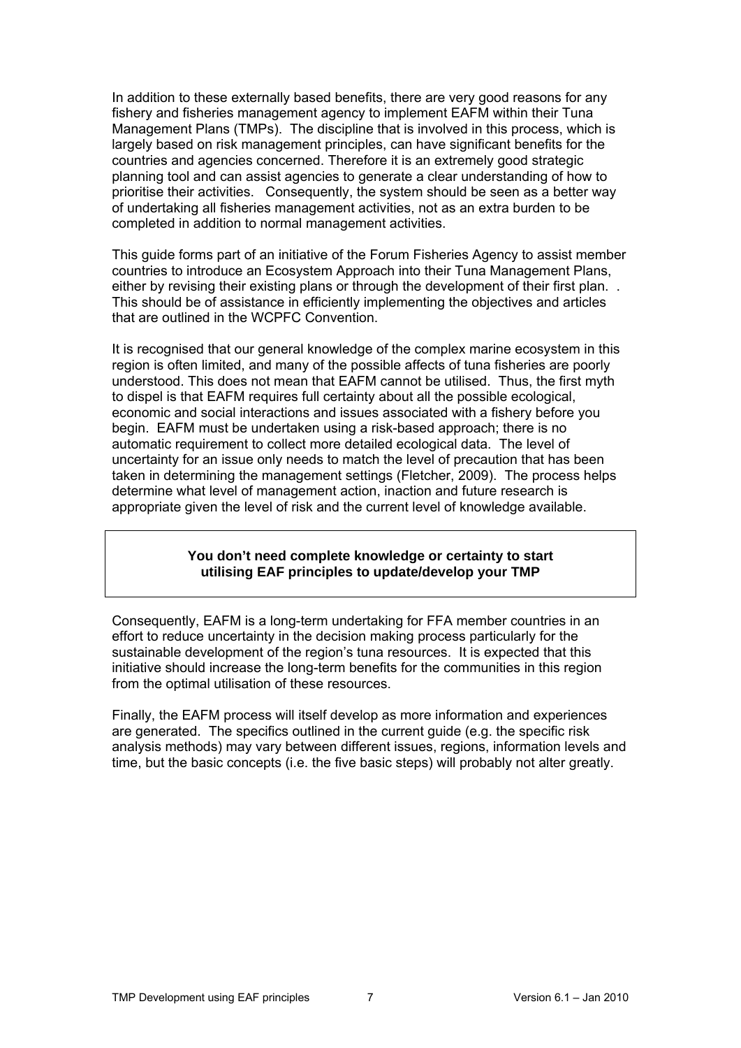In addition to these externally based benefits, there are very good reasons for any fishery and fisheries management agency to implement EAFM within their Tuna Management Plans (TMPs). The discipline that is involved in this process, which is largely based on risk management principles, can have significant benefits for the countries and agencies concerned. Therefore it is an extremely good strategic planning tool and can assist agencies to generate a clear understanding of how to prioritise their activities. Consequently, the system should be seen as a better way of undertaking all fisheries management activities, not as an extra burden to be completed in addition to normal management activities.

This guide forms part of an initiative of the Forum Fisheries Agency to assist member countries to introduce an Ecosystem Approach into their Tuna Management Plans, either by revising their existing plans or through the development of their first plan. . This should be of assistance in efficiently implementing the objectives and articles that are outlined in the WCPFC Convention.

It is recognised that our general knowledge of the complex marine ecosystem in this region is often limited, and many of the possible affects of tuna fisheries are poorly understood. This does not mean that EAFM cannot be utilised. Thus, the first myth to dispel is that EAFM requires full certainty about all the possible ecological, economic and social interactions and issues associated with a fishery before you begin. EAFM must be undertaken using a risk-based approach; there is no automatic requirement to collect more detailed ecological data. The level of uncertainty for an issue only needs to match the level of precaution that has been taken in determining the management settings (Fletcher, 2009). The process helps determine what level of management action, inaction and future research is appropriate given the level of risk and the current level of knowledge available.

**You don't need complete knowledge or certainty to start utilising EAF principles to update/develop your TMP**

Consequently, EAFM is a long-term undertaking for FFA member countries in an effort to reduce uncertainty in the decision making process particularly for the sustainable development of the region's tuna resources. It is expected that this initiative should increase the long-term benefits for the communities in this region from the optimal utilisation of these resources.

Finally, the EAFM process will itself develop as more information and experiences are generated. The specifics outlined in the current guide (e.g. the specific risk analysis methods) may vary between different issues, regions, information levels and time, but the basic concepts (i.e. the five basic steps) will probably not alter greatly.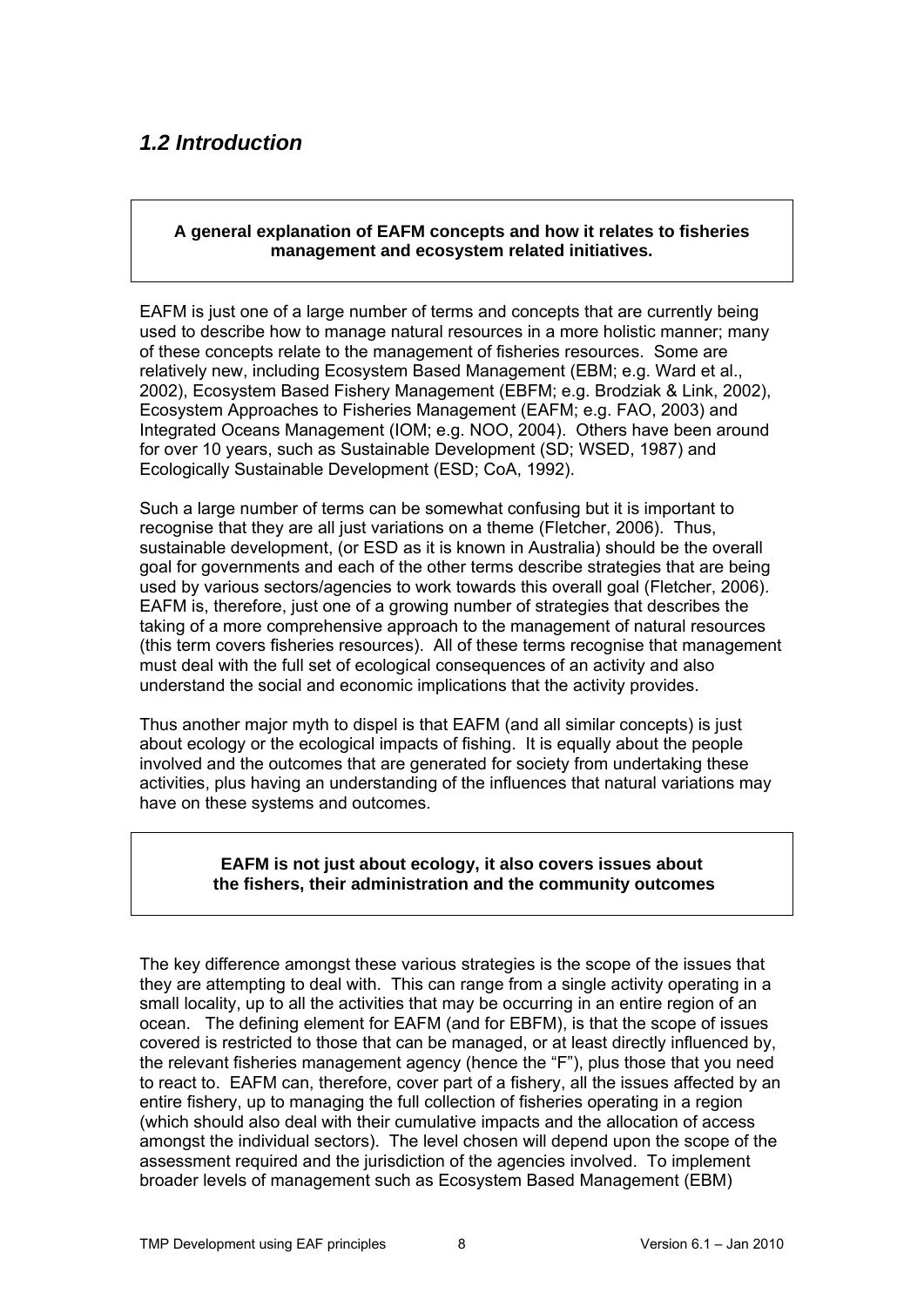## *1.2 Introduction*

**A general explanation of EAFM concepts and how it relates to fisheries management and ecosystem related initiatives.**

EAFM is just one of a large number of terms and concepts that are currently being used to describe how to manage natural resources in a more holistic manner; many of these concepts relate to the management of fisheries resources. Some are relatively new, including Ecosystem Based Management (EBM; e.g. Ward et al., 2002), Ecosystem Based Fishery Management (EBFM; e.g. Brodziak & Link, 2002), Ecosystem Approaches to Fisheries Management (EAFM; e.g. FAO, 2003) and Integrated Oceans Management (IOM; e.g. NOO, 2004). Others have been around for over 10 years, such as Sustainable Development (SD; WSED, 1987) and Ecologically Sustainable Development (ESD; CoA, 1992).

Such a large number of terms can be somewhat confusing but it is important to recognise that they are all just variations on a theme (Fletcher, 2006). Thus, sustainable development, (or ESD as it is known in Australia) should be the overall goal for governments and each of the other terms describe strategies that are being used by various sectors/agencies to work towards this overall goal (Fletcher, 2006). EAFM is, therefore, just one of a growing number of strategies that describes the taking of a more comprehensive approach to the management of natural resources (this term covers fisheries resources). All of these terms recognise that management must deal with the full set of ecological consequences of an activity and also understand the social and economic implications that the activity provides.

Thus another major myth to dispel is that EAFM (and all similar concepts) is just about ecology or the ecological impacts of fishing. It is equally about the people involved and the outcomes that are generated for society from undertaking these activities, plus having an understanding of the influences that natural variations may have on these systems and outcomes.

**EAFM is not just about ecology, it also covers issues about the fishers, their administration and the community outcomes**

The key difference amongst these various strategies is the scope of the issues that they are attempting to deal with. This can range from a single activity operating in a small locality, up to all the activities that may be occurring in an entire region of an ocean. The defining element for EAFM (and for EBFM), is that the scope of issues covered is restricted to those that can be managed, or at least directly influenced by, the relevant fisheries management agency (hence the "F"), plus those that you need to react to. EAFM can, therefore, cover part of a fishery, all the issues affected by an entire fishery, up to managing the full collection of fisheries operating in a region (which should also deal with their cumulative impacts and the allocation of access amongst the individual sectors). The level chosen will depend upon the scope of the assessment required and the jurisdiction of the agencies involved. To implement broader levels of management such as Ecosystem Based Management (EBM)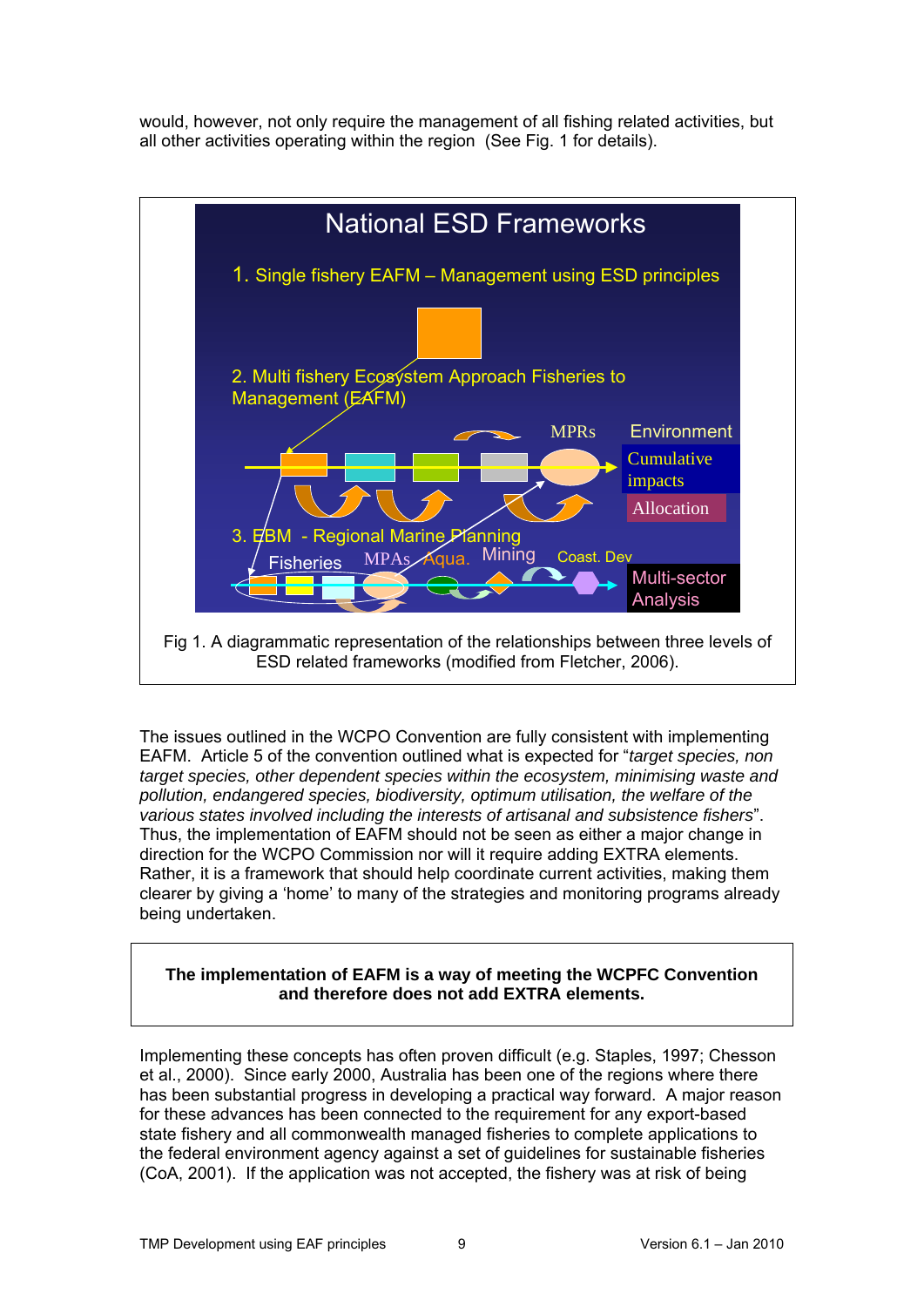would, however, not only require the management of all fishing related activities, but all other activities operating within the region (See Fig. 1 for details).

National ESD Frameworks

1. Single fishery EAFM – Management using ESD principles

2. Multi fishery Ecosystem Approach Fisheries to Management (EAFM)

MPRs Environment Cumulative impacts Allocation

3. EBM - Regional Marine Planning

Fisheries MPAs Aqua. Mining Coast. Dev Multi-sector Analysis

Fig 1. A diagrammatic representation of the relationships between three levels of ESD related frameworks (modified from Fletcher, 2006).

The issues outlined in the WCPO Convention are fully consistent with implementing EAFM. Article 5 of the convention outlined what is expected for "*target species, non target species, other dependent species within the ecosystem, minimising waste and pollution, endangered species, biodiversity, optimum utilisation, the welfare of the various states involved including the interests of artisanal and subsistence fishers*". Thus, the implementation of EAFM should not be seen as either a major change in direction for the WCPO Commission nor will it require adding EXTRA elements. Rather, it is a framework that should help coordinate current activities, making them clearer by giving a 'home' to many of the strategies and monitoring programs already being undertaken.

**The implementation of EAFM is a way of meeting the WCPFC Convention and therefore does not add EXTRA elements.**

Implementing these concepts has often proven difficult (e.g. Staples, 1997; Chesson et al., 2000). Since early 2000, Australia has been one of the regions where there has been substantial progress in developing a practical way forward. A major reason for these advances has been connected to the requirement for any export-based state fishery and all commonwealth managed fisheries to complete applications to the federal environment agency against a set of guidelines for sustainable fisheries (CoA, 2001). If the application was not accepted, the fishery was at risk of being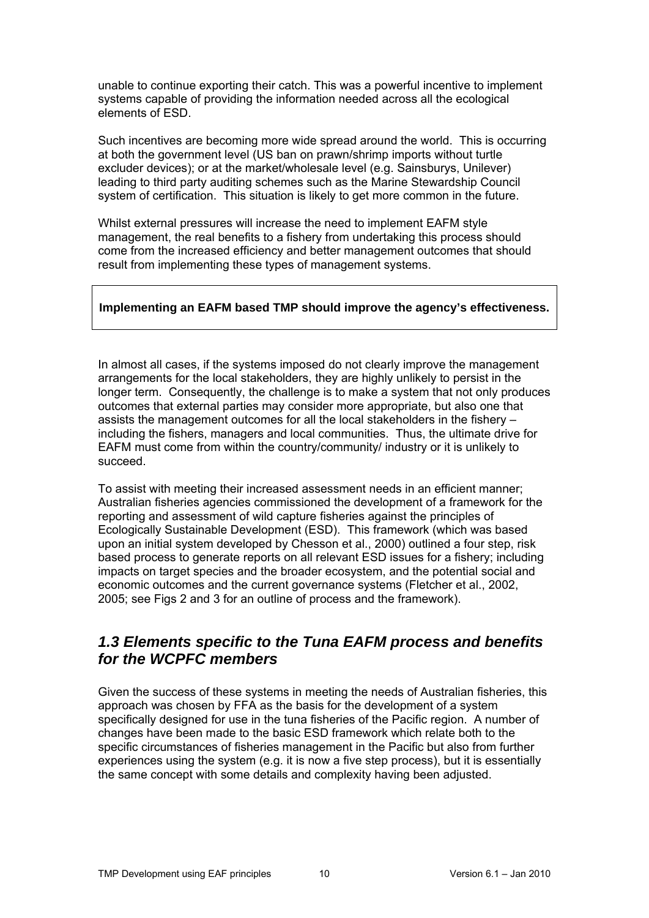unable to continue exporting their catch. This was a powerful incentive to implement systems capable of providing the information needed across all the ecological elements of ESD.

Such incentives are becoming more wide spread around the world. This is occurring at both the government level (US ban on prawn/shrimp imports without turtle excluder devices); or at the market/wholesale level (e.g. Sainsburys, Unilever) leading to third party auditing schemes such as the Marine Stewardship Council system of certification. This situation is likely to get more common in the future.

Whilst external pressures will increase the need to implement EAFM style management, the real benefits to a fishery from undertaking this process should come from the increased efficiency and better management outcomes that should result from implementing these types of management systems.

**Implementing an EAFM based TMP should improve the agency's effectiveness.**

In almost all cases, if the systems imposed do not clearly improve the management arrangements for the local stakeholders, they are highly unlikely to persist in the longer term. Consequently, the challenge is to make a system that not only produces outcomes that external parties may consider more appropriate, but also one that assists the management outcomes for all the local stakeholders in the fishery – including the fishers, managers and local communities. Thus, the ultimate drive for EAFM must come from within the country/community/ industry or it is unlikely to succeed.

To assist with meeting their increased assessment needs in an efficient manner; Australian fisheries agencies commissioned the development of a framework for the reporting and assessment of wild capture fisheries against the principles of Ecologically Sustainable Development (ESD). This framework (which was based upon an initial system developed by Chesson et al., 2000) outlined a four step, risk based process to generate reports on all relevant ESD issues for a fishery; including impacts on target species and the broader ecosystem, and the potential social and economic outcomes and the current governance systems (Fletcher et al., 2002, 2005; see Figs 2 and 3 for an outline of process and the framework).

## *1.3 Elements specific to the Tuna EAFM process and benefits for the WCPFC members*

Given the success of these systems in meeting the needs of Australian fisheries, this approach was chosen by FFA as the basis for the development of a system specifically designed for use in the tuna fisheries of the Pacific region. A number of changes have been made to the basic ESD framework which relate both to the specific circumstances of fisheries management in the Pacific but also from further experiences using the system (e.g. it is now a five step process), but it is essentially the same concept with some details and complexity having been adjusted.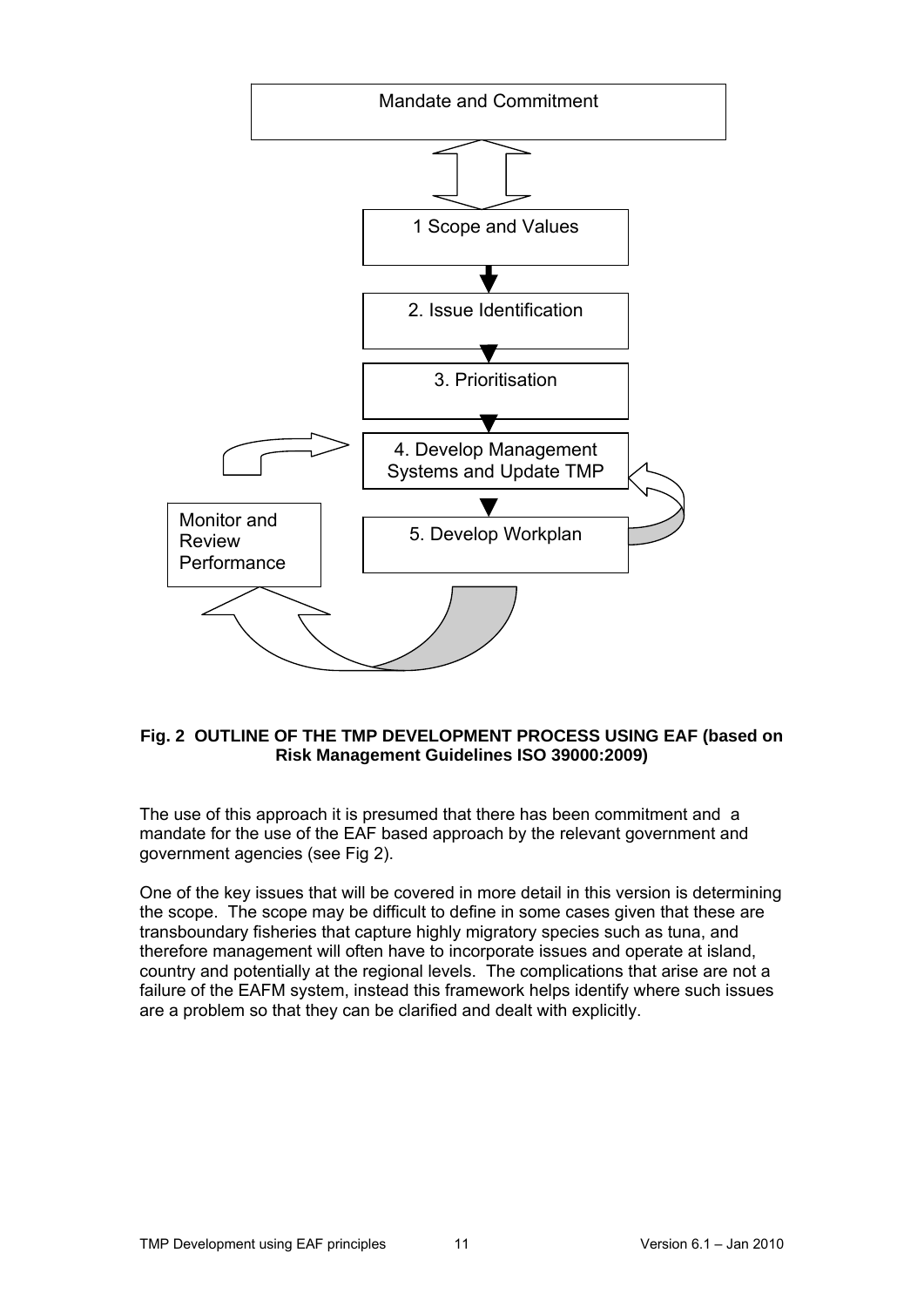Mandate and Commitment

1 Scope and Values

2. Issue Identification

3. Prioritisation

4. Develop Management Systems and Update TMP

5. Develop Workplan

Monitor and Review Performance

**Fig. 2 OUTLINE OF THE TMP DEVELOPMENT PROCESS USING EAF (based on Risk Management Guidelines ISO 39000:2009)**

The use of this approach it is presumed that there has been commitment and a mandate for the use of the EAF based approach by the relevant government and government agencies (see Fig 2).

One of the key issues that will be covered in more detail in this version is determining the scope. The scope may be difficult to define in some cases given that these are transboundary fisheries that capture highly migratory species such as tuna, and therefore management will often have to incorporate issues and operate at island, country and potentially at the regional levels. The complications that arise are not a failure of the EAFM system, instead this framework helps identify where such issues are a problem so that they can be clarified and dealt with explicitly.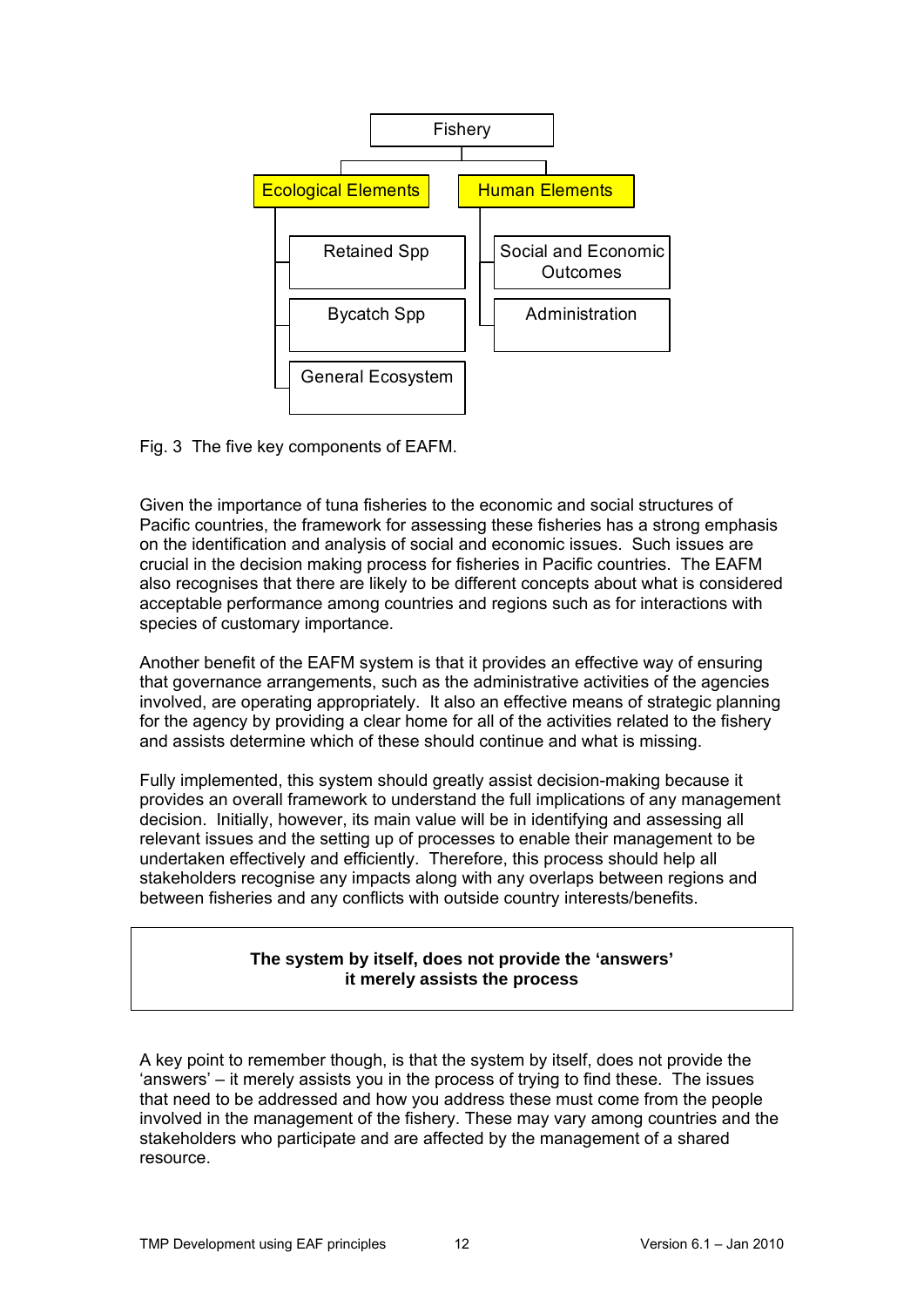Fishery

- Ecological Elements
  - Retained Spp
  - Bycatch Spp
  - General Ecosystem
- Human Elements
  - Social and Economic Outcomes
  - Administration

Fig. 3 The five key components of EAFM.

Given the importance of tuna fisheries to the economic and social structures of Pacific countries, the framework for assessing these fisheries has a strong emphasis on the identification and analysis of social and economic issues. Such issues are crucial in the decision making process for fisheries in Pacific countries. The EAFM also recognises that there are likely to be different concepts about what is considered acceptable performance among countries and regions such as for interactions with species of customary importance.

Another benefit of the EAFM system is that it provides an effective way of ensuring that governance arrangements, such as the administrative activities of the agencies involved, are operating appropriately. It also an effective means of strategic planning for the agency by providing a clear home for all of the activities related to the fishery and assists determine which of these should continue and what is missing.

Fully implemented, this system should greatly assist decision-making because it provides an overall framework to understand the full implications of any management decision. Initially, however, its main value will be in identifying and assessing all relevant issues and the setting up of processes to enable their management to be undertaken effectively and efficiently. Therefore, this process should help all stakeholders recognise any impacts along with any overlaps between regions and between fisheries and any conflicts with outside country interests/benefits.

**The system by itself, does not provide the 'answers' it merely assists the process**

A key point to remember though, is that the system by itself, does not provide the 'answers' – it merely assists you in the process of trying to find these. The issues that need to be addressed and how you address these must come from the people involved in the management of the fishery. These may vary among countries and the stakeholders who participate and are affected by the management of a shared resource.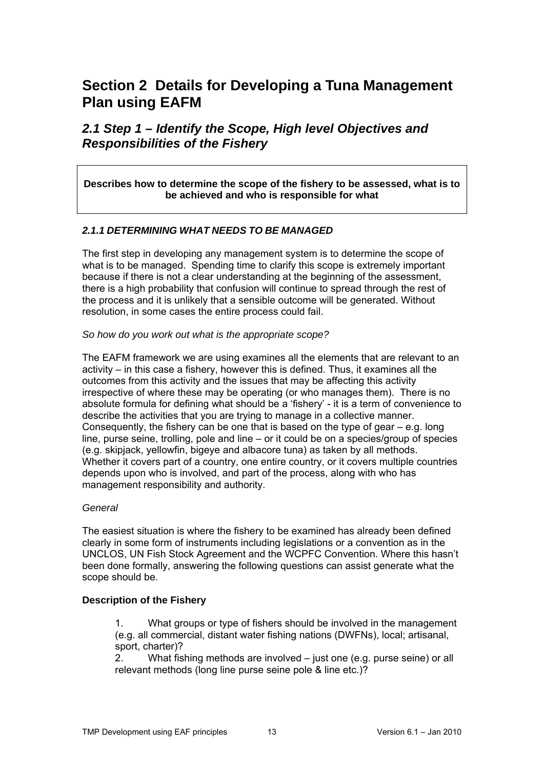# Section 2 Details for Developing a Tuna Management Plan using EAFM

## *2.1 Step 1 – Identify the Scope, High level Objectives and Responsibilities of the Fishery*

**Describes how to determine the scope of the fishery to be assessed, what is to be achieved and who is responsible for what**

### *2.1.1 DETERMINING WHAT NEEDS TO BE MANAGED*

The first step in developing any management system is to determine the scope of what is to be managed. Spending time to clarify this scope is extremely important because if there is not a clear understanding at the beginning of the assessment, there is a high probability that confusion will continue to spread through the rest of the process and it is unlikely that a sensible outcome will be generated. Without resolution, in some cases the entire process could fail.

*So how do you work out what is the appropriate scope?*

The EAFM framework we are using examines all the elements that are relevant to an activity – in this case a fishery, however this is defined. Thus, it examines all the outcomes from this activity and the issues that may be affecting this activity irrespective of where these may be operating (or who manages them). There is no absolute formula for defining what should be a 'fishery' - it is a term of convenience to describe the activities that you are trying to manage in a collective manner. Consequently, the fishery can be one that is based on the type of gear – e.g. long line, purse seine, trolling, pole and line – or it could be on a species/group of species (e.g. skipjack, yellowfin, bigeye and albacore tuna) as taken by all methods. Whether it covers part of a country, one entire country, or it covers multiple countries depends upon who is involved, and part of the process, along with who has management responsibility and authority.

*General*

The easiest situation is where the fishery to be examined has already been defined clearly in some form of instruments including legislations or a convention as in the UNCLOS, UN Fish Stock Agreement and the WCPFC Convention. Where this hasn't been done formally, answering the following questions can assist generate what the scope should be.

**Description of the Fishery**

1. What groups or type of fishers should be involved in the management (e.g. all commercial, distant water fishing nations (DWFNs), local; artisanal, sport, charter)?
2. What fishing methods are involved – just one (e.g. purse seine) or all relevant methods (long line purse seine pole & line etc.)?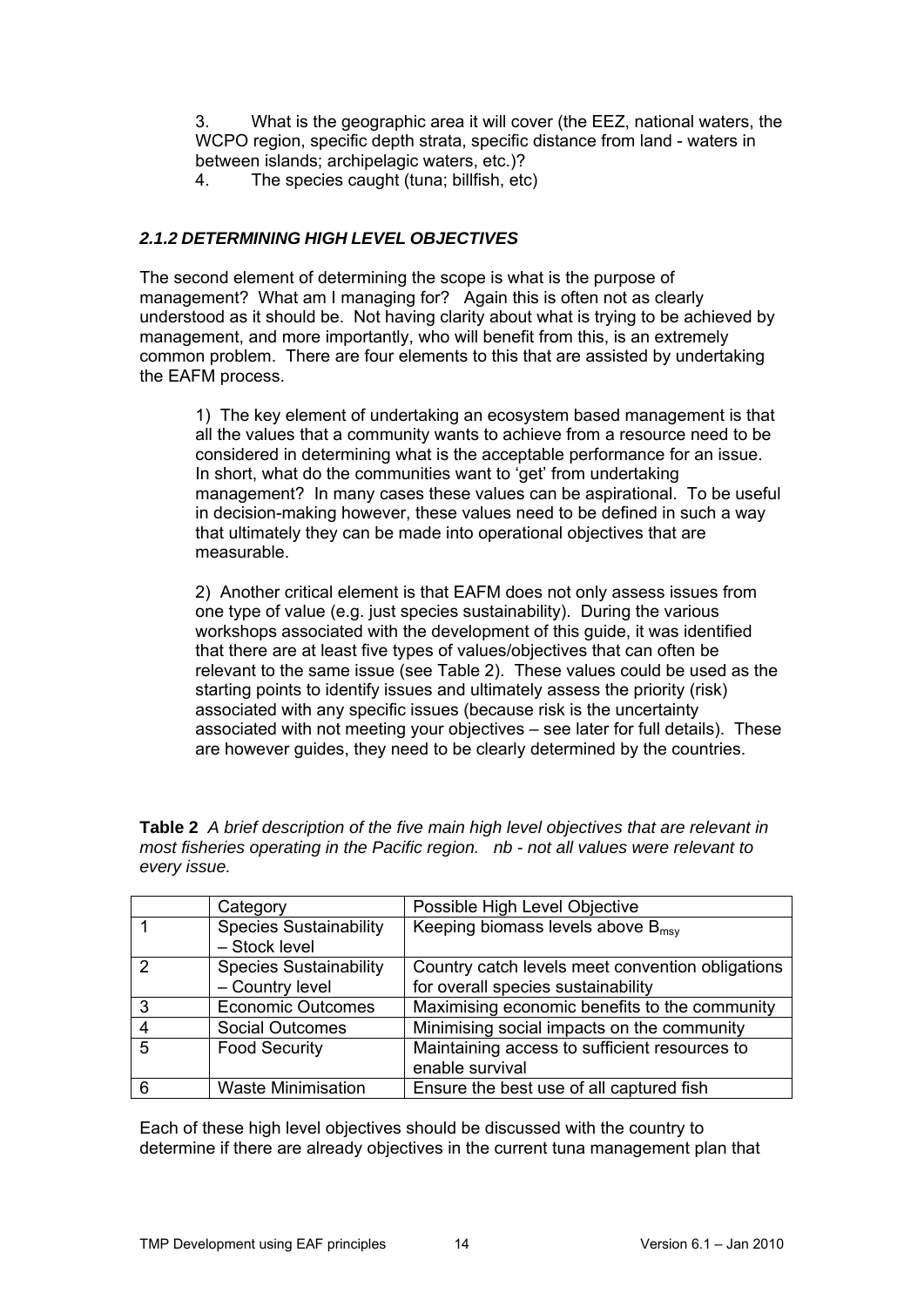3. What is the geographic area it will cover (the EEZ, national waters, the WCPO region, specific depth strata, specific distance from land - waters in between islands; archipelagic waters, etc.)?
4. The species caught (tuna; billfish, etc)

### *2.1.2 DETERMINING HIGH LEVEL OBJECTIVES*

The second element of determining the scope is what is the purpose of management? What am I managing for? Again this is often not as clearly understood as it should be. Not having clarity about what is trying to be achieved by management, and more importantly, who will benefit from this, is an extremely common problem. There are four elements to this that are assisted by undertaking the EAFM process.

1) The key element of undertaking an ecosystem based management is that all the values that a community wants to achieve from a resource need to be considered in determining what is the acceptable performance for an issue. In short, what do the communities want to 'get' from undertaking management? In many cases these values can be aspirational. To be useful in decision-making however, these values need to be defined in such a way that ultimately they can be made into operational objectives that are measurable.

2) Another critical element is that EAFM does not only assess issues from one type of value (e.g. just species sustainability). During the various workshops associated with the development of this guide, it was identified that there are at least five types of values/objectives that can often be relevant to the same issue (see Table 2). These values could be used as the starting points to identify issues and ultimately assess the priority (risk) associated with any specific issues (because risk is the uncertainty associated with not meeting your objectives – see later for full details). These are however guides, they need to be clearly determined by the countries.

**Table 2** *A brief description of the five main high level objectives that are relevant in most fisheries operating in the Pacific region. nb - not all values were relevant to every issue.*

| | Category | Possible High Level Objective |
|---|---|---|
| 1 | Species Sustainability – Stock level | Keeping biomass levels above $B_{msy}$ |
| 2 | Species Sustainability – Country level | Country catch levels meet convention obligations for overall species sustainability |
| 3 | Economic Outcomes | Maximising economic benefits to the community |
| 4 | Social Outcomes | Minimising social impacts on the community |
| 5 | Food Security | Maintaining access to sufficient resources to enable survival |
| 6 | Waste Minimisation | Ensure the best use of all captured fish |

Each of these high level objectives should be discussed with the country to determine if there are already objectives in the current tuna management plan that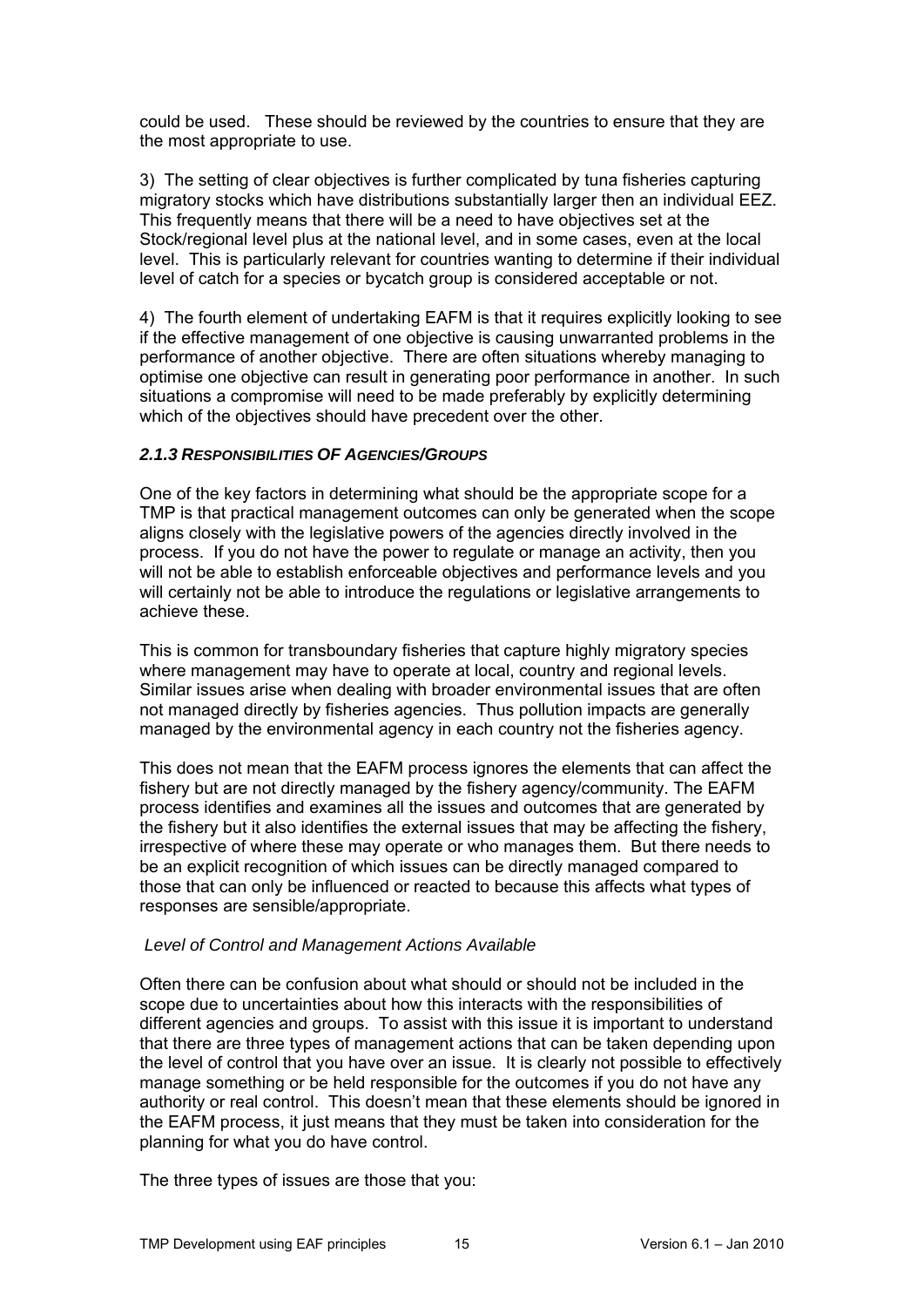could be used. These should be reviewed by the countries to ensure that they are the most appropriate to use.

3) The setting of clear objectives is further complicated by tuna fisheries capturing migratory stocks which have distributions substantially larger then an individual EEZ. This frequently means that there will be a need to have objectives set at the Stock/regional level plus at the national level, and in some cases, even at the local level. This is particularly relevant for countries wanting to determine if their individual level of catch for a species or bycatch group is considered acceptable or not.

4) The fourth element of undertaking EAFM is that it requires explicitly looking to see if the effective management of one objective is causing unwarranted problems in the performance of another objective. There are often situations whereby managing to optimise one objective can result in generating poor performance in another. In such situations a compromise will need to be made preferably by explicitly determining which of the objectives should have precedent over the other.

### *2.1.3 RESPONSIBILITIES OF AGENCIES/GROUPS*

One of the key factors in determining what should be the appropriate scope for a TMP is that practical management outcomes can only be generated when the scope aligns closely with the legislative powers of the agencies directly involved in the process. If you do not have the power to regulate or manage an activity, then you will not be able to establish enforceable objectives and performance levels and you will certainly not be able to introduce the regulations or legislative arrangements to achieve these.

This is common for transboundary fisheries that capture highly migratory species where management may have to operate at local, country and regional levels. Similar issues arise when dealing with broader environmental issues that are often not managed directly by fisheries agencies. Thus pollution impacts are generally managed by the environmental agency in each country not the fisheries agency.

This does not mean that the EAFM process ignores the elements that can affect the fishery but are not directly managed by the fishery agency/community. The EAFM process identifies and examines all the issues and outcomes that are generated by the fishery but it also identifies the external issues that may be affecting the fishery, irrespective of where these may operate or who manages them. But there needs to be an explicit recognition of which issues can be directly managed compared to those that can only be influenced or reacted to because this affects what types of responses are sensible/appropriate.

*Level of Control and Management Actions Available*

Often there can be confusion about what should or should not be included in the scope due to uncertainties about how this interacts with the responsibilities of different agencies and groups. To assist with this issue it is important to understand that there are three types of management actions that can be taken depending upon the level of control that you have over an issue. It is clearly not possible to effectively manage something or be held responsible for the outcomes if you do not have any authority or real control. This doesn't mean that these elements should be ignored in the EAFM process, it just means that they must be taken into consideration for the planning for what you do have control.

The three types of issues are those that you: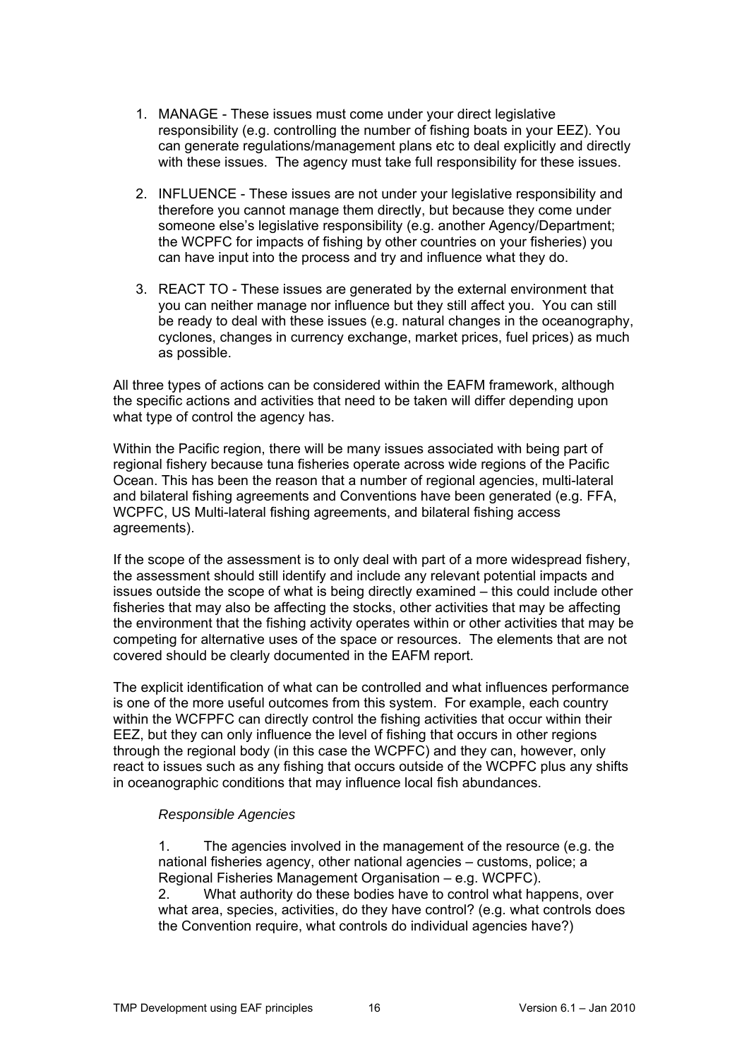1. MANAGE - These issues must come under your direct legislative responsibility (e.g. controlling the number of fishing boats in your EEZ). You can generate regulations/management plans etc to deal explicitly and directly with these issues. The agency must take full responsibility for these issues.

2. INFLUENCE - These issues are not under your legislative responsibility and therefore you cannot manage them directly, but because they come under someone else's legislative responsibility (e.g. another Agency/Department; the WCPFC for impacts of fishing by other countries on your fisheries) you can have input into the process and try and influence what they do.

3. REACT TO - These issues are generated by the external environment that you can neither manage nor influence but they still affect you. You can still be ready to deal with these issues (e.g. natural changes in the oceanography, cyclones, changes in currency exchange, market prices, fuel prices) as much as possible.

All three types of actions can be considered within the EAFM framework, although the specific actions and activities that need to be taken will differ depending upon what type of control the agency has.

Within the Pacific region, there will be many issues associated with being part of regional fishery because tuna fisheries operate across wide regions of the Pacific Ocean. This has been the reason that a number of regional agencies, multi-lateral and bilateral fishing agreements and Conventions have been generated (e.g. FFA, WCPFC, US Multi-lateral fishing agreements, and bilateral fishing access agreements).

If the scope of the assessment is to only deal with part of a more widespread fishery, the assessment should still identify and include any relevant potential impacts and issues outside the scope of what is being directly examined – this could include other fisheries that may also be affecting the stocks, other activities that may be affecting the environment that the fishing activity operates within or other activities that may be competing for alternative uses of the space or resources. The elements that are not covered should be clearly documented in the EAFM report.

The explicit identification of what can be controlled and what influences performance is one of the more useful outcomes from this system. For example, each country within the WCFPFC can directly control the fishing activities that occur within their EEZ, but they can only influence the level of fishing that occurs in other regions through the regional body (in this case the WCPFC) and they can, however, only react to issues such as any fishing that occurs outside of the WCPFC plus any shifts in oceanographic conditions that may influence local fish abundances.

*Responsible Agencies*

1. The agencies involved in the management of the resource (e.g. the national fisheries agency, other national agencies – customs, police; a Regional Fisheries Management Organisation – e.g. WCPFC).
2. What authority do these bodies have to control what happens, over what area, species, activities, do they have control? (e.g. what controls does the Convention require, what controls do individual agencies have?)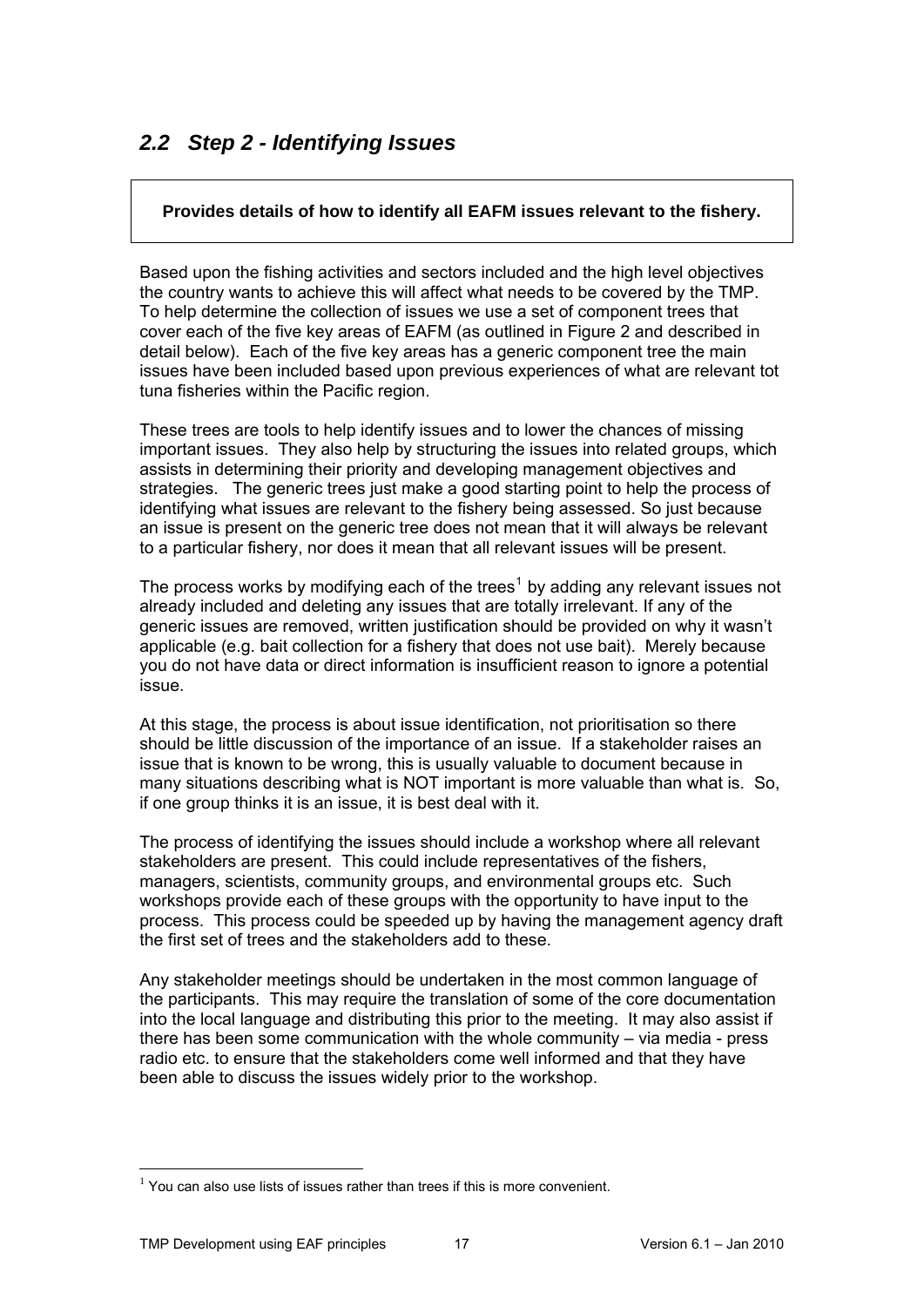## *2.2 Step 2 - Identifying Issues*

**Provides details of how to identify all EAFM issues relevant to the fishery.**

Based upon the fishing activities and sectors included and the high level objectives the country wants to achieve this will affect what needs to be covered by the TMP. To help determine the collection of issues we use a set of component trees that cover each of the five key areas of EAFM (as outlined in Figure 2 and described in detail below). Each of the five key areas has a generic component tree the main issues have been included based upon previous experiences of what are relevant tot tuna fisheries within the Pacific region.

These trees are tools to help identify issues and to lower the chances of missing important issues. They also help by structuring the issues into related groups, which assists in determining their priority and developing management objectives and strategies. The generic trees just make a good starting point to help the process of identifying what issues are relevant to the fishery being assessed. So just because an issue is present on the generic tree does not mean that it will always be relevant to a particular fishery, nor does it mean that all relevant issues will be present.

The process works by modifying each of the trees[1] by adding any relevant issues not already included and deleting any issues that are totally irrelevant. If any of the generic issues are removed, written justification should be provided on why it wasn't applicable (e.g. bait collection for a fishery that does not use bait). Merely because you do not have data or direct information is insufficient reason to ignore a potential issue.

At this stage, the process is about issue identification, not prioritisation so there should be little discussion of the importance of an issue. If a stakeholder raises an issue that is known to be wrong, this is usually valuable to document because in many situations describing what is NOT important is more valuable than what is. So, if one group thinks it is an issue, it is best deal with it.

The process of identifying the issues should include a workshop where all relevant stakeholders are present. This could include representatives of the fishers, managers, scientists, community groups, and environmental groups etc. Such workshops provide each of these groups with the opportunity to have input to the process. This process could be speeded up by having the management agency draft the first set of trees and the stakeholders add to these.

Any stakeholder meetings should be undertaken in the most common language of the participants. This may require the translation of some of the core documentation into the local language and distributing this prior to the meeting. It may also assist if there has been some communication with the whole community – via media - press radio etc. to ensure that the stakeholders come well informed and that they have been able to discuss the issues widely prior to the workshop.

[1] You can also use lists of issues rather than trees if this is more convenient.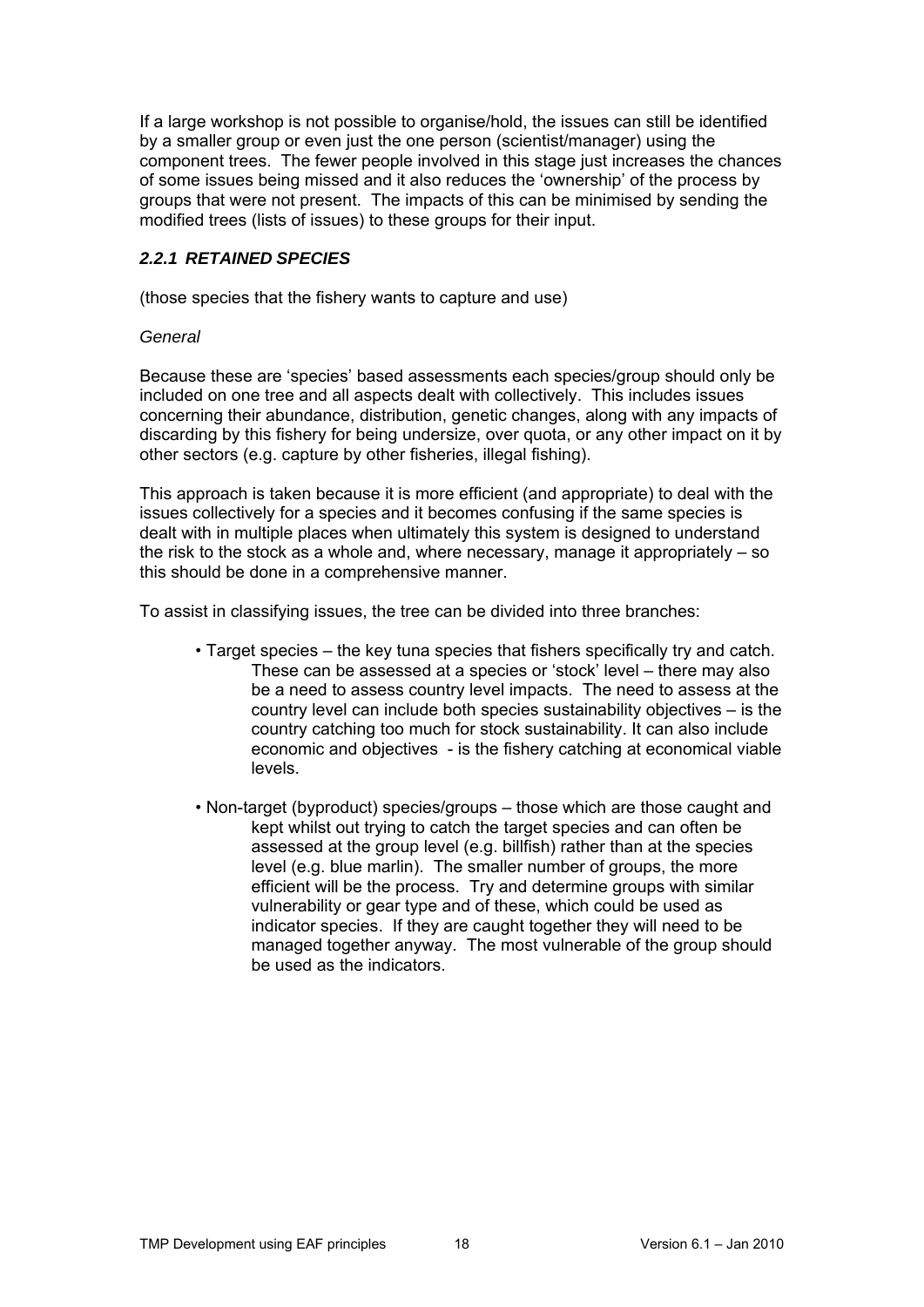If a large workshop is not possible to organise/hold, the issues can still be identified by a smaller group or even just the one person (scientist/manager) using the component trees. The fewer people involved in this stage just increases the chances of some issues being missed and it also reduces the 'ownership' of the process by groups that were not present. The impacts of this can be minimised by sending the modified trees (lists of issues) to these groups for their input.

### *2.2.1 RETAINED SPECIES*

(those species that the fishery wants to capture and use)

*General*

Because these are 'species' based assessments each species/group should only be included on one tree and all aspects dealt with collectively. This includes issues concerning their abundance, distribution, genetic changes, along with any impacts of discarding by this fishery for being undersize, over quota, or any other impact on it by other sectors (e.g. capture by other fisheries, illegal fishing).

This approach is taken because it is more efficient (and appropriate) to deal with the issues collectively for a species and it becomes confusing if the same species is dealt with in multiple places when ultimately this system is designed to understand the risk to the stock as a whole and, where necessary, manage it appropriately – so this should be done in a comprehensive manner.

To assist in classifying issues, the tree can be divided into three branches:

- Target species – the key tuna species that fishers specifically try and catch. These can be assessed at a species or 'stock' level – there may also be a need to assess country level impacts. The need to assess at the country level can include both species sustainability objectives – is the country catching too much for stock sustainability. It can also include economic and objectives - is the fishery catching at economical viable levels.

- Non-target (byproduct) species/groups – those which are those caught and kept whilst out trying to catch the target species and can often be assessed at the group level (e.g. billfish) rather than at the species level (e.g. blue marlin). The smaller number of groups, the more efficient will be the process. Try and determine groups with similar vulnerability or gear type and of these, which could be used as indicator species. If they are caught together they will need to be managed together anyway. The most vulnerable of the group should be used as the indicators.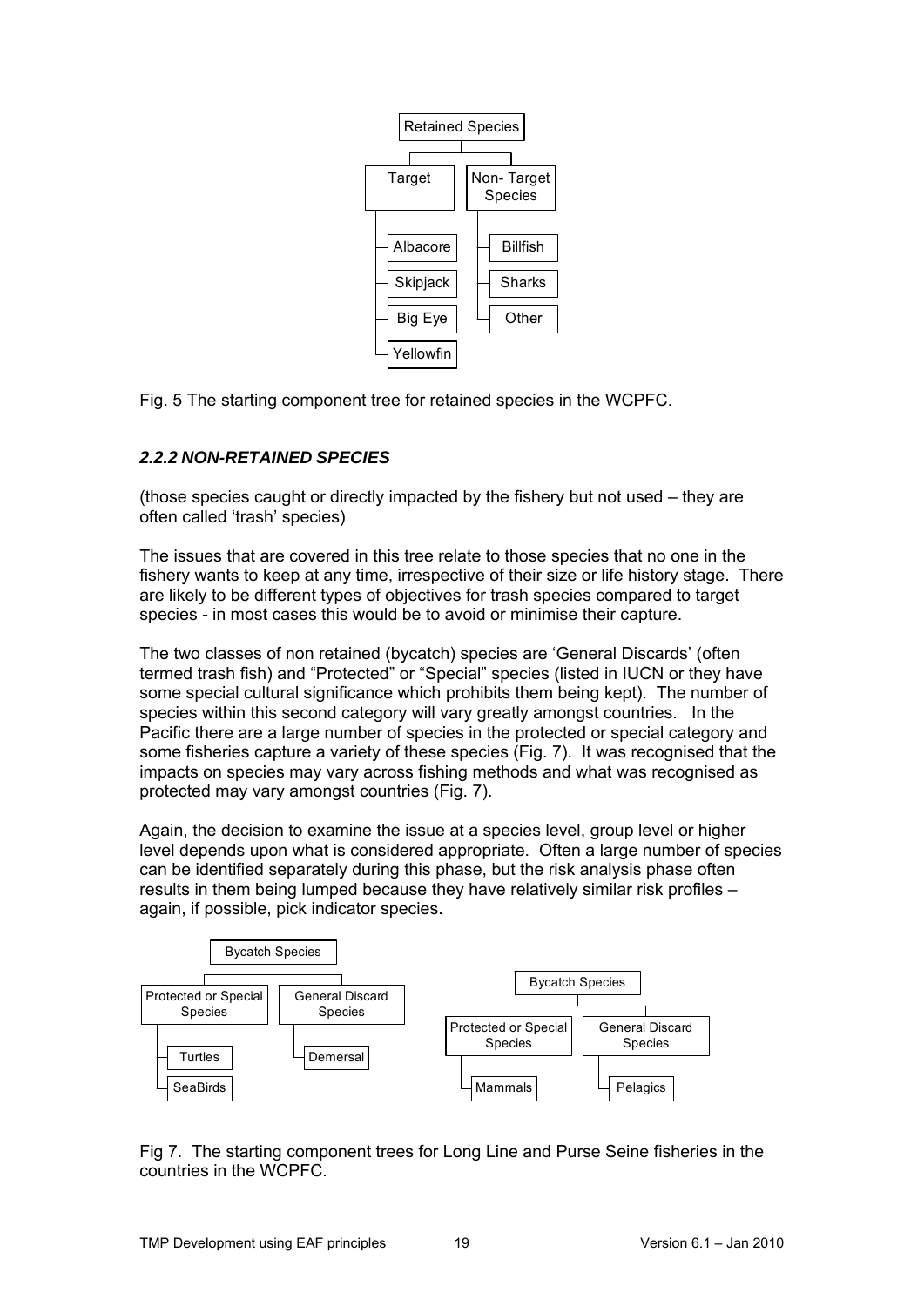Retained Species

- Target
  - Albacore
  - Skipjack
  - Big Eye
  - Yellowfin
- Non- Target Species
  - Billfish
  - Sharks
  - Other

Fig. 5 The starting component tree for retained species in the WCPFC.

### *2.2.2 NON-RETAINED SPECIES*

(those species caught or directly impacted by the fishery but not used – they are often called 'trash' species)

The issues that are covered in this tree relate to those species that no one in the fishery wants to keep at any time, irrespective of their size or life history stage. There are likely to be different types of objectives for trash species compared to target species - in most cases this would be to avoid or minimise their capture.

The two classes of non retained (bycatch) species are 'General Discards' (often termed trash fish) and "Protected" or "Special" species (listed in IUCN or they have some special cultural significance which prohibits them being kept). The number of species within this second category will vary greatly amongst countries. In the Pacific there are a large number of species in the protected or special category and some fisheries capture a variety of these species (Fig. 7). It was recognised that the impacts on species may vary across fishing methods and what was recognised as protected may vary amongst countries (Fig. 7).

Again, the decision to examine the issue at a species level, group level or higher level depends upon what is considered appropriate. Often a large number of species can be identified separately during this phase, but the risk analysis phase often results in them being lumped because they have relatively similar risk profiles – again, if possible, pick indicator species.

Bycatch Species

- Protected or Special Species
  - Turtles
  - SeaBirds
- General Discard Species
  - Demersal

Bycatch Species

- Protected or Special Species
  - Mammals
- General Discard Species
  - Pelagics

Fig 7. The starting component trees for Long Line and Purse Seine fisheries in the countries in the WCPFC.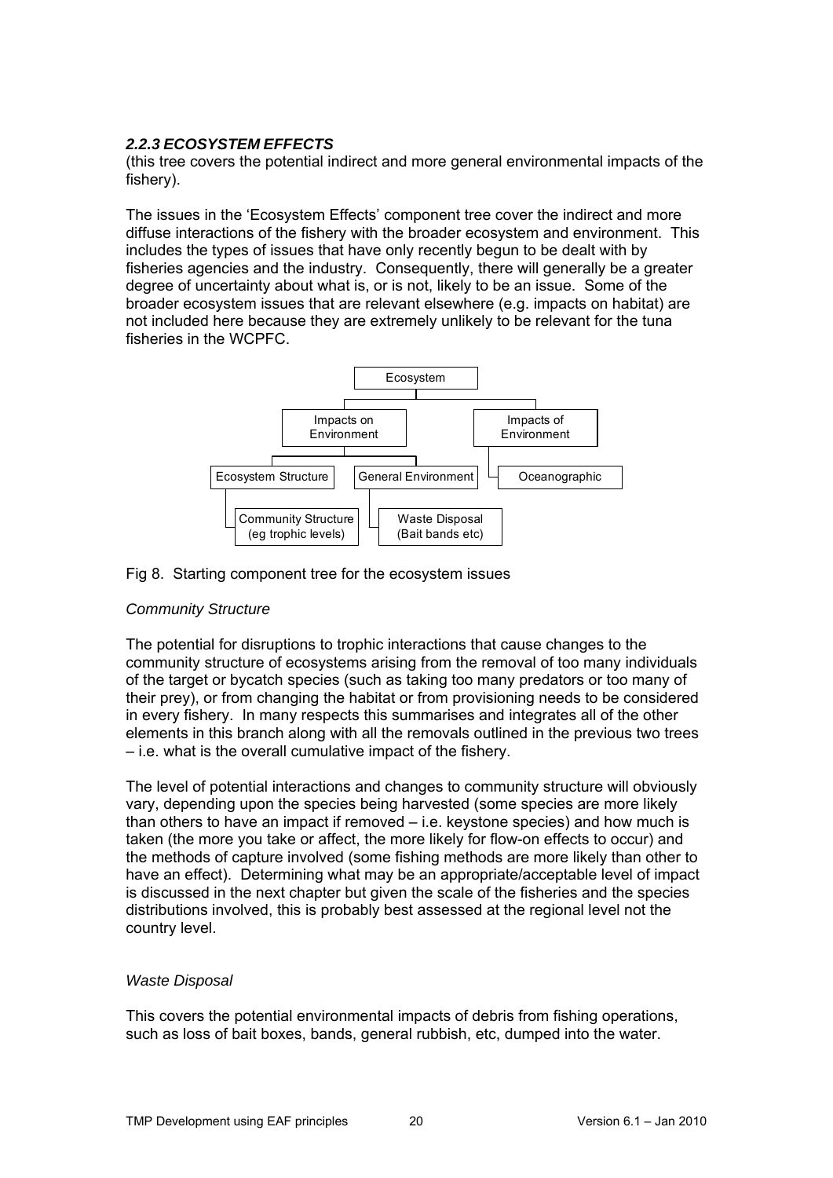### *2.2.3 ECOSYSTEM EFFECTS*

(this tree covers the potential indirect and more general environmental impacts of the fishery).

The issues in the 'Ecosystem Effects' component tree cover the indirect and more diffuse interactions of the fishery with the broader ecosystem and environment. This includes the types of issues that have only recently begun to be dealt with by fisheries agencies and the industry. Consequently, there will generally be a greater degree of uncertainty about what is, or is not, likely to be an issue. Some of the broader ecosystem issues that are relevant elsewhere (e.g. impacts on habitat) are not included here because they are extremely unlikely to be relevant for the tuna fisheries in the WCPFC.

- Ecosystem
  - Impacts on Environment
    - Ecosystem Structure
      - Community Structure (eg trophic levels)
    - General Environment
      - Waste Disposal (Bait bands etc)
  - Impacts of Environment
    - Oceanographic

Fig 8. Starting component tree for the ecosystem issues

*Community Structure*

The potential for disruptions to trophic interactions that cause changes to the community structure of ecosystems arising from the removal of too many individuals of the target or bycatch species (such as taking too many predators or too many of their prey), or from changing the habitat or from provisioning needs to be considered in every fishery. In many respects this summarises and integrates all of the other elements in this branch along with all the removals outlined in the previous two trees – i.e. what is the overall cumulative impact of the fishery.

The level of potential interactions and changes to community structure will obviously vary, depending upon the species being harvested (some species are more likely than others to have an impact if removed – i.e. keystone species) and how much is taken (the more you take or affect, the more likely for flow-on effects to occur) and the methods of capture involved (some fishing methods are more likely than other to have an effect). Determining what may be an appropriate/acceptable level of impact is discussed in the next chapter but given the scale of the fisheries and the species distributions involved, this is probably best assessed at the regional level not the country level.

*Waste Disposal*

This covers the potential environmental impacts of debris from fishing operations, such as loss of bait boxes, bands, general rubbish, etc, dumped into the water.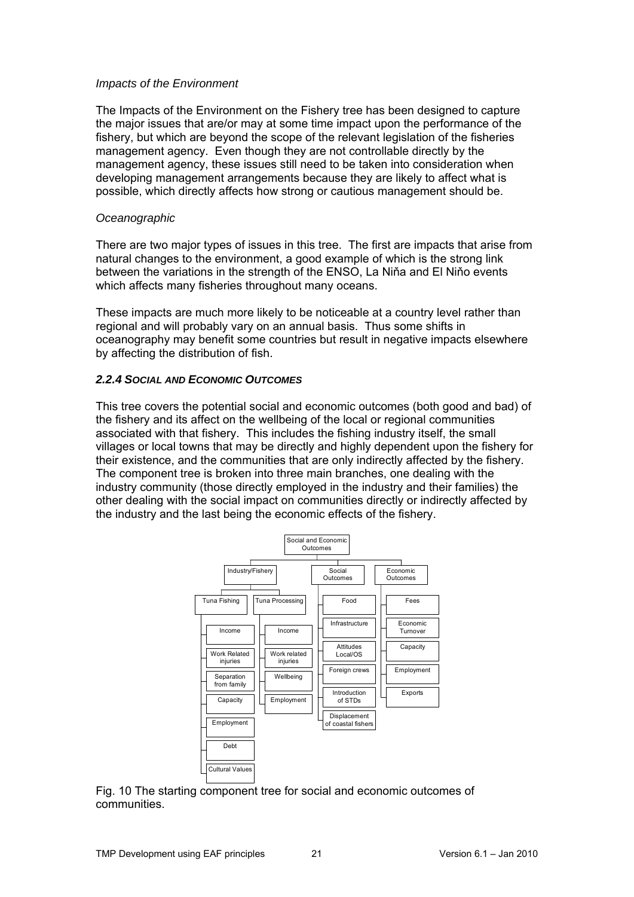*Impacts of the Environment*

The Impacts of the Environment on the Fishery tree has been designed to capture the major issues that are/or may at some time impact upon the performance of the fishery, but which are beyond the scope of the relevant legislation of the fisheries management agency. Even though they are not controllable directly by the management agency, these issues still need to be taken into consideration when developing management arrangements because they are likely to affect what is possible, which directly affects how strong or cautious management should be.

*Oceanographic*

There are two major types of issues in this tree. The first are impacts that arise from natural changes to the environment, a good example of which is the strong link between the variations in the strength of the ENSO, La Niňa and El Niňo events which affects many fisheries throughout many oceans.

These impacts are much more likely to be noticeable at a country level rather than regional and will probably vary on an annual basis. Thus some shifts in oceanography may benefit some countries but result in negative impacts elsewhere by affecting the distribution of fish.

### *2.2.4 SOCIAL AND ECONOMIC OUTCOMES*

This tree covers the potential social and economic outcomes (both good and bad) of the fishery and its affect on the wellbeing of the local or regional communities associated with that fishery. This includes the fishing industry itself, the small villages or local towns that may be directly and highly dependent upon the fishery for their existence, and the communities that are only indirectly affected by the fishery. The component tree is broken into three main branches, one dealing with the industry community (those directly employed in the industry and their families) the other dealing with the social impact on communities directly or indirectly affected by the industry and the last being the economic effects of the fishery.

- Social and Economic Outcomes
  - Industry/Fishery
    - Tuna Fishing
      - Income
      - Work Related injuries
      - Separation from family
      - Capacity
      - Employment
      - Debt
      - Cultural Values
    - Tuna Processing
      - Income
      - Work related injuries
      - Wellbeing
      - Employment
  - Social Outcomes
    - Food
    - Infrastructure
    - Attitudes Local/OS
    - Foreign crews
    - Introduction of STDs
    - Displacement of coastal fishers
  - Economic Outcomes
    - Fees
    - Economic Turnover
    - Capacity
    - Employment
    - Exports

Fig. 10 The starting component tree for social and economic outcomes of communities.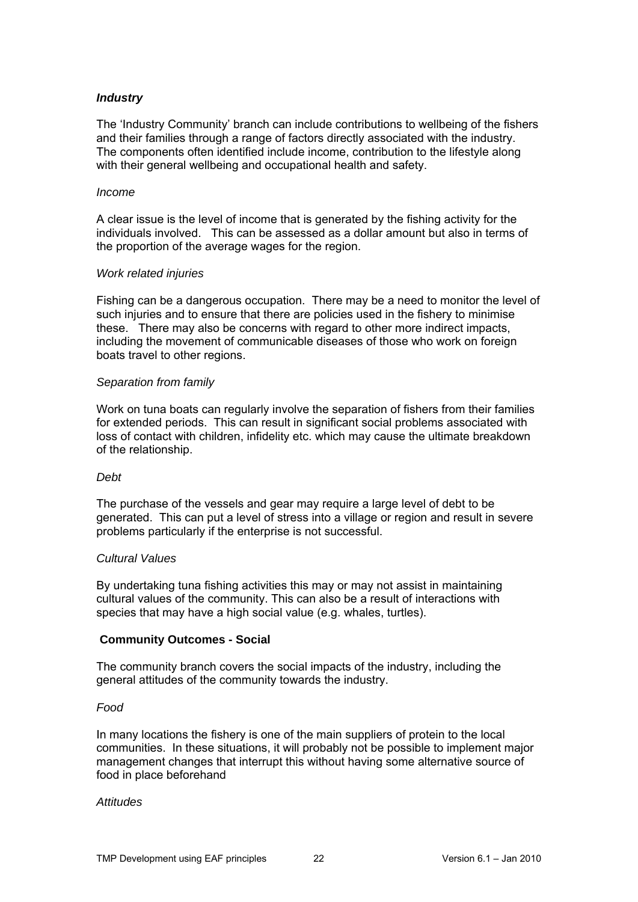### *Industry*

The 'Industry Community' branch can include contributions to wellbeing of the fishers and their families through a range of factors directly associated with the industry. The components often identified include income, contribution to the lifestyle along with their general wellbeing and occupational health and safety.

*Income*

A clear issue is the level of income that is generated by the fishing activity for the individuals involved. This can be assessed as a dollar amount but also in terms of the proportion of the average wages for the region.

*Work related injuries*

Fishing can be a dangerous occupation. There may be a need to monitor the level of such injuries and to ensure that there are policies used in the fishery to minimise these. There may also be concerns with regard to other more indirect impacts, including the movement of communicable diseases of those who work on foreign boats travel to other regions.

*Separation from family*

Work on tuna boats can regularly involve the separation of fishers from their families for extended periods. This can result in significant social problems associated with loss of contact with children, infidelity etc. which may cause the ultimate breakdown of the relationship.

*Debt*

The purchase of the vessels and gear may require a large level of debt to be generated. This can put a level of stress into a village or region and result in severe problems particularly if the enterprise is not successful.

*Cultural Values*

By undertaking tuna fishing activities this may or may not assist in maintaining cultural values of the community. This can also be a result of interactions with species that may have a high social value (e.g. whales, turtles).

### Community Outcomes - Social

The community branch covers the social impacts of the industry, including the general attitudes of the community towards the industry.

*Food*

In many locations the fishery is one of the main suppliers of protein to the local communities. In these situations, it will probably not be possible to implement major management changes that interrupt this without having some alternative source of food in place beforehand

*Attitudes*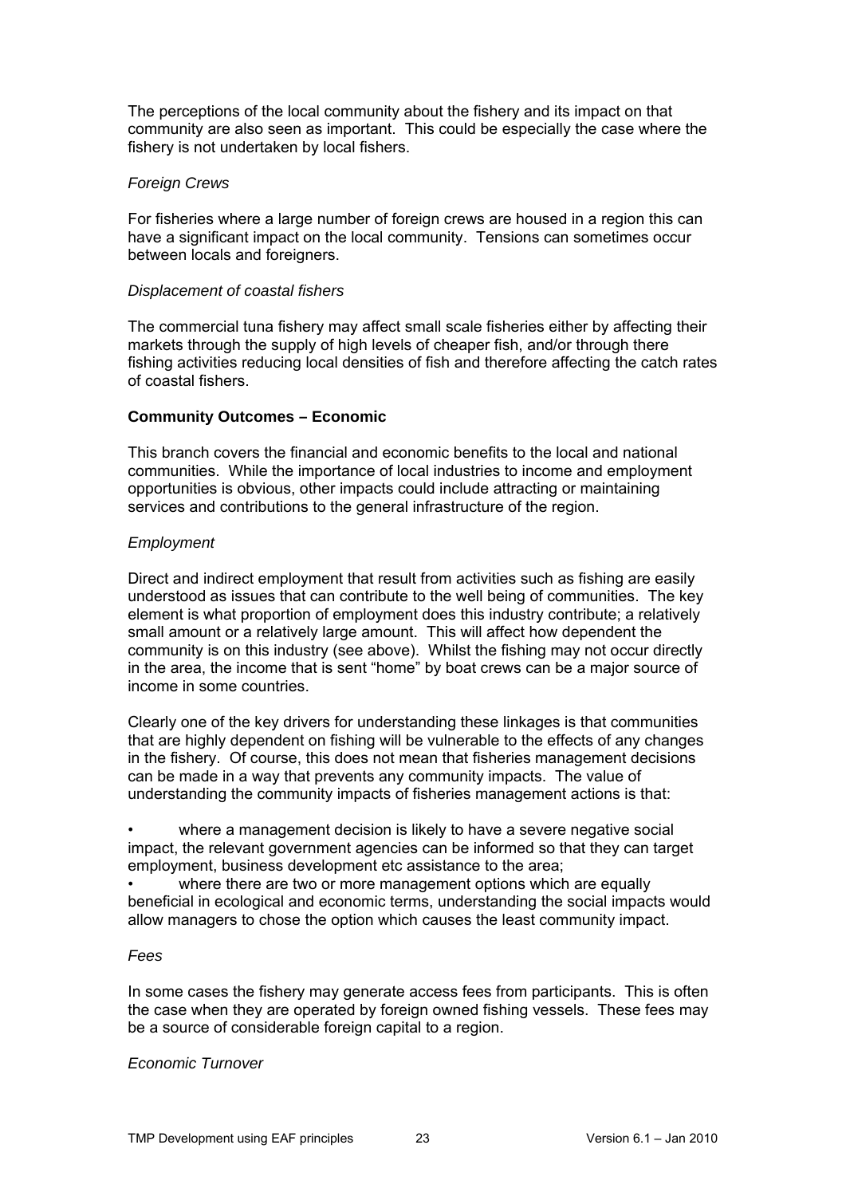The perceptions of the local community about the fishery and its impact on that community are also seen as important. This could be especially the case where the fishery is not undertaken by local fishers.

*Foreign Crews*

For fisheries where a large number of foreign crews are housed in a region this can have a significant impact on the local community. Tensions can sometimes occur between locals and foreigners.

*Displacement of coastal fishers*

The commercial tuna fishery may affect small scale fisheries either by affecting their markets through the supply of high levels of cheaper fish, and/or through there fishing activities reducing local densities of fish and therefore affecting the catch rates of coastal fishers.

**Community Outcomes – Economic**

This branch covers the financial and economic benefits to the local and national communities. While the importance of local industries to income and employment opportunities is obvious, other impacts could include attracting or maintaining services and contributions to the general infrastructure of the region.

*Employment*

Direct and indirect employment that result from activities such as fishing are easily understood as issues that can contribute to the well being of communities. The key element is what proportion of employment does this industry contribute; a relatively small amount or a relatively large amount. This will affect how dependent the community is on this industry (see above). Whilst the fishing may not occur directly in the area, the income that is sent "home" by boat crews can be a major source of income in some countries.

Clearly one of the key drivers for understanding these linkages is that communities that are highly dependent on fishing will be vulnerable to the effects of any changes in the fishery. Of course, this does not mean that fisheries management decisions can be made in a way that prevents any community impacts. The value of understanding the community impacts of fisheries management actions is that:

- where a management decision is likely to have a severe negative social impact, the relevant government agencies can be informed so that they can target employment, business development etc assistance to the area;
- where there are two or more management options which are equally beneficial in ecological and economic terms, understanding the social impacts would allow managers to chose the option which causes the least community impact.

*Fees*

In some cases the fishery may generate access fees from participants. This is often the case when they are operated by foreign owned fishing vessels. These fees may be a source of considerable foreign capital to a region.

*Economic Turnover*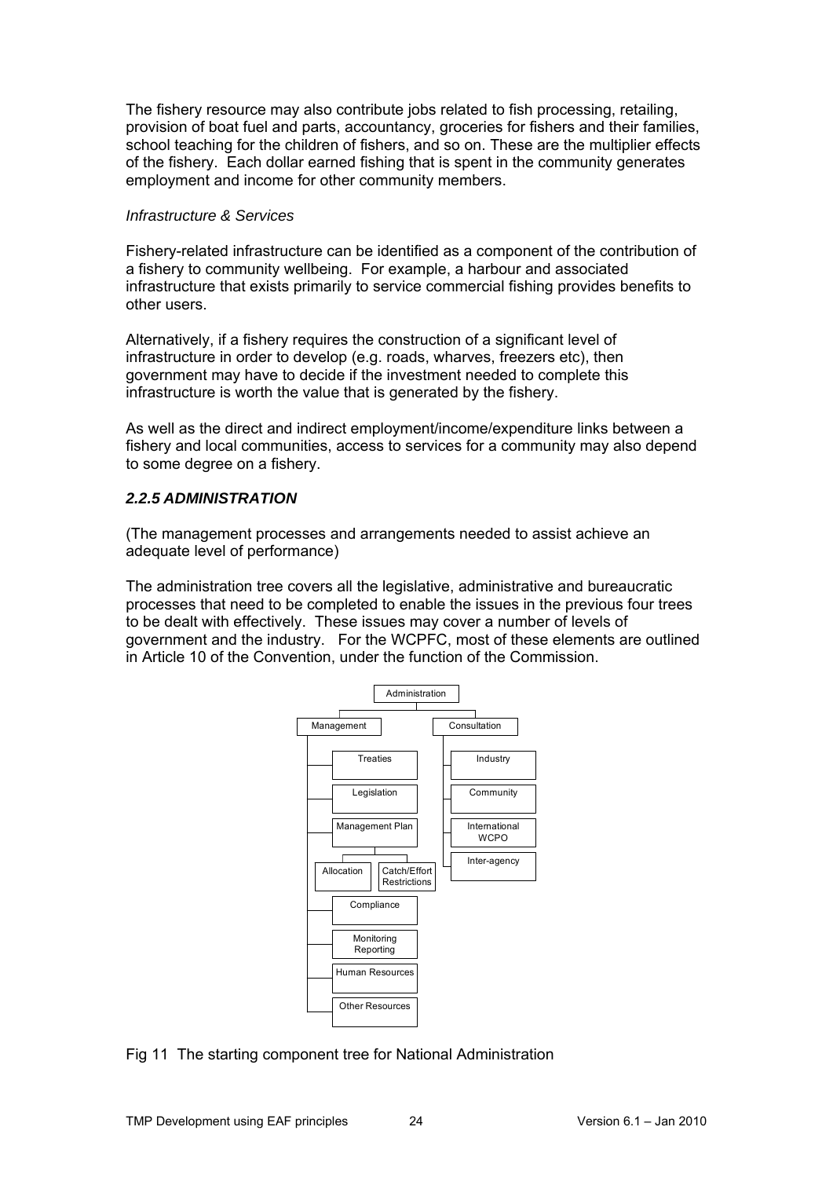The fishery resource may also contribute jobs related to fish processing, retailing, provision of boat fuel and parts, accountancy, groceries for fishers and their families, school teaching for the children of fishers, and so on. These are the multiplier effects of the fishery. Each dollar earned fishing that is spent in the community generates employment and income for other community members.

*Infrastructure & Services*

Fishery-related infrastructure can be identified as a component of the contribution of a fishery to community wellbeing. For example, a harbour and associated infrastructure that exists primarily to service commercial fishing provides benefits to other users.

Alternatively, if a fishery requires the construction of a significant level of infrastructure in order to develop (e.g. roads, wharves, freezers etc), then government may have to decide if the investment needed to complete this infrastructure is worth the value that is generated by the fishery.

As well as the direct and indirect employment/income/expenditure links between a fishery and local communities, access to services for a community may also depend to some degree on a fishery.

### *2.2.5 ADMINISTRATION*

(The management processes and arrangements needed to assist achieve an adequate level of performance)

The administration tree covers all the legislative, administrative and bureaucratic processes that need to be completed to enable the issues in the previous four trees to be dealt with effectively. These issues may cover a number of levels of government and the industry. For the WCPFC, most of these elements are outlined in Article 10 of the Convention, under the function of the Commission.

- Administration
  - Management
    - Treaties
    - Legislation
    - Management Plan
      - Allocation
      - Catch/Effort Restrictions
    - Compliance
    - Monitoring Reporting
    - Human Resources
    - Other Resources
  - Consultation
    - Industry
    - Community
    - International WCPO
    - Inter-agency

Fig 11 The starting component tree for National Administration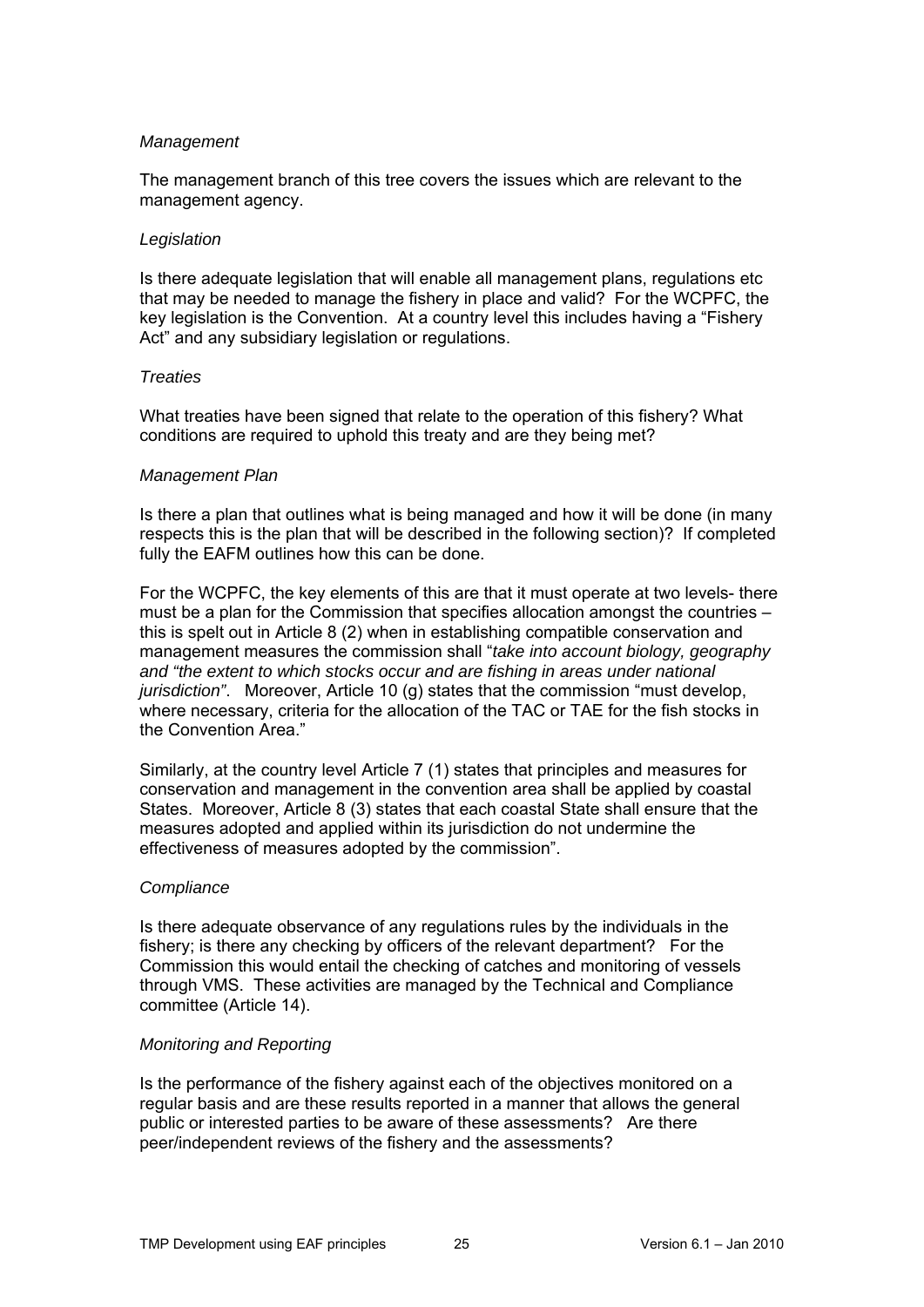*Management*

The management branch of this tree covers the issues which are relevant to the management agency.

*Legislation*

Is there adequate legislation that will enable all management plans, regulations etc that may be needed to manage the fishery in place and valid? For the WCPFC, the key legislation is the Convention. At a country level this includes having a "Fishery Act" and any subsidiary legislation or regulations.

*Treaties*

What treaties have been signed that relate to the operation of this fishery? What conditions are required to uphold this treaty and are they being met?

*Management Plan*

Is there a plan that outlines what is being managed and how it will be done (in many respects this is the plan that will be described in the following section)? If completed fully the EAFM outlines how this can be done.

For the WCPFC, the key elements of this are that it must operate at two levels- there must be a plan for the Commission that specifies allocation amongst the countries – this is spelt out in Article 8 (2) when in establishing compatible conservation and management measures the commission shall "*take into account biology, geography and "the extent to which stocks occur and are fishing in areas under national jurisdiction"*. Moreover, Article 10 (g) states that the commission "must develop, where necessary, criteria for the allocation of the TAC or TAE for the fish stocks in the Convention Area."

Similarly, at the country level Article 7 (1) states that principles and measures for conservation and management in the convention area shall be applied by coastal States. Moreover, Article 8 (3) states that each coastal State shall ensure that the measures adopted and applied within its jurisdiction do not undermine the effectiveness of measures adopted by the commission".

*Compliance*

Is there adequate observance of any regulations rules by the individuals in the fishery; is there any checking by officers of the relevant department? For the Commission this would entail the checking of catches and monitoring of vessels through VMS. These activities are managed by the Technical and Compliance committee (Article 14).

*Monitoring and Reporting*

Is the performance of the fishery against each of the objectives monitored on a regular basis and are these results reported in a manner that allows the general public or interested parties to be aware of these assessments? Are there peer/independent reviews of the fishery and the assessments?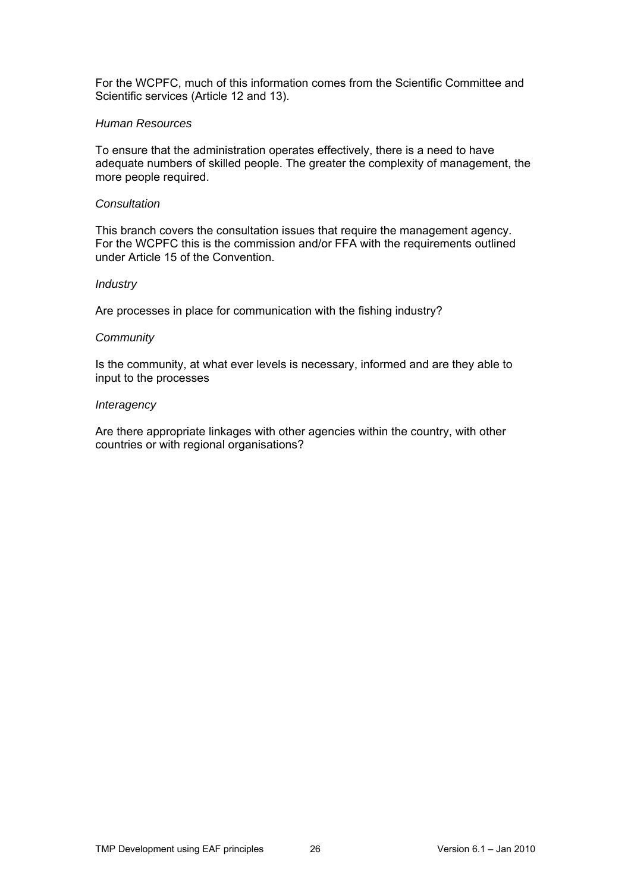For the WCPFC, much of this information comes from the Scientific Committee and Scientific services (Article 12 and 13).

*Human Resources*

To ensure that the administration operates effectively, there is a need to have adequate numbers of skilled people. The greater the complexity of management, the more people required.

*Consultation*

This branch covers the consultation issues that require the management agency. For the WCPFC this is the commission and/or FFA with the requirements outlined under Article 15 of the Convention.

*Industry*

Are processes in place for communication with the fishing industry?

*Community*

Is the community, at what ever levels is necessary, informed and are they able to input to the processes

*Interagency*

Are there appropriate linkages with other agencies within the country, with other countries or with regional organisations?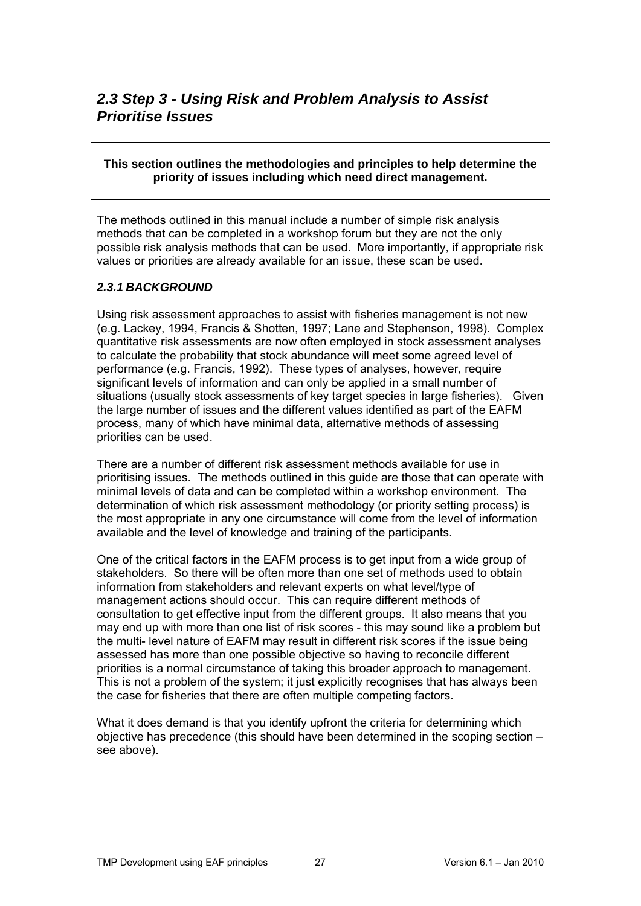## *2.3 Step 3 - Using Risk and Problem Analysis to Assist Prioritise Issues*

**This section outlines the methodologies and principles to help determine the priority of issues including which need direct management.**

The methods outlined in this manual include a number of simple risk analysis methods that can be completed in a workshop forum but they are not the only possible risk analysis methods that can be used. More importantly, if appropriate risk values or priorities are already available for an issue, these scan be used.

### *2.3.1 BACKGROUND*

Using risk assessment approaches to assist with fisheries management is not new (e.g. Lackey, 1994, Francis & Shotten, 1997; Lane and Stephenson, 1998). Complex quantitative risk assessments are now often employed in stock assessment analyses to calculate the probability that stock abundance will meet some agreed level of performance (e.g. Francis, 1992). These types of analyses, however, require significant levels of information and can only be applied in a small number of situations (usually stock assessments of key target species in large fisheries). Given the large number of issues and the different values identified as part of the EAFM process, many of which have minimal data, alternative methods of assessing priorities can be used.

There are a number of different risk assessment methods available for use in prioritising issues. The methods outlined in this guide are those that can operate with minimal levels of data and can be completed within a workshop environment. The determination of which risk assessment methodology (or priority setting process) is the most appropriate in any one circumstance will come from the level of information available and the level of knowledge and training of the participants.

One of the critical factors in the EAFM process is to get input from a wide group of stakeholders. So there will be often more than one set of methods used to obtain information from stakeholders and relevant experts on what level/type of management actions should occur. This can require different methods of consultation to get effective input from the different groups. It also means that you may end up with more than one list of risk scores - this may sound like a problem but the multi- level nature of EAFM may result in different risk scores if the issue being assessed has more than one possible objective so having to reconcile different priorities is a normal circumstance of taking this broader approach to management. This is not a problem of the system; it just explicitly recognises that has always been the case for fisheries that there are often multiple competing factors.

What it does demand is that you identify upfront the criteria for determining which objective has precedence (this should have been determined in the scoping section – see above).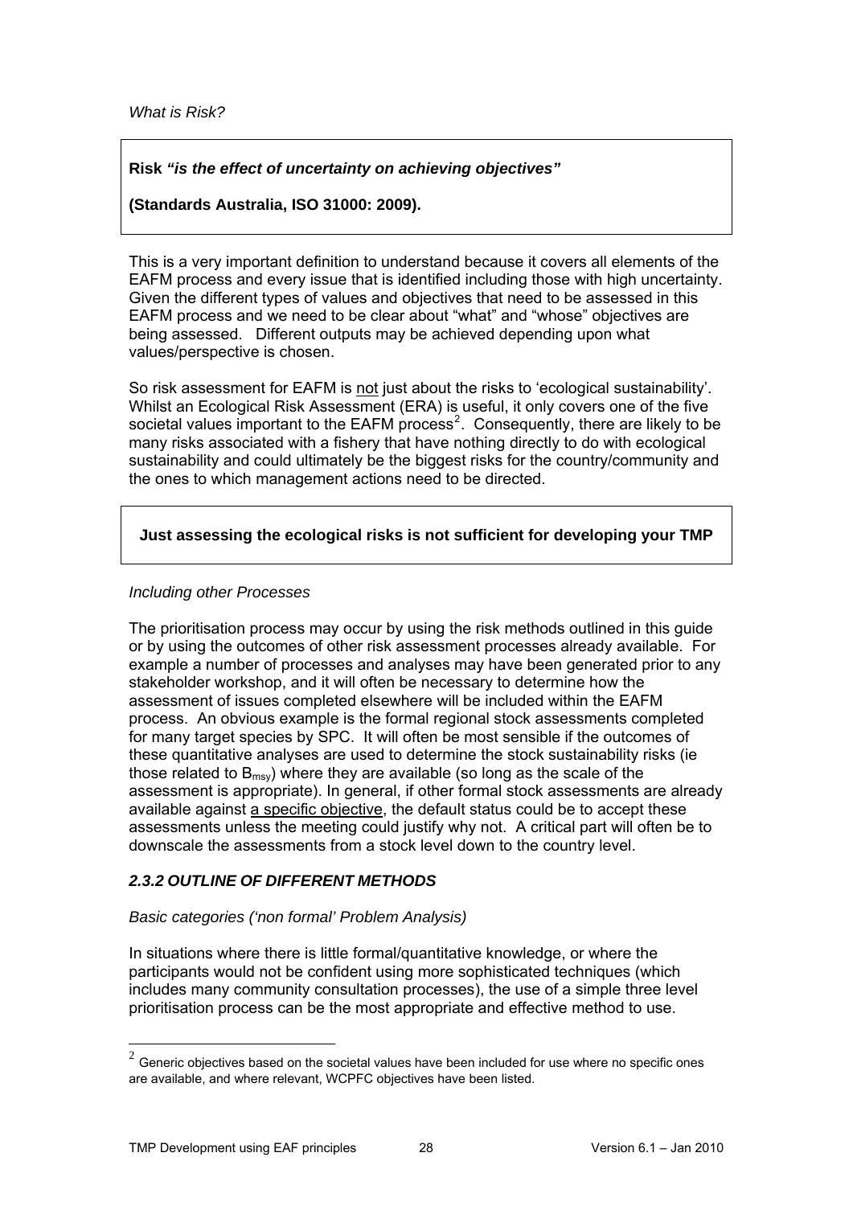*What is Risk?*

**Risk *"is the effect of uncertainty on achieving objectives"***

**(Standards Australia, ISO 31000: 2009).**

This is a very important definition to understand because it covers all elements of the EAFM process and every issue that is identified including those with high uncertainty. Given the different types of values and objectives that need to be assessed in this EAFM process and we need to be clear about "what" and "whose" objectives are being assessed. Different outputs may be achieved depending upon what values/perspective is chosen.

So risk assessment for EAFM is <u>not</u> just about the risks to 'ecological sustainability'. Whilst an Ecological Risk Assessment (ERA) is useful, it only covers one of the five societal values important to the EAFM process[2]. Consequently, there are likely to be many risks associated with a fishery that have nothing directly to do with ecological sustainability and could ultimately be the biggest risks for the country/community and the ones to which management actions need to be directed.

**Just assessing the ecological risks is not sufficient for developing your TMP**

*Including other Processes*

The prioritisation process may occur by using the risk methods outlined in this guide or by using the outcomes of other risk assessment processes already available. For example a number of processes and analyses may have been generated prior to any stakeholder workshop, and it will often be necessary to determine how the assessment of issues completed elsewhere will be included within the EAFM process. An obvious example is the formal regional stock assessments completed for many target species by SPC. It will often be most sensible if the outcomes of these quantitative analyses are used to determine the stock sustainability risks (ie those related to $B_{msy}$) where they are available (so long as the scale of the assessment is appropriate). In general, if other formal stock assessments are already available against <u>a specific objective</u>, the default status could be to accept these assessments unless the meeting could justify why not. A critical part will often be to downscale the assessments from a stock level down to the country level.

### *2.3.2 OUTLINE OF DIFFERENT METHODS*

*Basic categories ('non formal' Problem Analysis)*

In situations where there is little formal/quantitative knowledge, or where the participants would not be confident using more sophisticated techniques (which includes many community consultation processes), the use of a simple three level prioritisation process can be the most appropriate and effective method to use.

---

[2] Generic objectives based on the societal values have been included for use where no specific ones are available, and where relevant, WCPFC objectives have been listed.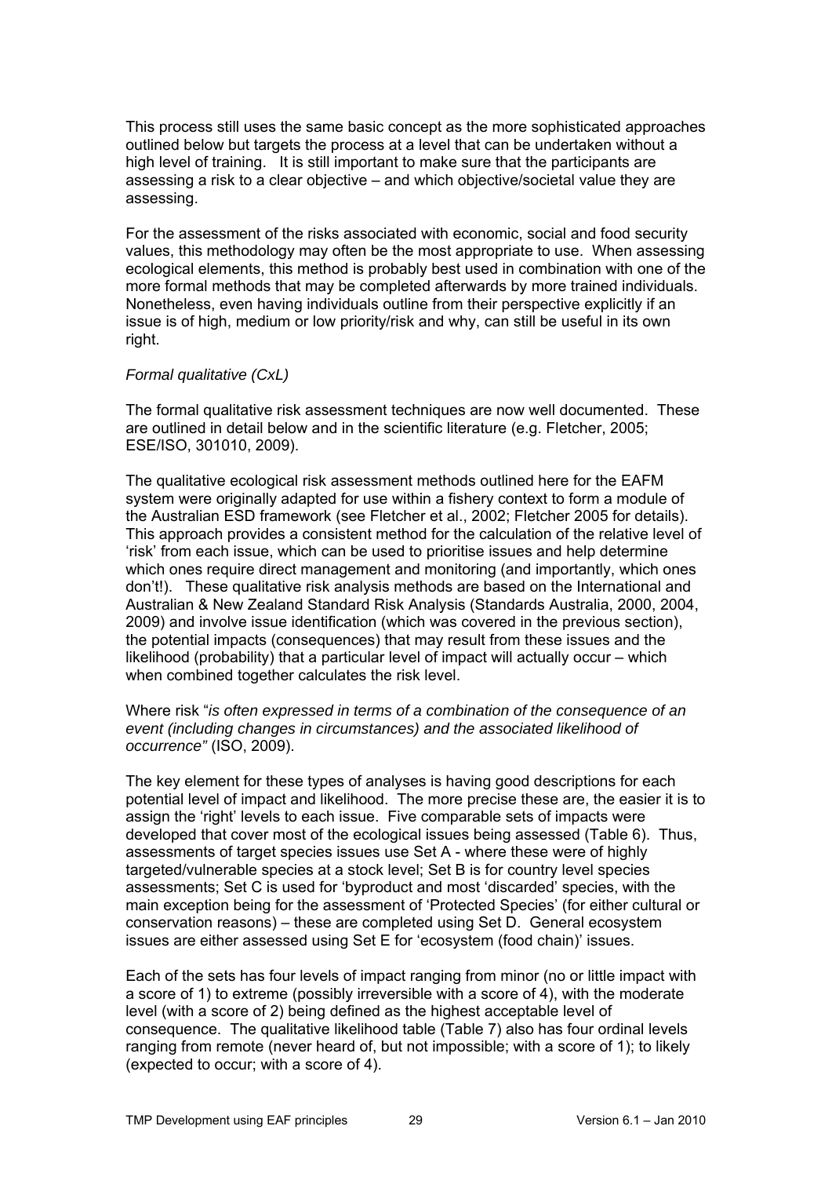This process still uses the same basic concept as the more sophisticated approaches outlined below but targets the process at a level that can be undertaken without a high level of training. It is still important to make sure that the participants are assessing a risk to a clear objective – and which objective/societal value they are assessing.

For the assessment of the risks associated with economic, social and food security values, this methodology may often be the most appropriate to use. When assessing ecological elements, this method is probably best used in combination with one of the more formal methods that may be completed afterwards by more trained individuals. Nonetheless, even having individuals outline from their perspective explicitly if an issue is of high, medium or low priority/risk and why, can still be useful in its own right.

*Formal qualitative (CxL)*

The formal qualitative risk assessment techniques are now well documented. These are outlined in detail below and in the scientific literature (e.g. Fletcher, 2005; ESE/ISO, 301010, 2009).

The qualitative ecological risk assessment methods outlined here for the EAFM system were originally adapted for use within a fishery context to form a module of the Australian ESD framework (see Fletcher et al., 2002; Fletcher 2005 for details). This approach provides a consistent method for the calculation of the relative level of 'risk' from each issue, which can be used to prioritise issues and help determine which ones require direct management and monitoring (and importantly, which ones don't!). These qualitative risk analysis methods are based on the International and Australian & New Zealand Standard Risk Analysis (Standards Australia, 2000, 2004, 2009) and involve issue identification (which was covered in the previous section), the potential impacts (consequences) that may result from these issues and the likelihood (probability) that a particular level of impact will actually occur – which when combined together calculates the risk level.

Where risk "*is often expressed in terms of a combination of the consequence of an event (including changes in circumstances) and the associated likelihood of occurrence"* (ISO, 2009).

The key element for these types of analyses is having good descriptions for each potential level of impact and likelihood. The more precise these are, the easier it is to assign the 'right' levels to each issue. Five comparable sets of impacts were developed that cover most of the ecological issues being assessed (Table 6). Thus, assessments of target species issues use Set A - where these were of highly targeted/vulnerable species at a stock level; Set B is for country level species assessments; Set C is used for 'byproduct and most 'discarded' species, with the main exception being for the assessment of 'Protected Species' (for either cultural or conservation reasons) – these are completed using Set D. General ecosystem issues are either assessed using Set E for 'ecosystem (food chain)' issues.

Each of the sets has four levels of impact ranging from minor (no or little impact with a score of 1) to extreme (possibly irreversible with a score of 4), with the moderate level (with a score of 2) being defined as the highest acceptable level of consequence. The qualitative likelihood table (Table 7) also has four ordinal levels ranging from remote (never heard of, but not impossible; with a score of 1); to likely (expected to occur; with a score of 4).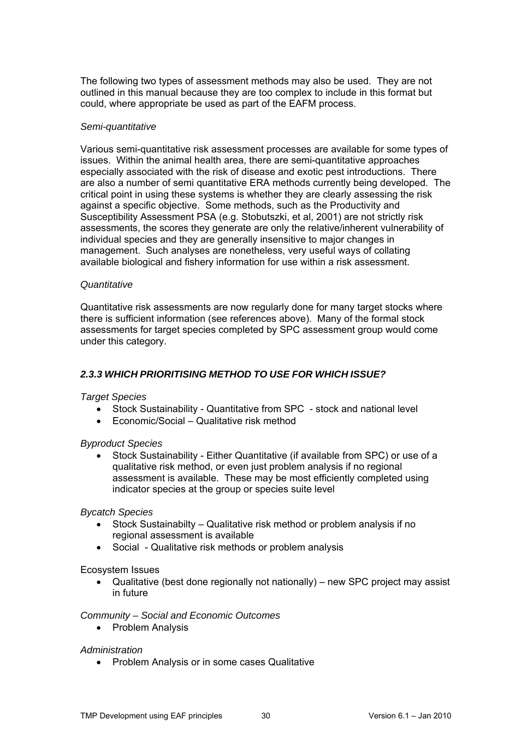The following two types of assessment methods may also be used. They are not outlined in this manual because they are too complex to include in this format but could, where appropriate be used as part of the EAFM process.

*Semi-quantitative*

Various semi-quantitative risk assessment processes are available for some types of issues. Within the animal health area, there are semi-quantitative approaches especially associated with the risk of disease and exotic pest introductions. There are also a number of semi quantitative ERA methods currently being developed. The critical point in using these systems is whether they are clearly assessing the risk against a specific objective. Some methods, such as the Productivity and Susceptibility Assessment PSA (e.g. Stobutszki, et al, 2001) are not strictly risk assessments, the scores they generate are only the relative/inherent vulnerability of individual species and they are generally insensitive to major changes in management. Such analyses are nonetheless, very useful ways of collating available biological and fishery information for use within a risk assessment.

*Quantitative*

Quantitative risk assessments are now regularly done for many target stocks where there is sufficient information (see references above). Many of the formal stock assessments for target species completed by SPC assessment group would come under this category.

### *2.3.3 WHICH PRIORITISING METHOD TO USE FOR WHICH ISSUE?*

*Target Species*

- Stock Sustainability - Quantitative from SPC - stock and national level
- Economic/Social – Qualitative risk method

*Byproduct Species*

- Stock Sustainability - Either Quantitative (if available from SPC) or use of a qualitative risk method, or even just problem analysis if no regional assessment is available. These may be most efficiently completed using indicator species at the group or species suite level

*Bycatch Species*

- Stock Sustainabilty – Qualitative risk method or problem analysis if no regional assessment is available
- Social - Qualitative risk methods or problem analysis

Ecosystem Issues

- Qualitative (best done regionally not nationally) – new SPC project may assist in future

*Community – Social and Economic Outcomes*

- Problem Analysis

*Administration*

- Problem Analysis or in some cases Qualitative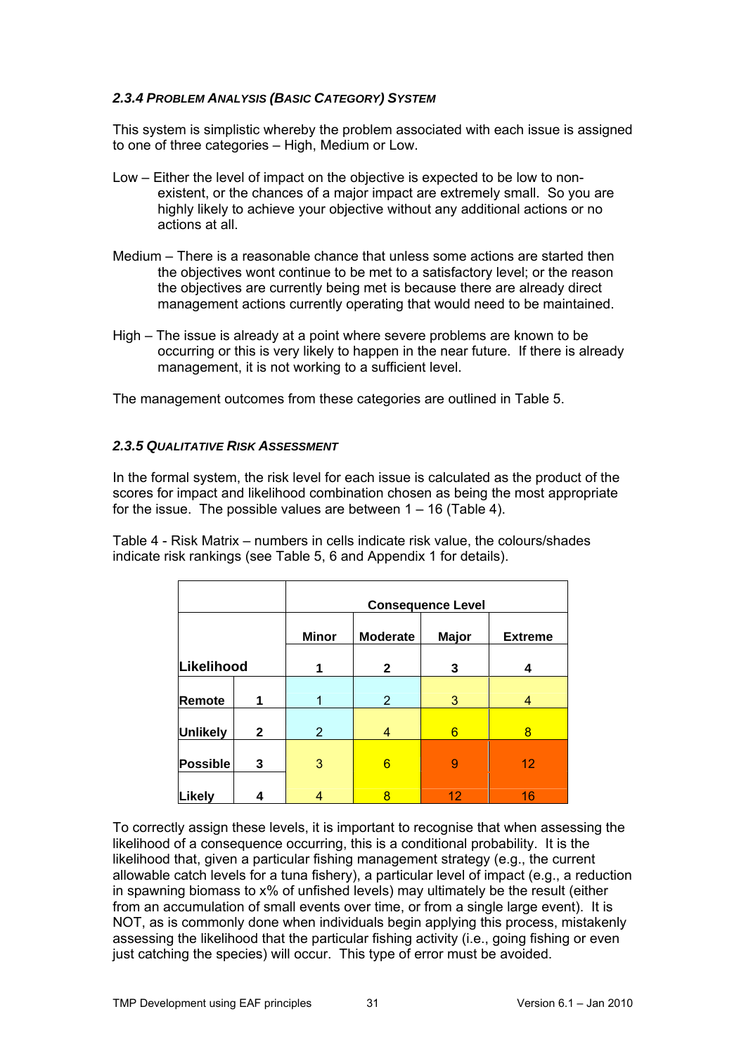#### 2.3.4 PROBLEM ANALYSIS (BASIC CATEGORY) SYSTEM

This system is simplistic whereby the problem associated with each issue is assigned to one of three categories – High, Medium or Low.

Low – Either the level of impact on the objective is expected to be low to non-existent, or the chances of a major impact are extremely small. So you are highly likely to achieve your objective without any additional actions or no actions at all.

Medium – There is a reasonable chance that unless some actions are started then the objectives wont continue to be met to a satisfactory level; or the reason the objectives are currently being met is because there are already direct management actions currently operating that would need to be maintained.

High – The issue is already at a point where severe problems are known to be occurring or this is very likely to happen in the near future. If there is already management, it is not working to a sufficient level.

The management outcomes from these categories are outlined in Table 5.

#### 2.3.5 QUALITATIVE RISK ASSESSMENT

In the formal system, the risk level for each issue is calculated as the product of the scores for impact and likelihood combination chosen as being the most appropriate for the issue. The possible values are between 1 – 16 (Table 4).

Table 4 - Risk Matrix – numbers in cells indicate risk value, the colours/shades indicate risk rankings (see Table 5, 6 and Appendix 1 for details).

| | | Consequence Level | | | |
|---|---|---|---|---|---|
| | | **Minor** | **Moderate** | **Major** | **Extreme** |
| **Likelihood** | | **1** | **2** | **3** | **4** |
| **Remote** | **1** | 1 | 2 | 3 | 4 |
| **Unlikely** | **2** | 2 | 4 | 6 | 8 |
| **Possible** | **3** | 3 | 6 | 9 | 12 |
| **Likely** | **4** | 4 | 8 | 12 | 16 |

To correctly assign these levels, it is important to recognise that when assessing the likelihood of a consequence occurring, this is a conditional probability. It is the likelihood that, given a particular fishing management strategy (e.g., the current allowable catch levels for a tuna fishery), a particular level of impact (e.g., a reduction in spawning biomass to x% of unfished levels) may ultimately be the result (either from an accumulation of small events over time, or from a single large event). It is NOT, as is commonly done when individuals begin applying this process, mistakenly assessing the likelihood that the particular fishing activity (i.e., going fishing or even just catching the species) will occur. This type of error must be avoided.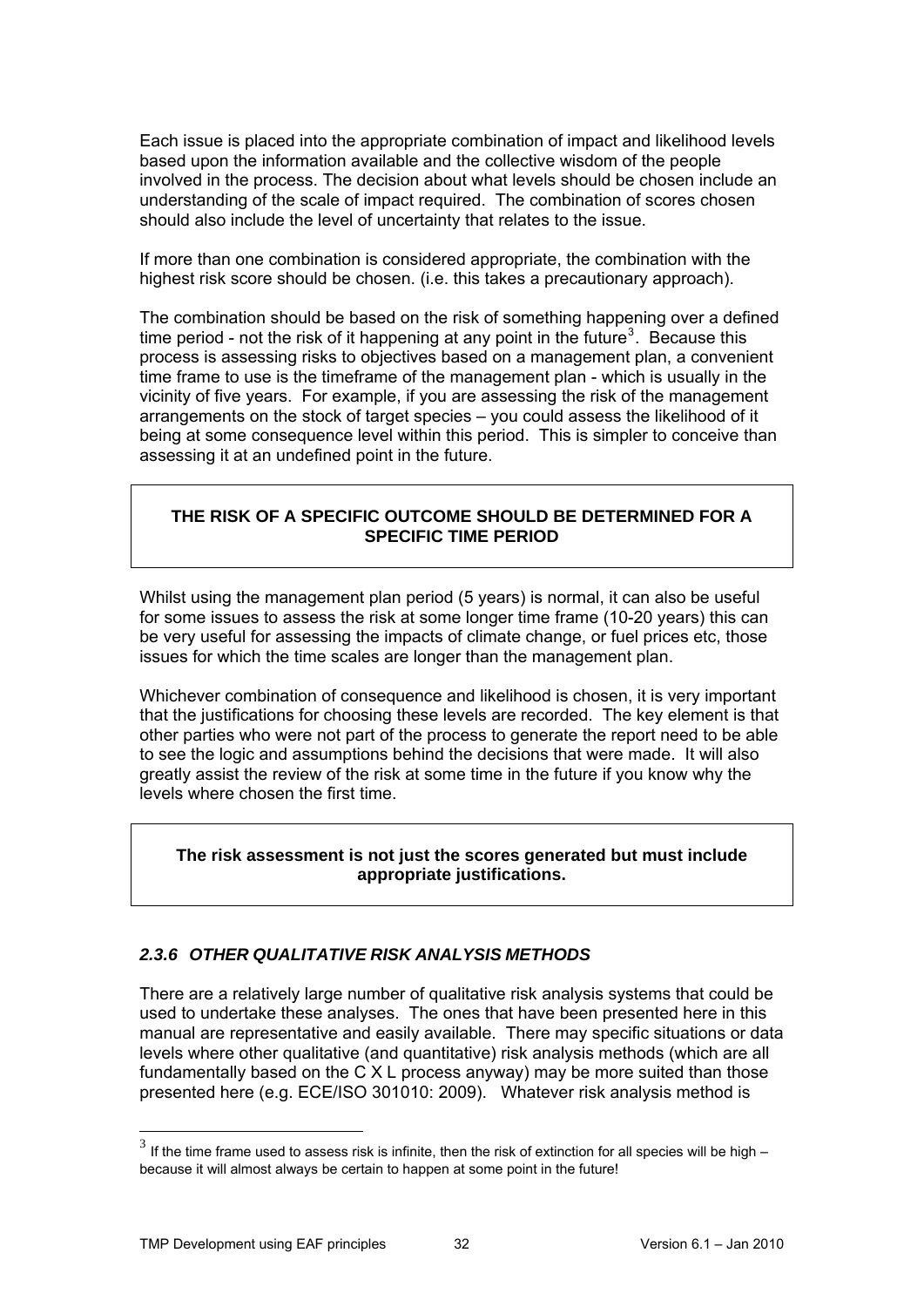Each issue is placed into the appropriate combination of impact and likelihood levels based upon the information available and the collective wisdom of the people involved in the process. The decision about what levels should be chosen include an understanding of the scale of impact required. The combination of scores chosen should also include the level of uncertainty that relates to the issue.

If more than one combination is considered appropriate, the combination with the highest risk score should be chosen. (i.e. this takes a precautionary approach).

The combination should be based on the risk of something happening over a defined time period - not the risk of it happening at any point in the future[3]. Because this process is assessing risks to objectives based on a management plan, a convenient time frame to use is the timeframe of the management plan - which is usually in the vicinity of five years. For example, if you are assessing the risk of the management arrangements on the stock of target species – you could assess the likelihood of it being at some consequence level within this period. This is simpler to conceive than assessing it at an undefined point in the future.

**THE RISK OF A SPECIFIC OUTCOME SHOULD BE DETERMINED FOR A SPECIFIC TIME PERIOD**

Whilst using the management plan period (5 years) is normal, it can also be useful for some issues to assess the risk at some longer time frame (10-20 years) this can be very useful for assessing the impacts of climate change, or fuel prices etc, those issues for which the time scales are longer than the management plan.

Whichever combination of consequence and likelihood is chosen, it is very important that the justifications for choosing these levels are recorded. The key element is that other parties who were not part of the process to generate the report need to be able to see the logic and assumptions behind the decisions that were made. It will also greatly assist the review of the risk at some time in the future if you know why the levels where chosen the first time.

**The risk assessment is not just the scores generated but must include appropriate justifications.**

### *2.3.6 OTHER QUALITATIVE RISK ANALYSIS METHODS*

There are a relatively large number of qualitative risk analysis systems that could be used to undertake these analyses. The ones that have been presented here in this manual are representative and easily available. There may specific situations or data levels where other qualitative (and quantitative) risk analysis methods (which are all fundamentally based on the C X L process anyway) may be more suited than those presented here (e.g. ECE/ISO 301010: 2009). Whatever risk analysis method is

[3] If the time frame used to assess risk is infinite, then the risk of extinction for all species will be high – because it will almost always be certain to happen at some point in the future!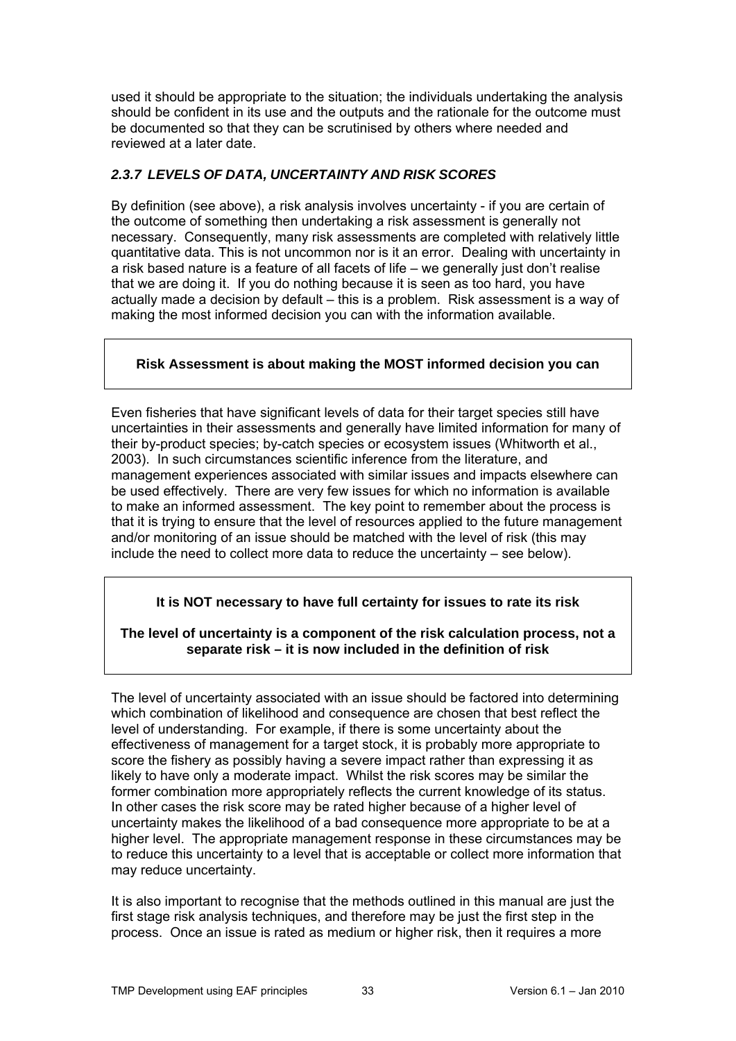used it should be appropriate to the situation; the individuals undertaking the analysis should be confident in its use and the outputs and the rationale for the outcome must be documented so that they can be scrutinised by others where needed and reviewed at a later date.

### *2.3.7 LEVELS OF DATA, UNCERTAINTY AND RISK SCORES*

By definition (see above), a risk analysis involves uncertainty - if you are certain of the outcome of something then undertaking a risk assessment is generally not necessary. Consequently, many risk assessments are completed with relatively little quantitative data. This is not uncommon nor is it an error. Dealing with uncertainty in a risk based nature is a feature of all facets of life – we generally just don't realise that we are doing it. If you do nothing because it is seen as too hard, you have actually made a decision by default – this is a problem. Risk assessment is a way of making the most informed decision you can with the information available.

**Risk Assessment is about making the MOST informed decision you can**

Even fisheries that have significant levels of data for their target species still have uncertainties in their assessments and generally have limited information for many of their by-product species; by-catch species or ecosystem issues (Whitworth et al., 2003). In such circumstances scientific inference from the literature, and management experiences associated with similar issues and impacts elsewhere can be used effectively. There are very few issues for which no information is available to make an informed assessment. The key point to remember about the process is that it is trying to ensure that the level of resources applied to the future management and/or monitoring of an issue should be matched with the level of risk (this may include the need to collect more data to reduce the uncertainty – see below).

**It is NOT necessary to have full certainty for issues to rate its risk**

**The level of uncertainty is a component of the risk calculation process, not a separate risk – it is now included in the definition of risk**

The level of uncertainty associated with an issue should be factored into determining which combination of likelihood and consequence are chosen that best reflect the level of understanding. For example, if there is some uncertainty about the effectiveness of management for a target stock, it is probably more appropriate to score the fishery as possibly having a severe impact rather than expressing it as likely to have only a moderate impact. Whilst the risk scores may be similar the former combination more appropriately reflects the current knowledge of its status. In other cases the risk score may be rated higher because of a higher level of uncertainty makes the likelihood of a bad consequence more appropriate to be at a higher level. The appropriate management response in these circumstances may be to reduce this uncertainty to a level that is acceptable or collect more information that may reduce uncertainty.

It is also important to recognise that the methods outlined in this manual are just the first stage risk analysis techniques, and therefore may be just the first step in the process. Once an issue is rated as medium or higher risk, then it requires a more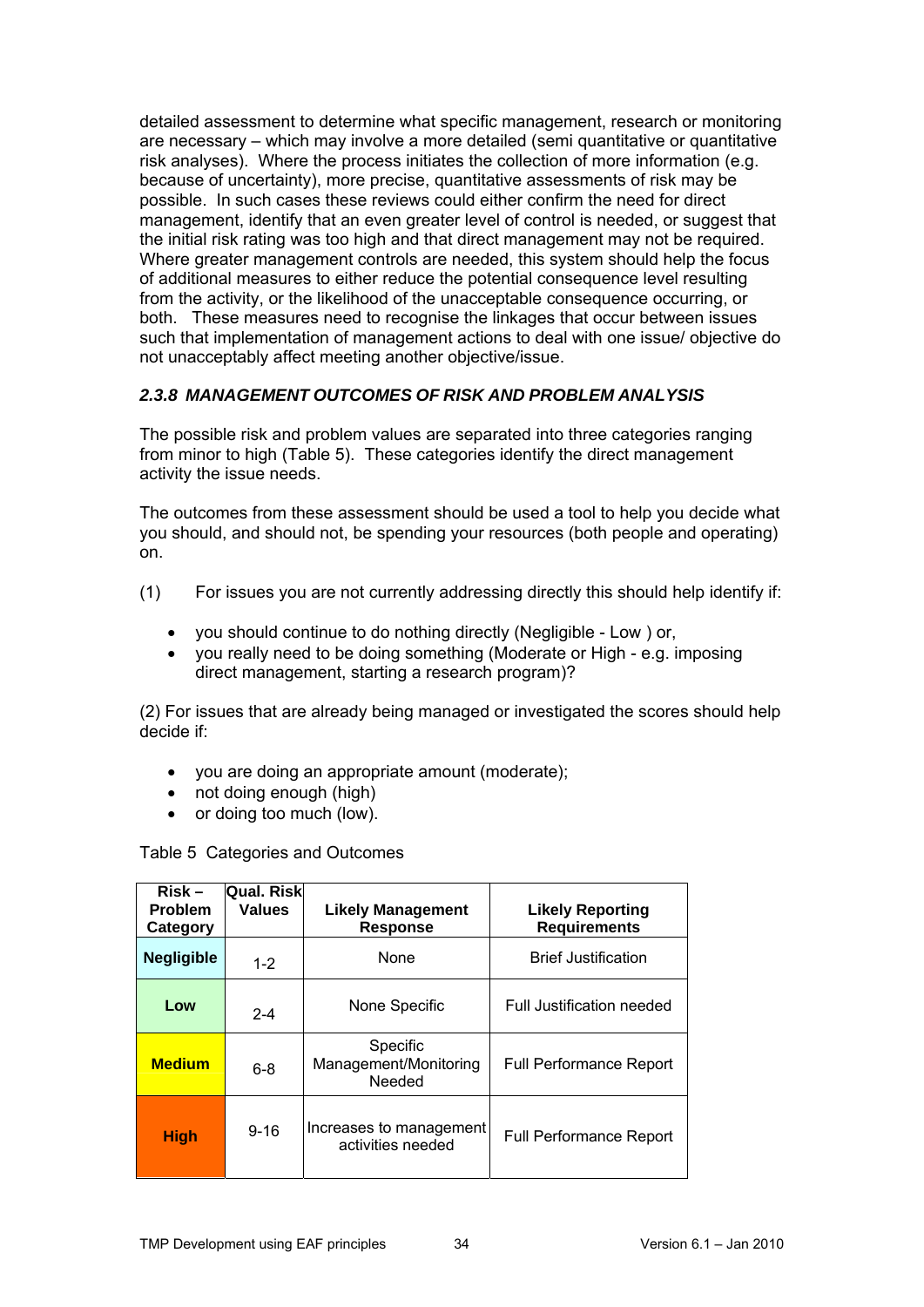detailed assessment to determine what specific management, research or monitoring are necessary – which may involve a more detailed (semi quantitative or quantitative risk analyses). Where the process initiates the collection of more information (e.g. because of uncertainty), more precise, quantitative assessments of risk may be possible. In such cases these reviews could either confirm the need for direct management, identify that an even greater level of control is needed, or suggest that the initial risk rating was too high and that direct management may not be required. Where greater management controls are needed, this system should help the focus of additional measures to either reduce the potential consequence level resulting from the activity, or the likelihood of the unacceptable consequence occurring, or both. These measures need to recognise the linkages that occur between issues such that implementation of management actions to deal with one issue/ objective do not unacceptably affect meeting another objective/issue.

### *2.3.8 MANAGEMENT OUTCOMES OF RISK AND PROBLEM ANALYSIS*

The possible risk and problem values are separated into three categories ranging from minor to high (Table 5). These categories identify the direct management activity the issue needs.

The outcomes from these assessment should be used a tool to help you decide what you should, and should not, be spending your resources (both people and operating) on.

(1) For issues you are not currently addressing directly this should help identify if:

- you should continue to do nothing directly (Negligible - Low ) or,
- you really need to be doing something (Moderate or High - e.g. imposing direct management, starting a research program)?

(2) For issues that are already being managed or investigated the scores should help decide if:

- you are doing an appropriate amount (moderate);
- not doing enough (high)
- or doing too much (low).

Table 5 Categories and Outcomes

| Risk – Problem Category | Qual. Risk Values | Likely Management Response | Likely Reporting Requirements |
|---|---|---|---|
| **Negligible** | 1-2 | None | Brief Justification |
| **Low** | 2-4 | None Specific | Full Justification needed |
| **Medium** | 6-8 | Specific Management/Monitoring Needed | Full Performance Report |
| **High** | 9-16 | Increases to management activities needed | Full Performance Report |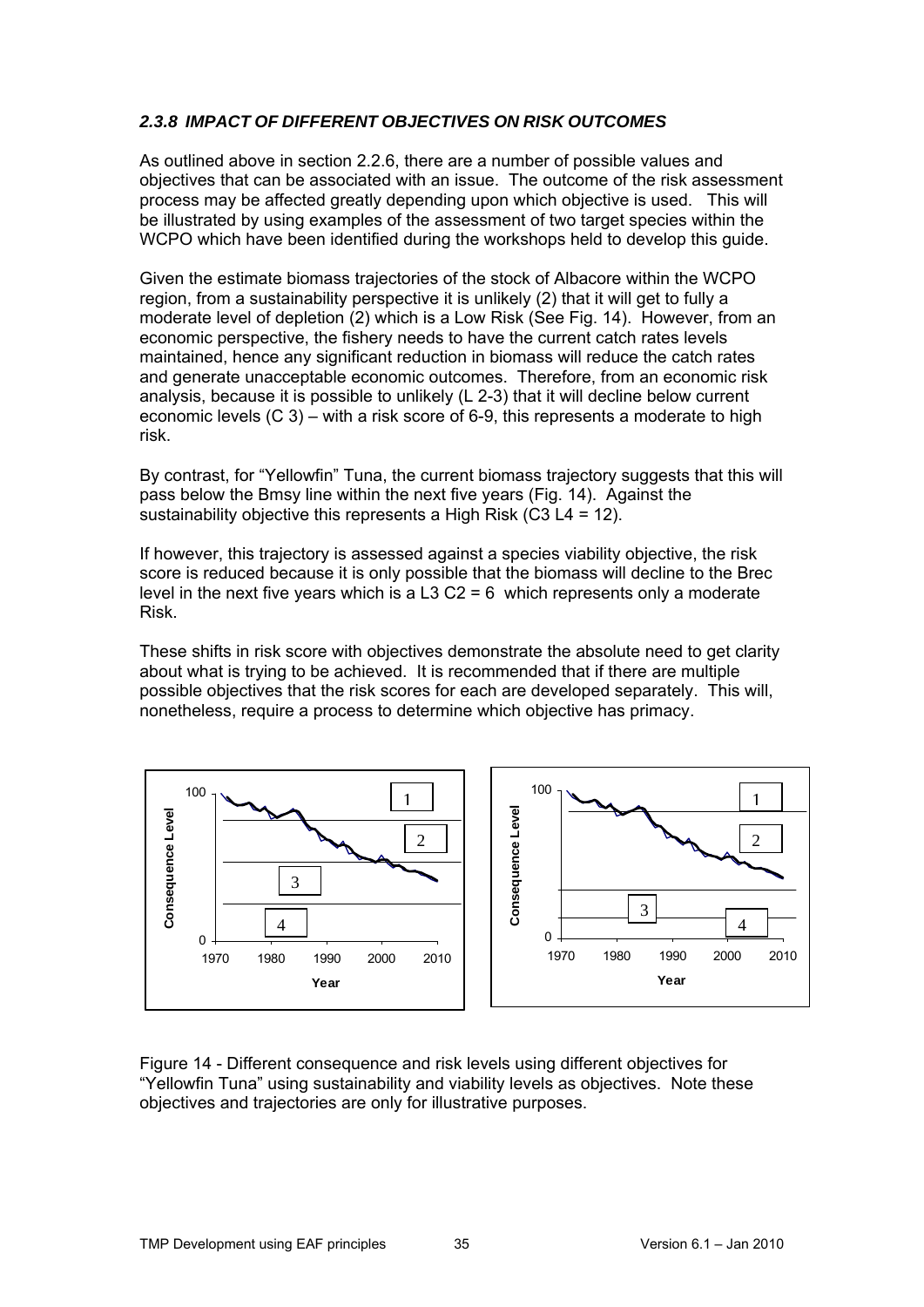### *2.3.8 IMPACT OF DIFFERENT OBJECTIVES ON RISK OUTCOMES*

As outlined above in section 2.2.6, there are a number of possible values and objectives that can be associated with an issue. The outcome of the risk assessment process may be affected greatly depending upon which objective is used. This will be illustrated by using examples of the assessment of two target species within the WCPO which have been identified during the workshops held to develop this guide.

Given the estimate biomass trajectories of the stock of Albacore within the WCPO region, from a sustainability perspective it is unlikely (2) that it will get to fully a moderate level of depletion (2) which is a Low Risk (See Fig. 14). However, from an economic perspective, the fishery needs to have the current catch rates levels maintained, hence any significant reduction in biomass will reduce the catch rates and generate unacceptable economic outcomes. Therefore, from an economic risk analysis, because it is possible to unlikely (L 2-3) that it will decline below current economic levels (C 3) – with a risk score of 6-9, this represents a moderate to high risk.

By contrast, for "Yellowfin" Tuna, the current biomass trajectory suggests that this will pass below the Bmsy line within the next five years (Fig. 14). Against the sustainability objective this represents a High Risk (C3 L4 = 12).

If however, this trajectory is assessed against a species viability objective, the risk score is reduced because it is only possible that the biomass will decline to the Brec level in the next five years which is a L3 C2 = 6 which represents only a moderate Risk.

These shifts in risk score with objectives demonstrate the absolute need to get clarity about what is trying to be achieved. It is recommended that if there are multiple possible objectives that the risk scores for each are developed separately. This will, nonetheless, require a process to determine which objective has primacy.

Figure 14 - Different consequence and risk levels using different objectives for "Yellowfin Tuna" using sustainability and viability levels as objectives. Note these objectives and trajectories are only for illustrative purposes.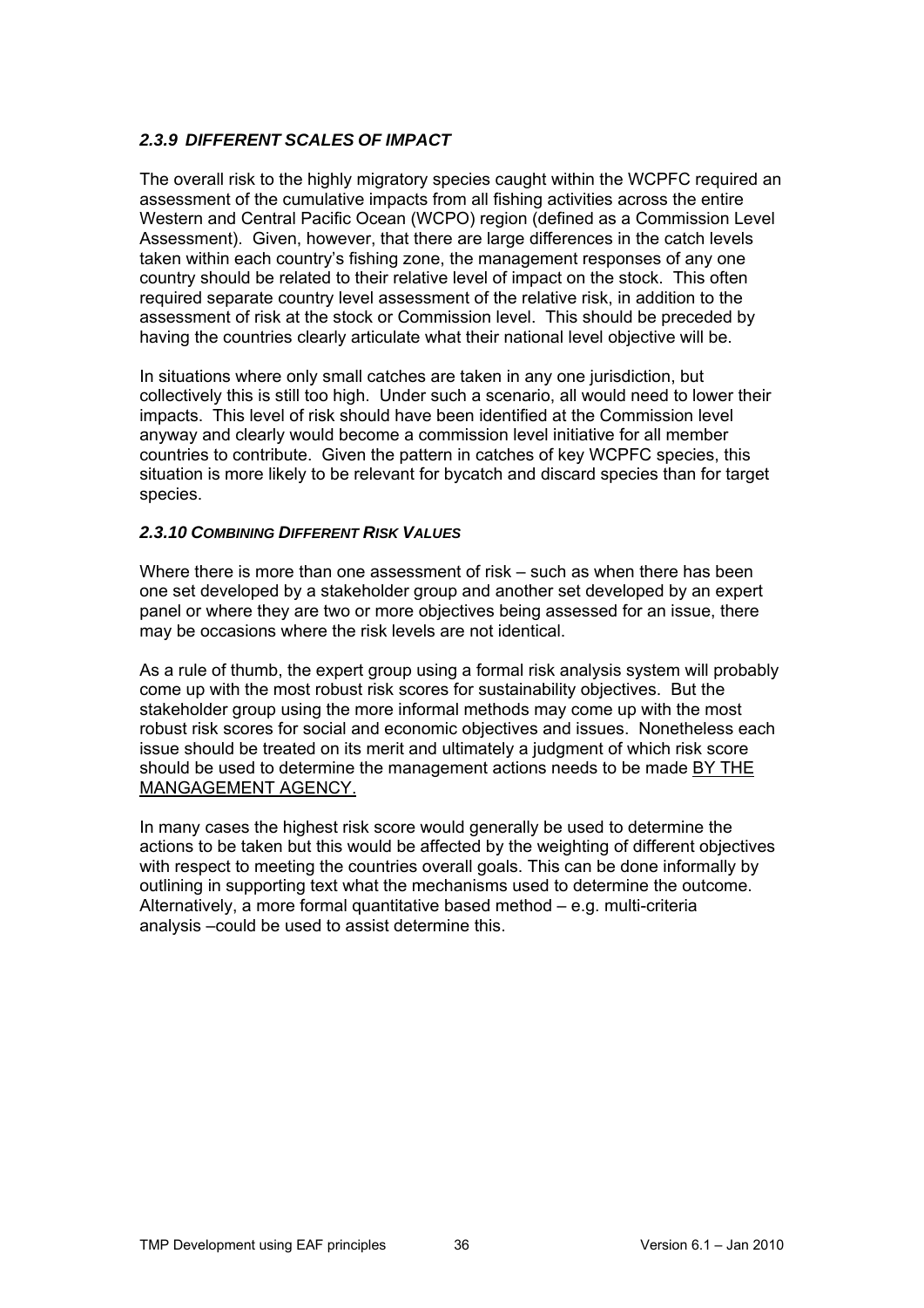### *2.3.9 DIFFERENT SCALES OF IMPACT*

The overall risk to the highly migratory species caught within the WCPFC required an assessment of the cumulative impacts from all fishing activities across the entire Western and Central Pacific Ocean (WCPO) region (defined as a Commission Level Assessment). Given, however, that there are large differences in the catch levels taken within each country's fishing zone, the management responses of any one country should be related to their relative level of impact on the stock. This often required separate country level assessment of the relative risk, in addition to the assessment of risk at the stock or Commission level. This should be preceded by having the countries clearly articulate what their national level objective will be.

In situations where only small catches are taken in any one jurisdiction, but collectively this is still too high. Under such a scenario, all would need to lower their impacts. This level of risk should have been identified at the Commission level anyway and clearly would become a commission level initiative for all member countries to contribute. Given the pattern in catches of key WCPFC species, this situation is more likely to be relevant for bycatch and discard species than for target species.

### *2.3.10 COMBINING DIFFERENT RISK VALUES*

Where there is more than one assessment of risk – such as when there has been one set developed by a stakeholder group and another set developed by an expert panel or where they are two or more objectives being assessed for an issue, there may be occasions where the risk levels are not identical.

As a rule of thumb, the expert group using a formal risk analysis system will probably come up with the most robust risk scores for sustainability objectives. But the stakeholder group using the more informal methods may come up with the most robust risk scores for social and economic objectives and issues. Nonetheless each issue should be treated on its merit and ultimately a judgment of which risk score should be used to determine the management actions needs to be made <u>BY THE MANGAGEMENT AGENCY.</u>

In many cases the highest risk score would generally be used to determine the actions to be taken but this would be affected by the weighting of different objectives with respect to meeting the countries overall goals. This can be done informally by outlining in supporting text what the mechanisms used to determine the outcome. Alternatively, a more formal quantitative based method – e.g. multi-criteria analysis –could be used to assist determine this.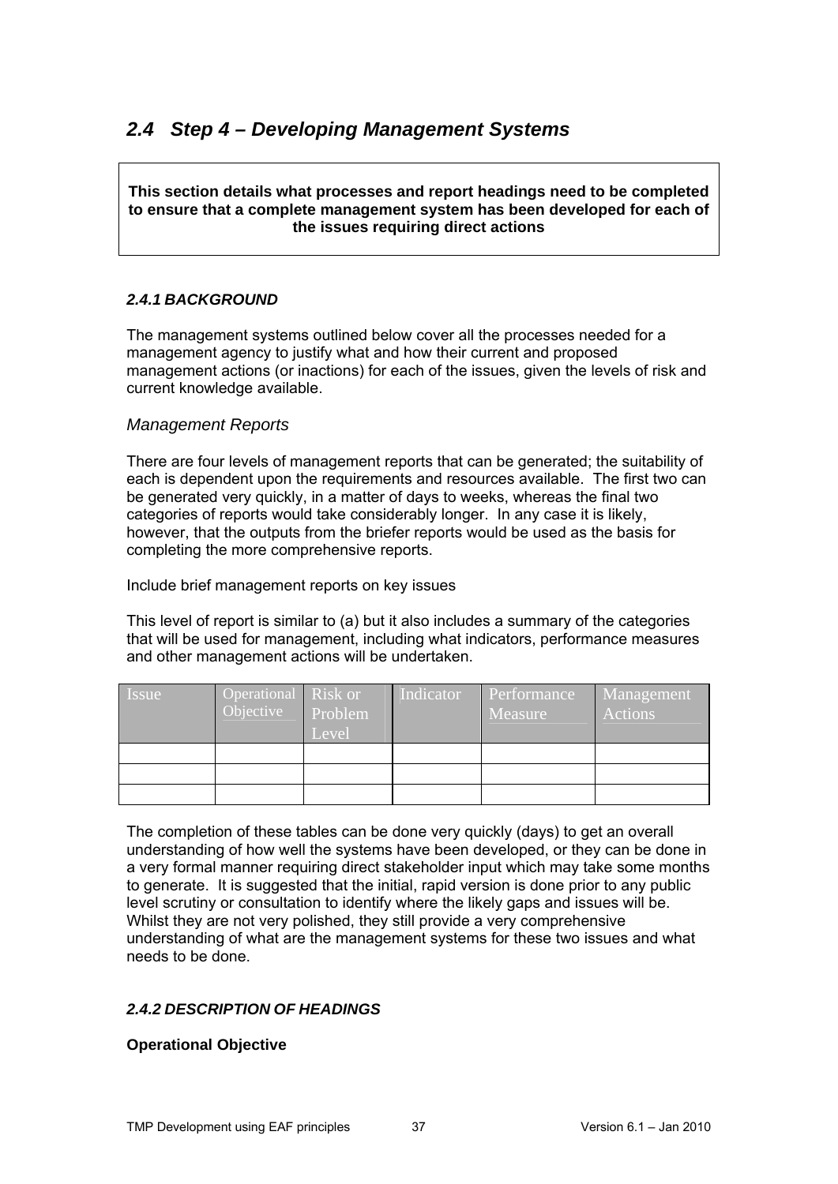## 2.4 Step 4 – Developing Management Systems

**This section details what processes and report headings need to be completed to ensure that a complete management system has been developed for each of the issues requiring direct actions**

### *2.4.1 BACKGROUND*

The management systems outlined below cover all the processes needed for a management agency to justify what and how their current and proposed management actions (or inactions) for each of the issues, given the levels of risk and current knowledge available.

*Management Reports*

There are four levels of management reports that can be generated; the suitability of each is dependent upon the requirements and resources available. The first two can be generated very quickly, in a matter of days to weeks, whereas the final two categories of reports would take considerably longer. In any case it is likely, however, that the outputs from the briefer reports would be used as the basis for completing the more comprehensive reports.

Include brief management reports on key issues

This level of report is similar to (a) but it also includes a summary of the categories that will be used for management, including what indicators, performance measures and other management actions will be undertaken.

| Issue | Operational Objective | Risk or Problem Level | Indicator | Performance Measure | Management Actions |
|---|---|---|---|---|---|
| | | | | | |
| | | | | | |
| | | | | | |

The completion of these tables can be done very quickly (days) to get an overall understanding of how well the systems have been developed, or they can be done in a very formal manner requiring direct stakeholder input which may take some months to generate. It is suggested that the initial, rapid version is done prior to any public level scrutiny or consultation to identify where the likely gaps and issues will be. Whilst they are not very polished, they still provide a very comprehensive understanding of what are the management systems for these two issues and what needs to be done.

### *2.4.2 DESCRIPTION OF HEADINGS*

**Operational Objective**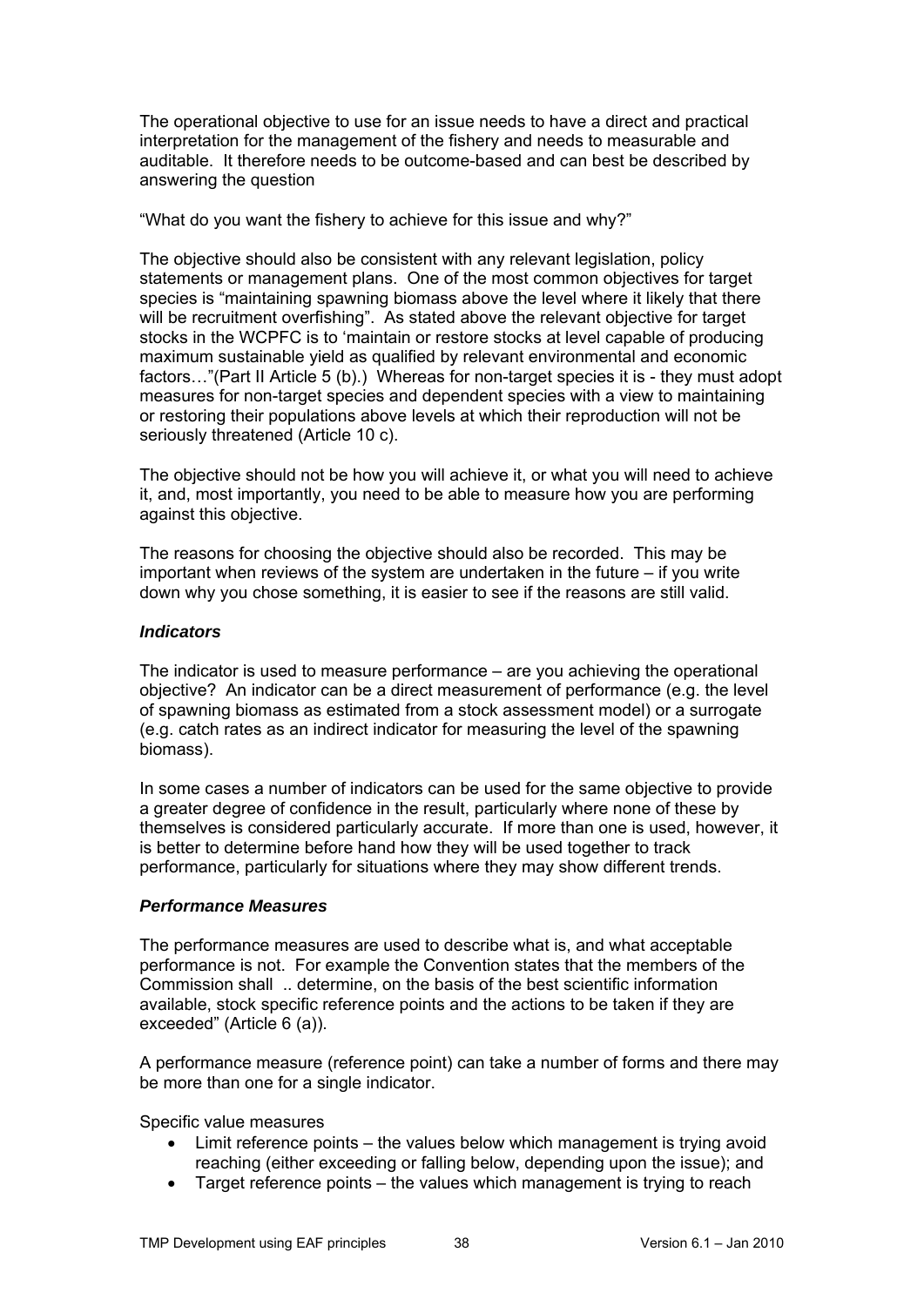The operational objective to use for an issue needs to have a direct and practical interpretation for the management of the fishery and needs to measurable and auditable. It therefore needs to be outcome-based and can best be described by answering the question

"What do you want the fishery to achieve for this issue and why?"

The objective should also be consistent with any relevant legislation, policy statements or management plans. One of the most common objectives for target species is "maintaining spawning biomass above the level where it likely that there will be recruitment overfishing". As stated above the relevant objective for target stocks in the WCPFC is to 'maintain or restore stocks at level capable of producing maximum sustainable yield as qualified by relevant environmental and economic factors…"(Part II Article 5 (b).) Whereas for non-target species it is - they must adopt measures for non-target species and dependent species with a view to maintaining or restoring their populations above levels at which their reproduction will not be seriously threatened (Article 10 c).

The objective should not be how you will achieve it, or what you will need to achieve it, and, most importantly, you need to be able to measure how you are performing against this objective.

The reasons for choosing the objective should also be recorded. This may be important when reviews of the system are undertaken in the future – if you write down why you chose something, it is easier to see if the reasons are still valid.

### *Indicators*

The indicator is used to measure performance – are you achieving the operational objective? An indicator can be a direct measurement of performance (e.g. the level of spawning biomass as estimated from a stock assessment model) or a surrogate (e.g. catch rates as an indirect indicator for measuring the level of the spawning biomass).

In some cases a number of indicators can be used for the same objective to provide a greater degree of confidence in the result, particularly where none of these by themselves is considered particularly accurate. If more than one is used, however, it is better to determine before hand how they will be used together to track performance, particularly for situations where they may show different trends.

### *Performance Measures*

The performance measures are used to describe what is, and what acceptable performance is not. For example the Convention states that the members of the Commission shall .. determine, on the basis of the best scientific information available, stock specific reference points and the actions to be taken if they are exceeded" (Article 6 (a)).

A performance measure (reference point) can take a number of forms and there may be more than one for a single indicator.

Specific value measures

- Limit reference points – the values below which management is trying avoid reaching (either exceeding or falling below, depending upon the issue); and
- Target reference points – the values which management is trying to reach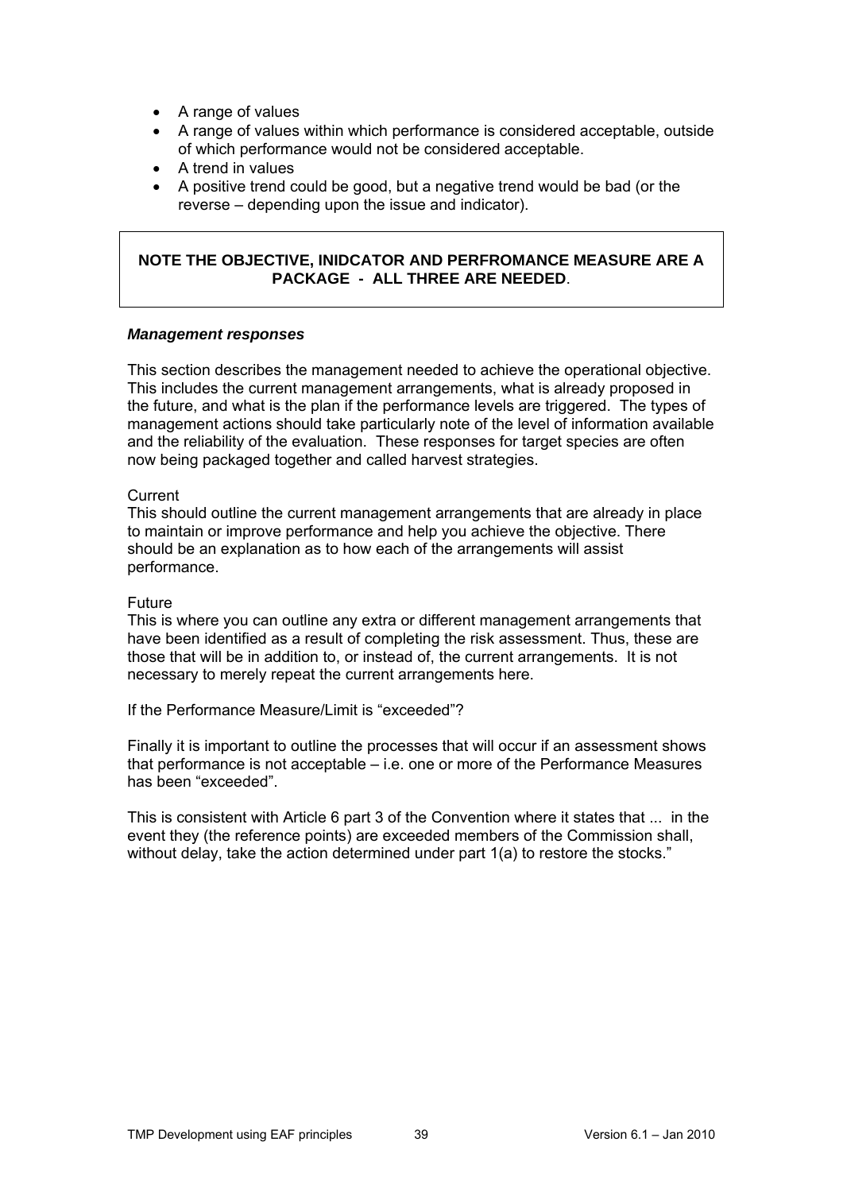- A range of values
- A range of values within which performance is considered acceptable, outside of which performance would not be considered acceptable.
- A trend in values
- A positive trend could be good, but a negative trend would be bad (or the reverse – depending upon the issue and indicator).

**NOTE THE OBJECTIVE, INIDCATOR AND PERFROMANCE MEASURE ARE A PACKAGE - ALL THREE ARE NEEDED**.

***Management responses***

This section describes the management needed to achieve the operational objective. This includes the current management arrangements, what is already proposed in the future, and what is the plan if the performance levels are triggered. The types of management actions should take particularly note of the level of information available and the reliability of the evaluation. These responses for target species are often now being packaged together and called harvest strategies.

Current
This should outline the current management arrangements that are already in place to maintain or improve performance and help you achieve the objective. There should be an explanation as to how each of the arrangements will assist performance.

Future
This is where you can outline any extra or different management arrangements that have been identified as a result of completing the risk assessment. Thus, these are those that will be in addition to, or instead of, the current arrangements. It is not necessary to merely repeat the current arrangements here.

If the Performance Measure/Limit is "exceeded"?

Finally it is important to outline the processes that will occur if an assessment shows that performance is not acceptable – i.e. one or more of the Performance Measures has been "exceeded".

This is consistent with Article 6 part 3 of the Convention where it states that ... in the event they (the reference points) are exceeded members of the Commission shall, without delay, take the action determined under part 1(a) to restore the stocks."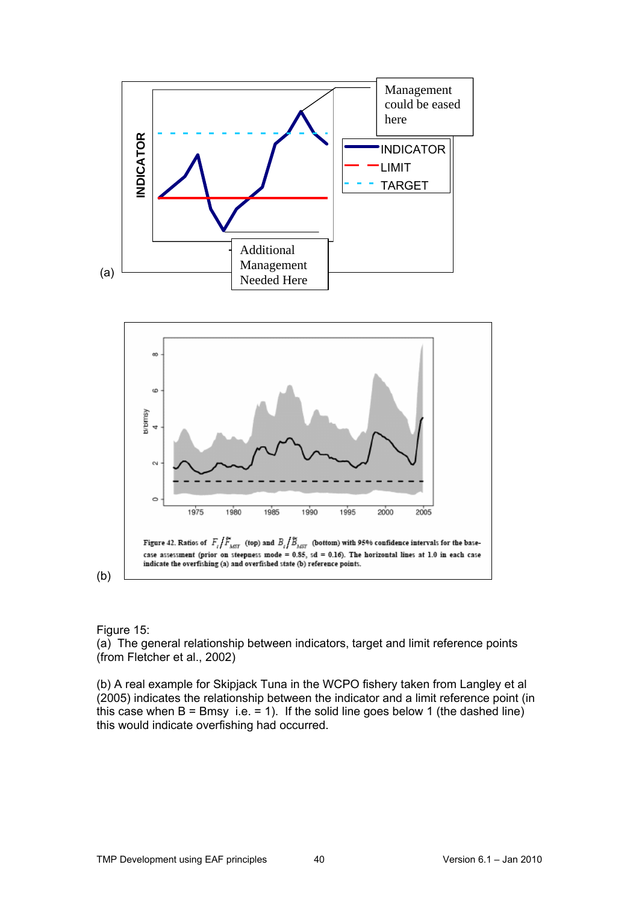Figure 15:

(a) The general relationship between indicators, target and limit reference points (from Fletcher et al., 2002)

(b) A real example for Skipjack Tuna in the WCPO fishery taken from Langley et al (2005) indicates the relationship between the indicator and a limit reference point (in this case when B = Bmsy i.e. = 1). If the solid line goes below 1 (the dashed line) this would indicate overfishing had occurred.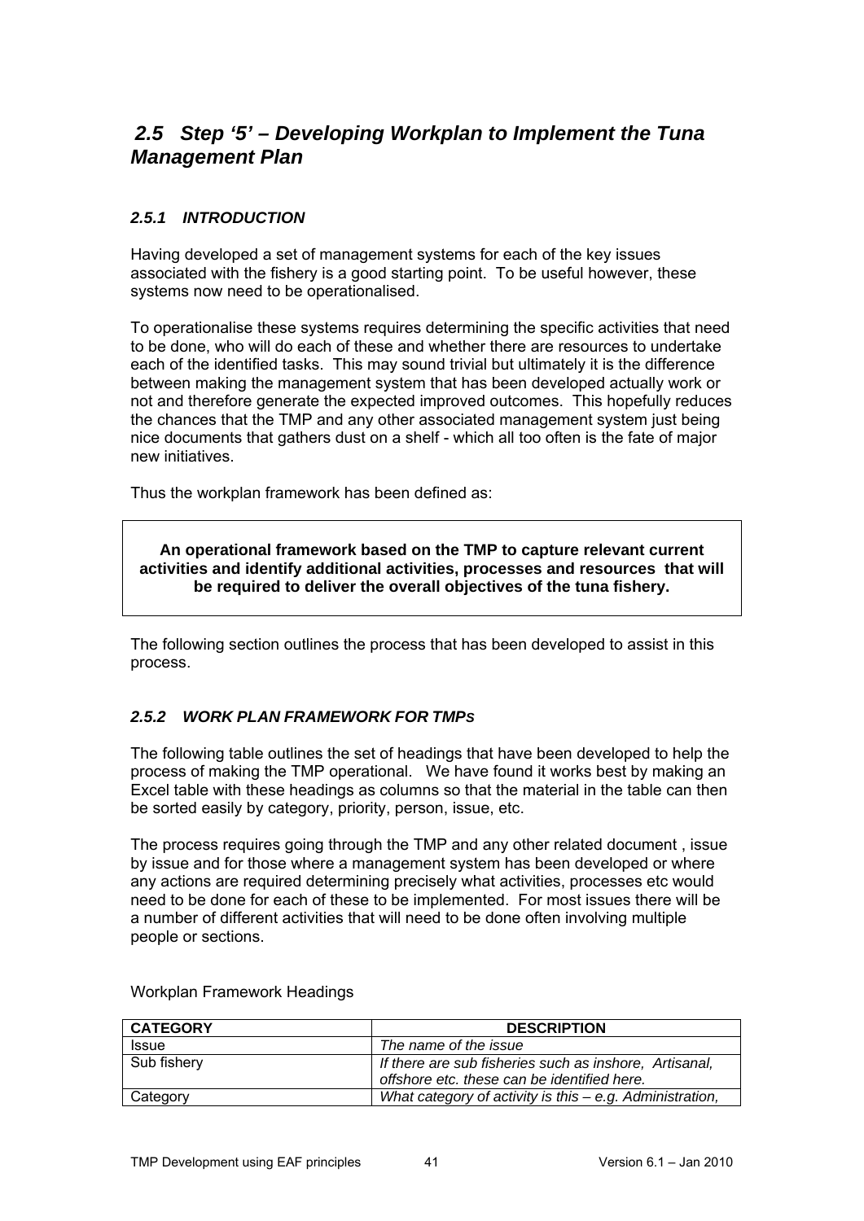## *2.5 Step '5' – Developing Workplan to Implement the Tuna Management Plan*

### *2.5.1 INTRODUCTION*

Having developed a set of management systems for each of the key issues associated with the fishery is a good starting point. To be useful however, these systems now need to be operationalised.

To operationalise these systems requires determining the specific activities that need to be done, who will do each of these and whether there are resources to undertake each of the identified tasks. This may sound trivial but ultimately it is the difference between making the management system that has been developed actually work or not and therefore generate the expected improved outcomes. This hopefully reduces the chances that the TMP and any other associated management system just being nice documents that gathers dust on a shelf - which all too often is the fate of major new initiatives.

Thus the workplan framework has been defined as:

> **An operational framework based on the TMP to capture relevant current activities and identify additional activities, processes and resources that will be required to deliver the overall objectives of the tuna fishery.**

The following section outlines the process that has been developed to assist in this process.

### *2.5.2 WORK PLAN FRAMEWORK FOR TMPs*

The following table outlines the set of headings that have been developed to help the process of making the TMP operational. We have found it works best by making an Excel table with these headings as columns so that the material in the table can then be sorted easily by category, priority, person, issue, etc.

The process requires going through the TMP and any other related document , issue by issue and for those where a management system has been developed or where any actions are required determining precisely what activities, processes etc would need to be done for each of these to be implemented. For most issues there will be a number of different activities that will need to be done often involving multiple people or sections.

Workplan Framework Headings

| CATEGORY | DESCRIPTION |
|---|---|
| Issue | *The name of the issue* |
| Sub fishery | *If there are sub fisheries such as inshore, Artisanal, offshore etc. these can be identified here.* |
| Category | *What category of activity is this – e.g. Administration,* |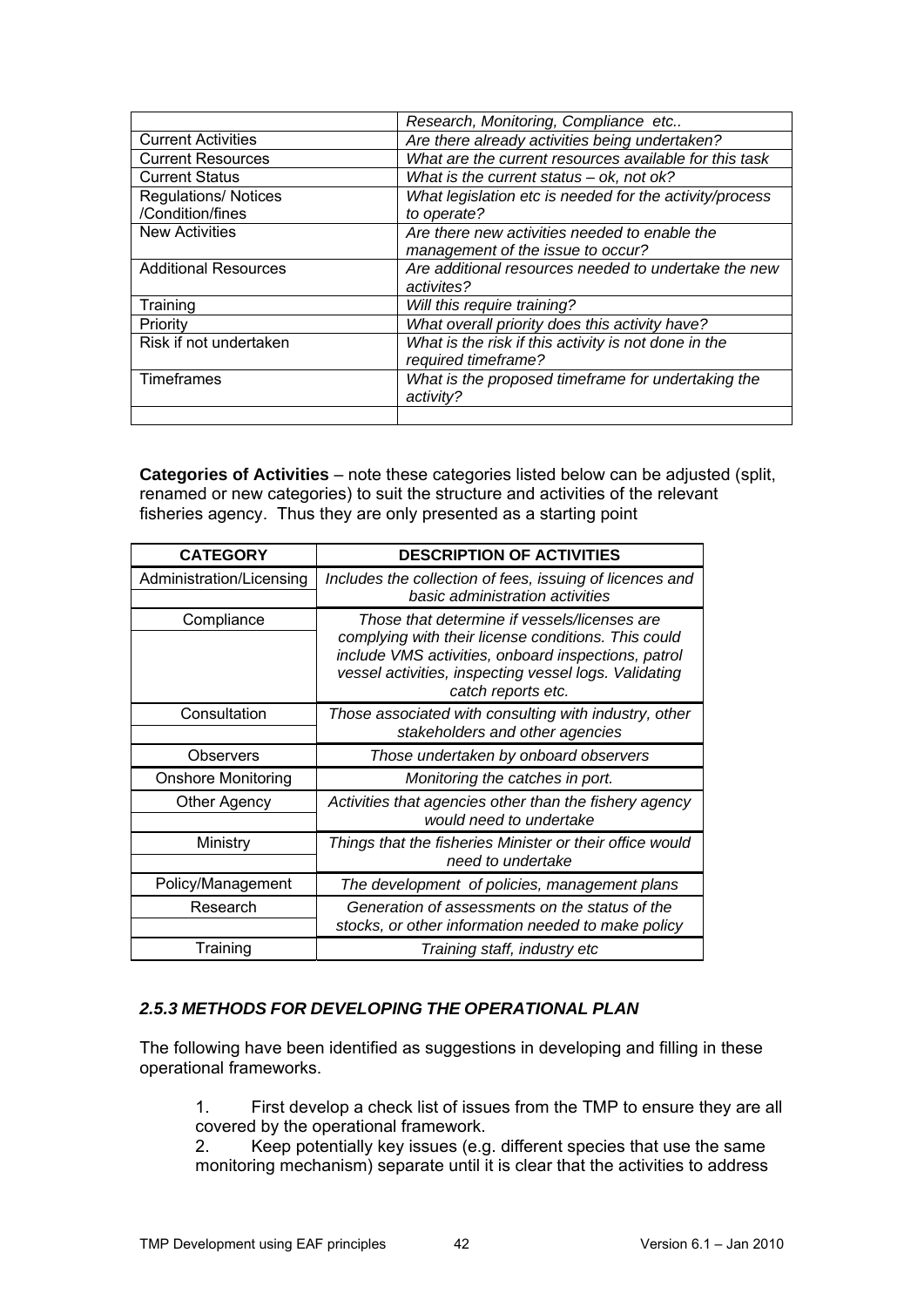| | Research, Monitoring, Compliance etc.. |
|---|---|
| Current Activities | *Are there already activities being undertaken?* |
| Current Resources | *What are the current resources available for this task* |
| Current Status | *What is the current status – ok, not ok?* |
| Regulations/ Notices /Condition/fines | *What legislation etc is needed for the activity/process to operate?* |
| New Activities | *Are there new activities needed to enable the management of the issue to occur?* |
| Additional Resources | *Are additional resources needed to undertake the new activites?* |
| Training | *Will this require training?* |
| Priority | *What overall priority does this activity have?* |
| Risk if not undertaken | *What is the risk if this activity is not done in the required timeframe?* |
| Timeframes | *What is the proposed timeframe for undertaking the activity?* |
| | |

**Categories of Activities** – note these categories listed below can be adjusted (split, renamed or new categories) to suit the structure and activities of the relevant fisheries agency. Thus they are only presented as a starting point

| CATEGORY | DESCRIPTION OF ACTIVITIES |
|---|---|
| Administration/Licensing | *Includes the collection of fees, issuing of licences and basic administration activities* |
| Compliance | *Those that determine if vessels/licenses are complying with their license conditions. This could include VMS activities, onboard inspections, patrol vessel activities, inspecting vessel logs. Validating catch reports etc.* |
| Consultation | *Those associated with consulting with industry, other stakeholders and other agencies* |
| Observers | *Those undertaken by onboard observers* |
| Onshore Monitoring | *Monitoring the catches in port.* |
| Other Agency | *Activities that agencies other than the fishery agency would need to undertake* |
| Ministry | *Things that the fisheries Minister or their office would need to undertake* |
| Policy/Management | *The development of policies, management plans* |
| Research | *Generation of assessments on the status of the stocks, or other information needed to make policy* |
| Training | *Training staff, industry etc* |

### *2.5.3 METHODS FOR DEVELOPING THE OPERATIONAL PLAN*

The following have been identified as suggestions in developing and filling in these operational frameworks.

1. First develop a check list of issues from the TMP to ensure they are all covered by the operational framework.
2. Keep potentially key issues (e.g. different species that use the same monitoring mechanism) separate until it is clear that the activities to address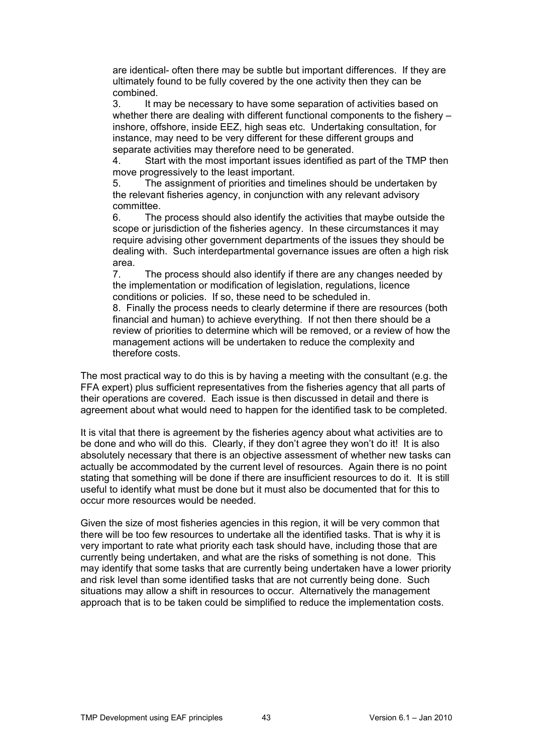are identical- often there may be subtle but important differences. If they are ultimately found to be fully covered by the one activity then they can be combined.

3. It may be necessary to have some separation of activities based on whether there are dealing with different functional components to the fishery – inshore, offshore, inside EEZ, high seas etc. Undertaking consultation, for instance, may need to be very different for these different groups and separate activities may therefore need to be generated.
4. Start with the most important issues identified as part of the TMP then move progressively to the least important.
5. The assignment of priorities and timelines should be undertaken by the relevant fisheries agency, in conjunction with any relevant advisory committee.
6. The process should also identify the activities that maybe outside the scope or jurisdiction of the fisheries agency. In these circumstances it may require advising other government departments of the issues they should be dealing with. Such interdepartmental governance issues are often a high risk area.
7. The process should also identify if there are any changes needed by the implementation or modification of legislation, regulations, licence conditions or policies. If so, these need to be scheduled in.
8. Finally the process needs to clearly determine if there are resources (both financial and human) to achieve everything. If not then there should be a review of priorities to determine which will be removed, or a review of how the management actions will be undertaken to reduce the complexity and therefore costs.

The most practical way to do this is by having a meeting with the consultant (e.g. the FFA expert) plus sufficient representatives from the fisheries agency that all parts of their operations are covered. Each issue is then discussed in detail and there is agreement about what would need to happen for the identified task to be completed.

It is vital that there is agreement by the fisheries agency about what activities are to be done and who will do this. Clearly, if they don't agree they won't do it! It is also absolutely necessary that there is an objective assessment of whether new tasks can actually be accommodated by the current level of resources. Again there is no point stating that something will be done if there are insufficient resources to do it. It is still useful to identify what must be done but it must also be documented that for this to occur more resources would be needed.

Given the size of most fisheries agencies in this region, it will be very common that there will be too few resources to undertake all the identified tasks. That is why it is very important to rate what priority each task should have, including those that are currently being undertaken, and what are the risks of something is not done. This may identify that some tasks that are currently being undertaken have a lower priority and risk level than some identified tasks that are not currently being done. Such situations may allow a shift in resources to occur. Alternatively the management approach that is to be taken could be simplified to reduce the implementation costs.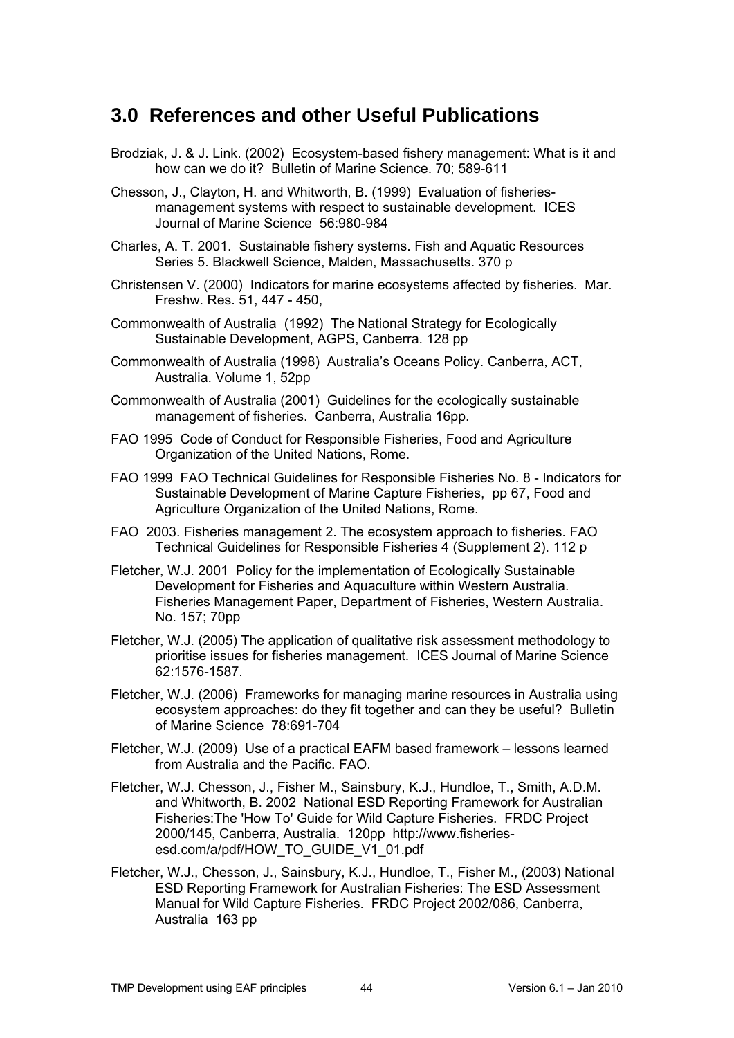## 3.0 References and other Useful Publications

Brodziak, J. & J. Link. (2002) Ecosystem-based fishery management: What is it and how can we do it? Bulletin of Marine Science. 70; 589-611

Chesson, J., Clayton, H. and Whitworth, B. (1999) Evaluation of fisheries-management systems with respect to sustainable development. ICES Journal of Marine Science 56:980-984

Charles, A. T. 2001. Sustainable fishery systems. Fish and Aquatic Resources Series 5. Blackwell Science, Malden, Massachusetts. 370 p

Christensen V. (2000) Indicators for marine ecosystems affected by fisheries. Mar. Freshw. Res. 51, 447 - 450,

Commonwealth of Australia (1992) The National Strategy for Ecologically Sustainable Development, AGPS, Canberra. 128 pp

Commonwealth of Australia (1998) Australia's Oceans Policy. Canberra, ACT, Australia. Volume 1, 52pp

Commonwealth of Australia (2001) Guidelines for the ecologically sustainable management of fisheries. Canberra, Australia 16pp.

FAO 1995 Code of Conduct for Responsible Fisheries, Food and Agriculture Organization of the United Nations, Rome.

FAO 1999 FAO Technical Guidelines for Responsible Fisheries No. 8 - Indicators for Sustainable Development of Marine Capture Fisheries, pp 67, Food and Agriculture Organization of the United Nations, Rome.

FAO 2003. Fisheries management 2. The ecosystem approach to fisheries. FAO Technical Guidelines for Responsible Fisheries 4 (Supplement 2). 112 p

Fletcher, W.J. 2001 Policy for the implementation of Ecologically Sustainable Development for Fisheries and Aquaculture within Western Australia. Fisheries Management Paper, Department of Fisheries, Western Australia. No. 157; 70pp

Fletcher, W.J. (2005) The application of qualitative risk assessment methodology to prioritise issues for fisheries management. ICES Journal of Marine Science 62:1576-1587.

Fletcher, W.J. (2006) Frameworks for managing marine resources in Australia using ecosystem approaches: do they fit together and can they be useful? Bulletin of Marine Science 78:691-704

Fletcher, W.J. (2009) Use of a practical EAFM based framework – lessons learned from Australia and the Pacific. FAO.

Fletcher, W.J. Chesson, J., Fisher M., Sainsbury, K.J., Hundloe, T., Smith, A.D.M. and Whitworth, B. 2002 National ESD Reporting Framework for Australian Fisheries:The 'How To' Guide for Wild Capture Fisheries. FRDC Project 2000/145, Canberra, Australia. 120pp http://www.fisheries-esd.com/a/pdf/HOW_TO_GUIDE_V1_01.pdf

Fletcher, W.J., Chesson, J., Sainsbury, K.J., Hundloe, T., Fisher M., (2003) National ESD Reporting Framework for Australian Fisheries: The ESD Assessment Manual for Wild Capture Fisheries. FRDC Project 2002/086, Canberra, Australia 163 pp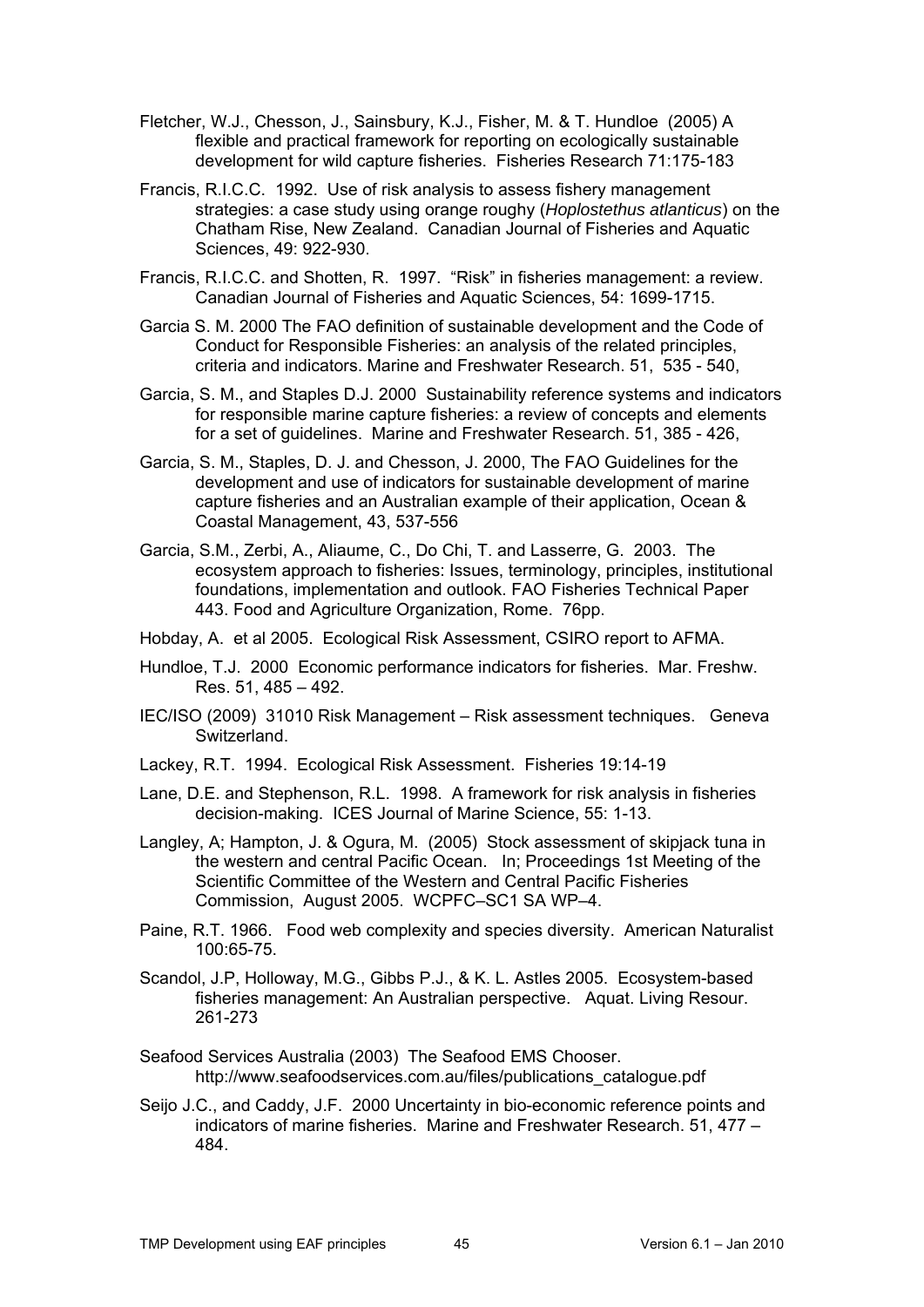Fletcher, W.J., Chesson, J., Sainsbury, K.J., Fisher, M. & T. Hundloe (2005) A flexible and practical framework for reporting on ecologically sustainable development for wild capture fisheries. Fisheries Research 71:175-183

Francis, R.I.C.C. 1992. Use of risk analysis to assess fishery management strategies: a case study using orange roughy (*Hoplostethus atlanticus*) on the Chatham Rise, New Zealand. Canadian Journal of Fisheries and Aquatic Sciences, 49: 922-930.

Francis, R.I.C.C. and Shotten, R. 1997. "Risk" in fisheries management: a review. Canadian Journal of Fisheries and Aquatic Sciences, 54: 1699-1715.

Garcia S. M. 2000 The FAO definition of sustainable development and the Code of Conduct for Responsible Fisheries: an analysis of the related principles, criteria and indicators. Marine and Freshwater Research. 51, 535 - 540,

Garcia, S. M., and Staples D.J. 2000 Sustainability reference systems and indicators for responsible marine capture fisheries: a review of concepts and elements for a set of guidelines. Marine and Freshwater Research. 51, 385 - 426,

Garcia, S. M., Staples, D. J. and Chesson, J. 2000, The FAO Guidelines for the development and use of indicators for sustainable development of marine capture fisheries and an Australian example of their application, Ocean & Coastal Management, 43, 537-556

Garcia, S.M., Zerbi, A., Aliaume, C., Do Chi, T. and Lasserre, G. 2003. The ecosystem approach to fisheries: Issues, terminology, principles, institutional foundations, implementation and outlook. FAO Fisheries Technical Paper 443. Food and Agriculture Organization, Rome. 76pp.

Hobday, A. et al 2005. Ecological Risk Assessment, CSIRO report to AFMA.

Hundloe, T.J. 2000 Economic performance indicators for fisheries. Mar. Freshw. Res. 51, 485 – 492.

IEC/ISO (2009) 31010 Risk Management – Risk assessment techniques. Geneva Switzerland.

Lackey, R.T. 1994. Ecological Risk Assessment. Fisheries 19:14-19

Lane, D.E. and Stephenson, R.L. 1998. A framework for risk analysis in fisheries decision-making. ICES Journal of Marine Science, 55: 1-13.

Langley, A; Hampton, J. & Ogura, M. (2005) Stock assessment of skipjack tuna in the western and central Pacific Ocean. In; Proceedings 1st Meeting of the Scientific Committee of the Western and Central Pacific Fisheries Commission, August 2005. WCPFC–SC1 SA WP–4.

Paine, R.T. 1966. Food web complexity and species diversity. American Naturalist 100:65-75.

Scandol, J.P, Holloway, M.G., Gibbs P.J., & K. L. Astles 2005. Ecosystem-based fisheries management: An Australian perspective. Aquat. Living Resour. 261-273

Seafood Services Australia (2003) The Seafood EMS Chooser. http://www.seafoodservices.com.au/files/publications_catalogue.pdf

Seijo J.C., and Caddy, J.F. 2000 Uncertainty in bio-economic reference points and indicators of marine fisheries. Marine and Freshwater Research. 51, 477 – 484.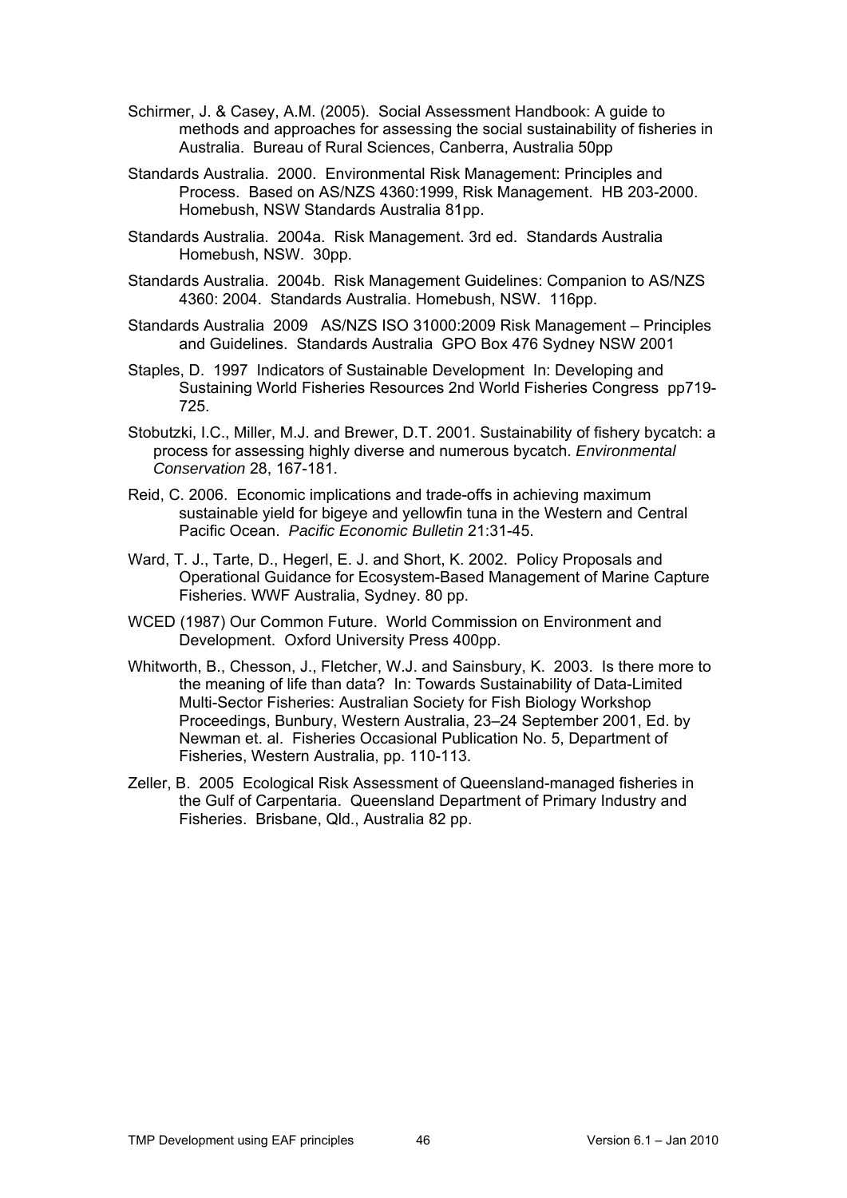Schirmer, J. & Casey, A.M. (2005). Social Assessment Handbook: A guide to methods and approaches for assessing the social sustainability of fisheries in Australia. Bureau of Rural Sciences, Canberra, Australia 50pp

Standards Australia. 2000. Environmental Risk Management: Principles and Process. Based on AS/NZS 4360:1999, Risk Management. HB 203-2000. Homebush, NSW Standards Australia 81pp.

Standards Australia. 2004a. Risk Management. 3rd ed. Standards Australia Homebush, NSW. 30pp.

Standards Australia. 2004b. Risk Management Guidelines: Companion to AS/NZS 4360: 2004. Standards Australia. Homebush, NSW. 116pp.

Standards Australia 2009 AS/NZS ISO 31000:2009 Risk Management – Principles and Guidelines. Standards Australia GPO Box 476 Sydney NSW 2001

Staples, D. 1997 Indicators of Sustainable Development In: Developing and Sustaining World Fisheries Resources 2nd World Fisheries Congress pp719-725.

Stobutzki, I.C., Miller, M.J. and Brewer, D.T. 2001. Sustainability of fishery bycatch: a process for assessing highly diverse and numerous bycatch. *Environmental Conservation* 28, 167-181.

Reid, C. 2006. Economic implications and trade-offs in achieving maximum sustainable yield for bigeye and yellowfin tuna in the Western and Central Pacific Ocean. *Pacific Economic Bulletin* 21:31-45.

Ward, T. J., Tarte, D., Hegerl, E. J. and Short, K. 2002. Policy Proposals and Operational Guidance for Ecosystem-Based Management of Marine Capture Fisheries. WWF Australia, Sydney. 80 pp.

WCED (1987) Our Common Future. World Commission on Environment and Development. Oxford University Press 400pp.

Whitworth, B., Chesson, J., Fletcher, W.J. and Sainsbury, K. 2003. Is there more to the meaning of life than data? In: Towards Sustainability of Data-Limited Multi-Sector Fisheries: Australian Society for Fish Biology Workshop Proceedings, Bunbury, Western Australia, 23–24 September 2001, Ed. by Newman et. al. Fisheries Occasional Publication No. 5, Department of Fisheries, Western Australia, pp. 110-113.

Zeller, B. 2005 Ecological Risk Assessment of Queensland-managed fisheries in the Gulf of Carpentaria. Queensland Department of Primary Industry and Fisheries. Brisbane, Qld., Australia 82 pp.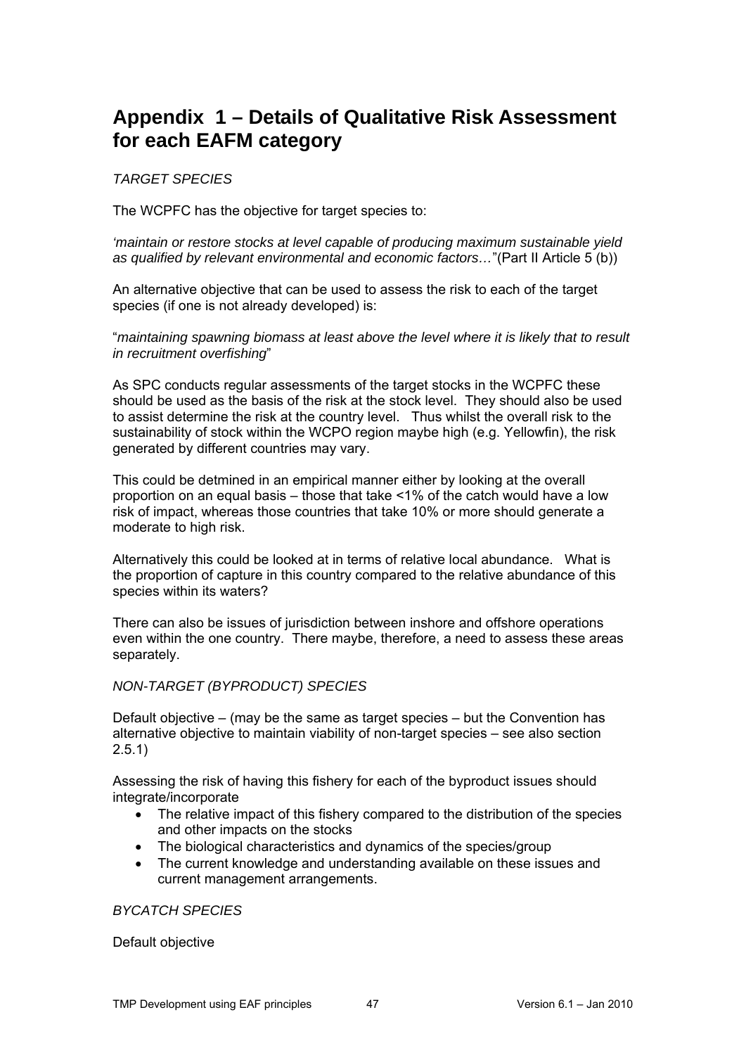# Appendix 1 – Details of Qualitative Risk Assessment for each EAFM category

*TARGET SPECIES*

The WCPFC has the objective for target species to:

*'maintain or restore stocks at level capable of producing maximum sustainable yield as qualified by relevant environmental and economic factors…*"(Part II Article 5 (b))

An alternative objective that can be used to assess the risk to each of the target species (if one is not already developed) is:

"*maintaining spawning biomass at least above the level where it is likely that to result in recruitment overfishing*"

As SPC conducts regular assessments of the target stocks in the WCPFC these should be used as the basis of the risk at the stock level. They should also be used to assist determine the risk at the country level. Thus whilst the overall risk to the sustainability of stock within the WCPO region maybe high (e.g. Yellowfin), the risk generated by different countries may vary.

This could be detmined in an empirical manner either by looking at the overall proportion on an equal basis – those that take <1% of the catch would have a low risk of impact, whereas those countries that take 10% or more should generate a moderate to high risk.

Alternatively this could be looked at in terms of relative local abundance. What is the proportion of capture in this country compared to the relative abundance of this species within its waters?

There can also be issues of jurisdiction between inshore and offshore operations even within the one country. There maybe, therefore, a need to assess these areas separately.

*NON-TARGET (BYPRODUCT) SPECIES*

Default objective – (may be the same as target species – but the Convention has alternative objective to maintain viability of non-target species – see also section 2.5.1)

Assessing the risk of having this fishery for each of the byproduct issues should integrate/incorporate

- The relative impact of this fishery compared to the distribution of the species and other impacts on the stocks
- The biological characteristics and dynamics of the species/group
- The current knowledge and understanding available on these issues and current management arrangements.

*BYCATCH SPECIES*

Default objective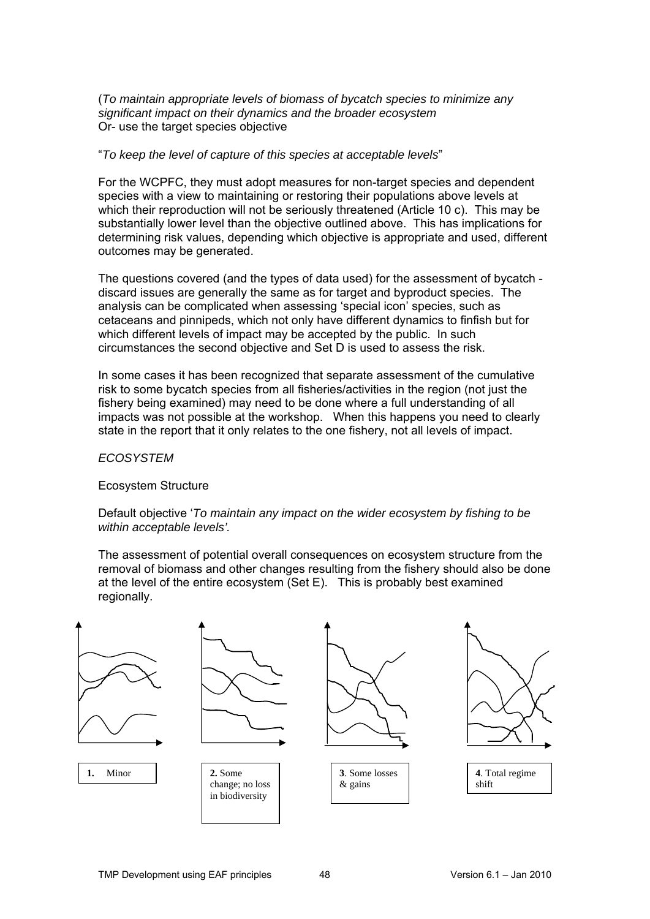(*To maintain appropriate levels of biomass of bycatch species to minimize any significant impact on their dynamics and the broader ecosystem*
Or- use the target species objective

"*To keep the level of capture of this species at acceptable levels*"

For the WCPFC, they must adopt measures for non-target species and dependent species with a view to maintaining or restoring their populations above levels at which their reproduction will not be seriously threatened (Article 10 c). This may be substantially lower level than the objective outlined above. This has implications for determining risk values, depending which objective is appropriate and used, different outcomes may be generated.

The questions covered (and the types of data used) for the assessment of bycatch - discard issues are generally the same as for target and byproduct species. The analysis can be complicated when assessing 'special icon' species, such as cetaceans and pinnipeds, which not only have different dynamics to finfish but for which different levels of impact may be accepted by the public. In such circumstances the second objective and Set D is used to assess the risk.

In some cases it has been recognized that separate assessment of the cumulative risk to some bycatch species from all fisheries/activities in the region (not just the fishery being examined) may need to be done where a full understanding of all impacts was not possible at the workshop. When this happens you need to clearly state in the report that it only relates to the one fishery, not all levels of impact.

*ECOSYSTEM*

Ecosystem Structure

Default objective '*To maintain any impact on the wider ecosystem by fishing to be within acceptable levels'.*

The assessment of potential overall consequences on ecosystem structure from the removal of biomass and other changes resulting from the fishery should also be done at the level of the entire ecosystem (Set E). This is probably best examined regionally.

**1.** Minor

**2.** Some change; no loss in biodiversity

**3**. Some losses & gains

**4**. Total regime shift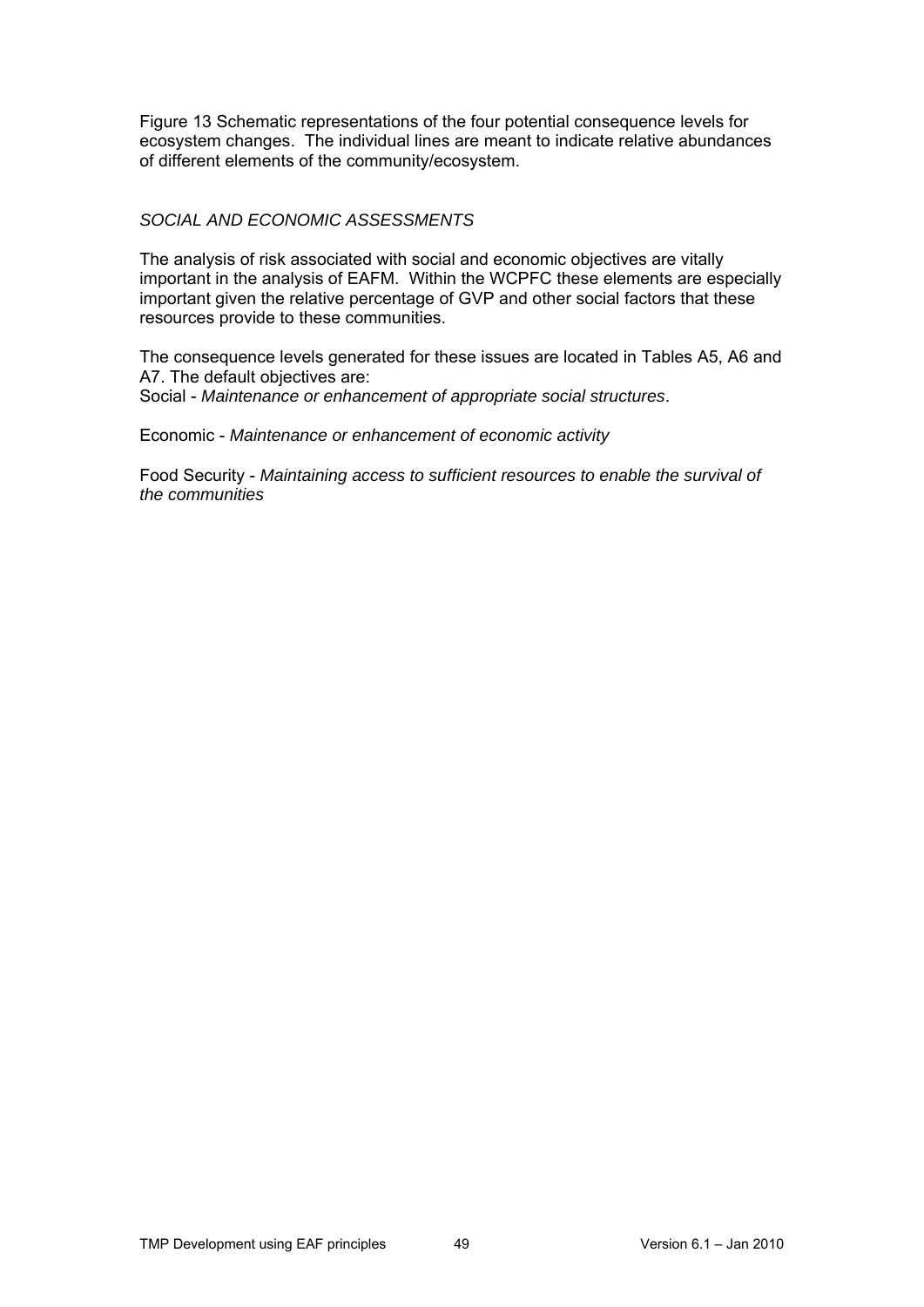Figure 13 Schematic representations of the four potential consequence levels for ecosystem changes. The individual lines are meant to indicate relative abundances of different elements of the community/ecosystem.

### *SOCIAL AND ECONOMIC ASSESSMENTS*

The analysis of risk associated with social and economic objectives are vitally important in the analysis of EAFM. Within the WCPFC these elements are especially important given the relative percentage of GVP and other social factors that these resources provide to these communities.

The consequence levels generated for these issues are located in Tables A5, A6 and A7. The default objectives are:
Social - *Maintenance or enhancement of appropriate social structures*.

Economic - *Maintenance or enhancement of economic activity*

Food Security - *Maintaining access to sufficient resources to enable the survival of the communities*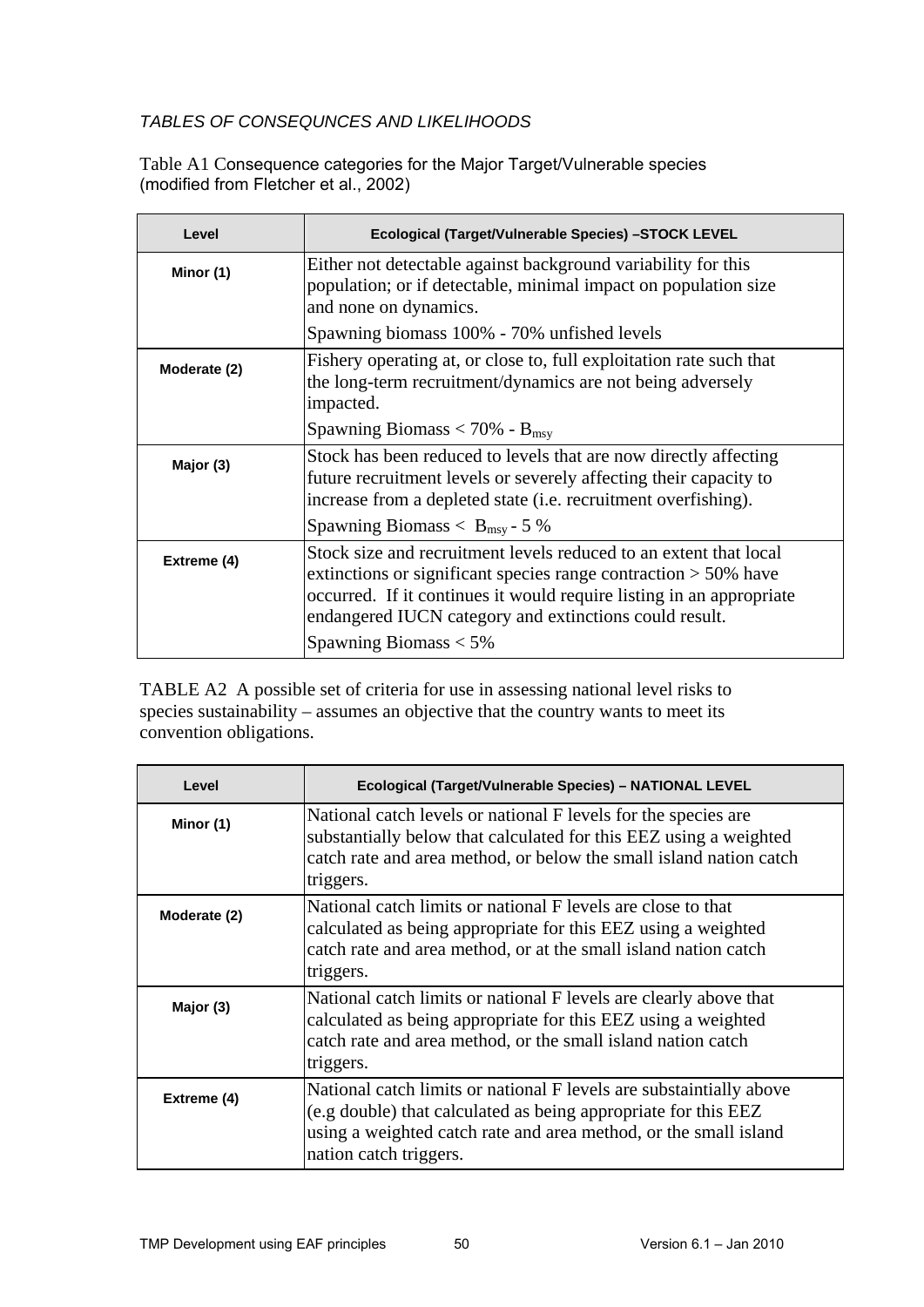*TABLES OF CONSEQUNCES AND LIKELIHOODS*

Table A1 Consequence categories for the Major Target/Vulnerable species (modified from Fletcher et al., 2002)

| Level | Ecological (Target/Vulnerable Species) –STOCK LEVEL |
|---|---|
| Minor (1) | Either not detectable against background variability for this population; or if detectable, minimal impact on population size and none on dynamics. Spawning biomass 100% - 70% unfished levels |
| Moderate (2) | Fishery operating at, or close to, full exploitation rate such that the long-term recruitment/dynamics are not being adversely impacted. Spawning Biomass < 70% - $B_{msy}$ |
| Major (3) | Stock has been reduced to levels that are now directly affecting future recruitment levels or severely affecting their capacity to increase from a depleted state (i.e. recruitment overfishing). Spawning Biomass < $B_{msy}$ - 5 % |
| Extreme (4) | Stock size and recruitment levels reduced to an extent that local extinctions or significant species range contraction > 50% have occurred. If it continues it would require listing in an appropriate endangered IUCN category and extinctions could result. Spawning Biomass < 5% |

TABLE A2 A possible set of criteria for use in assessing national level risks to species sustainability – assumes an objective that the country wants to meet its convention obligations.

| Level | Ecological (Target/Vulnerable Species) – NATIONAL LEVEL |
|---|---|
| Minor (1) | National catch levels or national F levels for the species are substantially below that calculated for this EEZ using a weighted catch rate and area method, or below the small island nation catch triggers. |
| Moderate (2) | National catch limits or national F levels are close to that calculated as being appropriate for this EEZ using a weighted catch rate and area method, or at the small island nation catch triggers. |
| Major (3) | National catch limits or national F levels are clearly above that calculated as being appropriate for this EEZ using a weighted catch rate and area method, or the small island nation catch triggers. |
| Extreme (4) | National catch limits or national F levels are substaintially above (e.g double) that calculated as being appropriate for this EEZ using a weighted catch rate and area method, or the small island nation catch triggers. |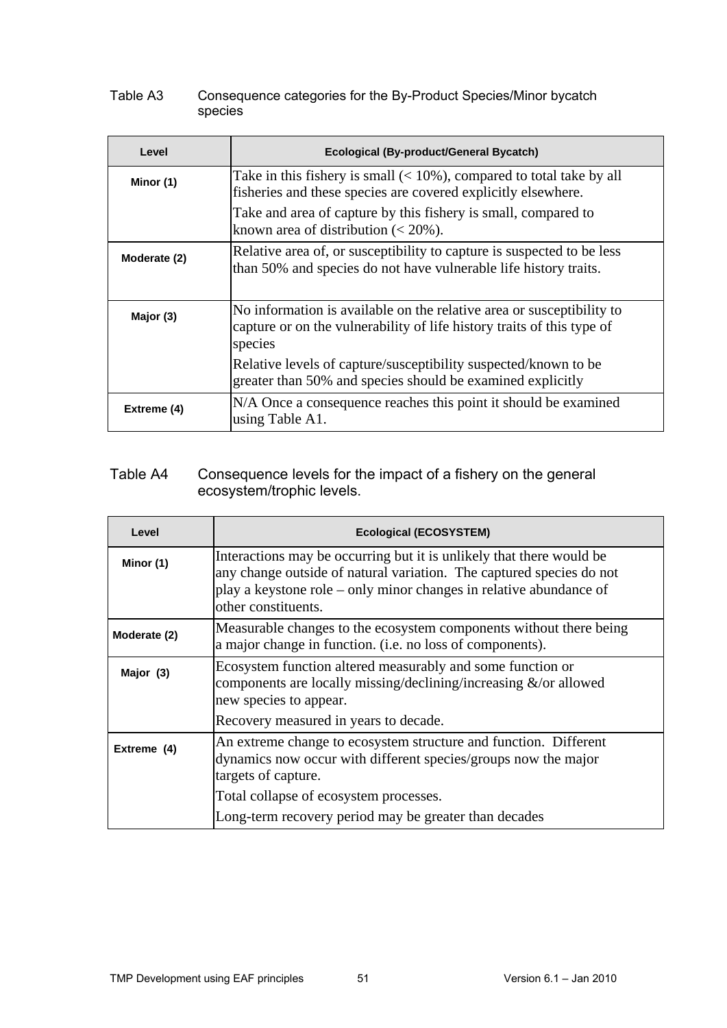Table A3 Consequence categories for the By-Product Species/Minor bycatch species

| Level | Ecological (By-product/General Bycatch) |
|---|---|
| Minor (1) | Take in this fishery is small (< 10%), compared to total take by all fisheries and these species are covered explicitly elsewhere. Take and area of capture by this fishery is small, compared to known area of distribution (< 20%). |
| Moderate (2) | Relative area of, or susceptibility to capture is suspected to be less than 50% and species do not have vulnerable life history traits. |
| Major (3) | No information is available on the relative area or susceptibility to capture or on the vulnerability of life history traits of this type of species Relative levels of capture/susceptibility suspected/known to be greater than 50% and species should be examined explicitly |
| Extreme (4) | N/A Once a consequence reaches this point it should be examined using Table A1. |

Table A4 Consequence levels for the impact of a fishery on the general ecosystem/trophic levels.

| Level | Ecological (ECOSYSTEM) |
|---|---|
| Minor (1) | Interactions may be occurring but it is unlikely that there would be any change outside of natural variation. The captured species do not play a keystone role – only minor changes in relative abundance of other constituents. |
| Moderate (2) | Measurable changes to the ecosystem components without there being a major change in function. (i.e. no loss of components). |
| Major (3) | Ecosystem function altered measurably and some function or components are locally missing/declining/increasing &/or allowed new species to appear. Recovery measured in years to decade. |
| Extreme (4) | An extreme change to ecosystem structure and function. Different dynamics now occur with different species/groups now the major targets of capture. Total collapse of ecosystem processes. Long-term recovery period may be greater than decades |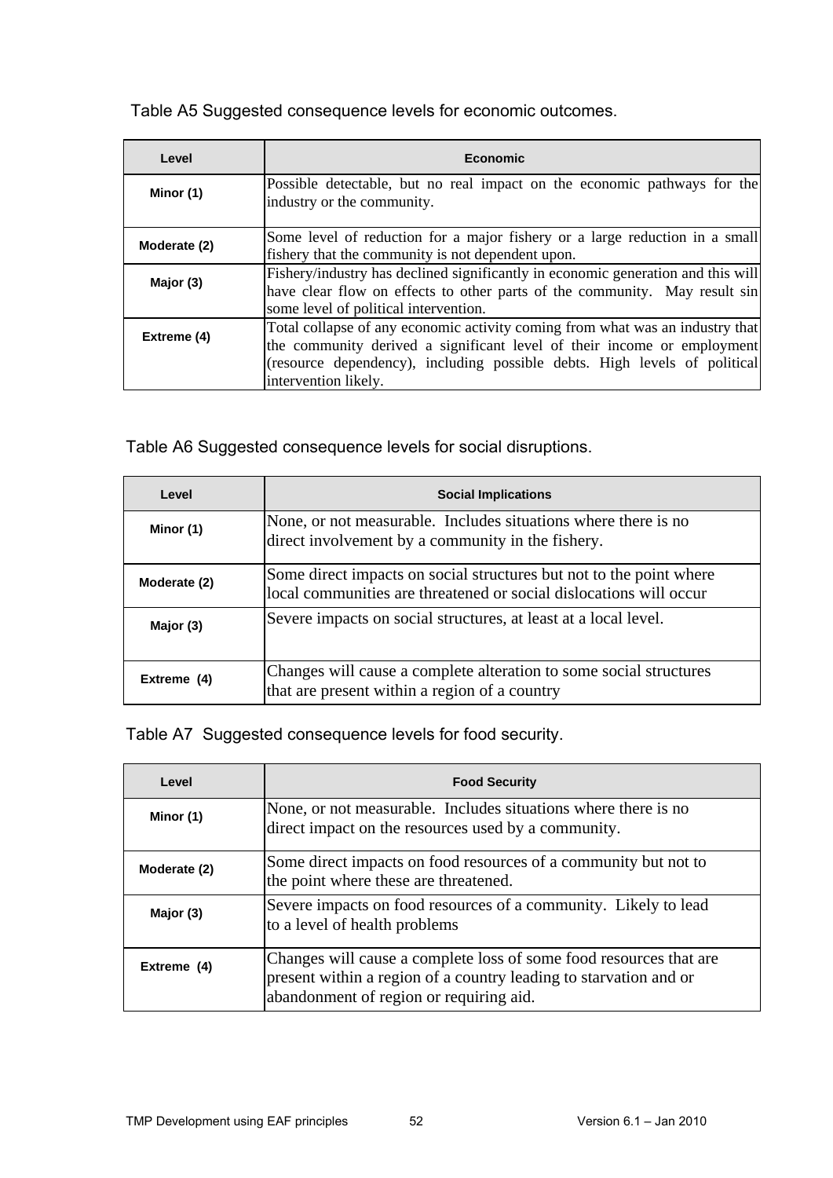Table A5 Suggested consequence levels for economic outcomes.

| Level | Economic |
|---|---|
| Minor (1) | Possible detectable, but no real impact on the economic pathways for the industry or the community. |
| Moderate (2) | Some level of reduction for a major fishery or a large reduction in a small fishery that the community is not dependent upon. |
| Major (3) | Fishery/industry has declined significantly in economic generation and this will have clear flow on effects to other parts of the community. May result sin some level of political intervention. |
| Extreme (4) | Total collapse of any economic activity coming from what was an industry that the community derived a significant level of their income or employment (resource dependency), including possible debts. High levels of political intervention likely. |

Table A6 Suggested consequence levels for social disruptions.

| Level | Social Implications |
|---|---|
| Minor (1) | None, or not measurable. Includes situations where there is no direct involvement by a community in the fishery. |
| Moderate (2) | Some direct impacts on social structures but not to the point where local communities are threatened or social dislocations will occur |
| Major (3) | Severe impacts on social structures, at least at a local level. |
| Extreme (4) | Changes will cause a complete alteration to some social structures that are present within a region of a country |

Table A7 Suggested consequence levels for food security.

| Level | Food Security |
|---|---|
| Minor (1) | None, or not measurable. Includes situations where there is no direct impact on the resources used by a community. |
| Moderate (2) | Some direct impacts on food resources of a community but not to the point where these are threatened. |
| Major (3) | Severe impacts on food resources of a community. Likely to lead to a level of health problems |
| Extreme (4) | Changes will cause a complete loss of some food resources that are present within a region of a country leading to starvation and or abandonment of region or requiring aid. |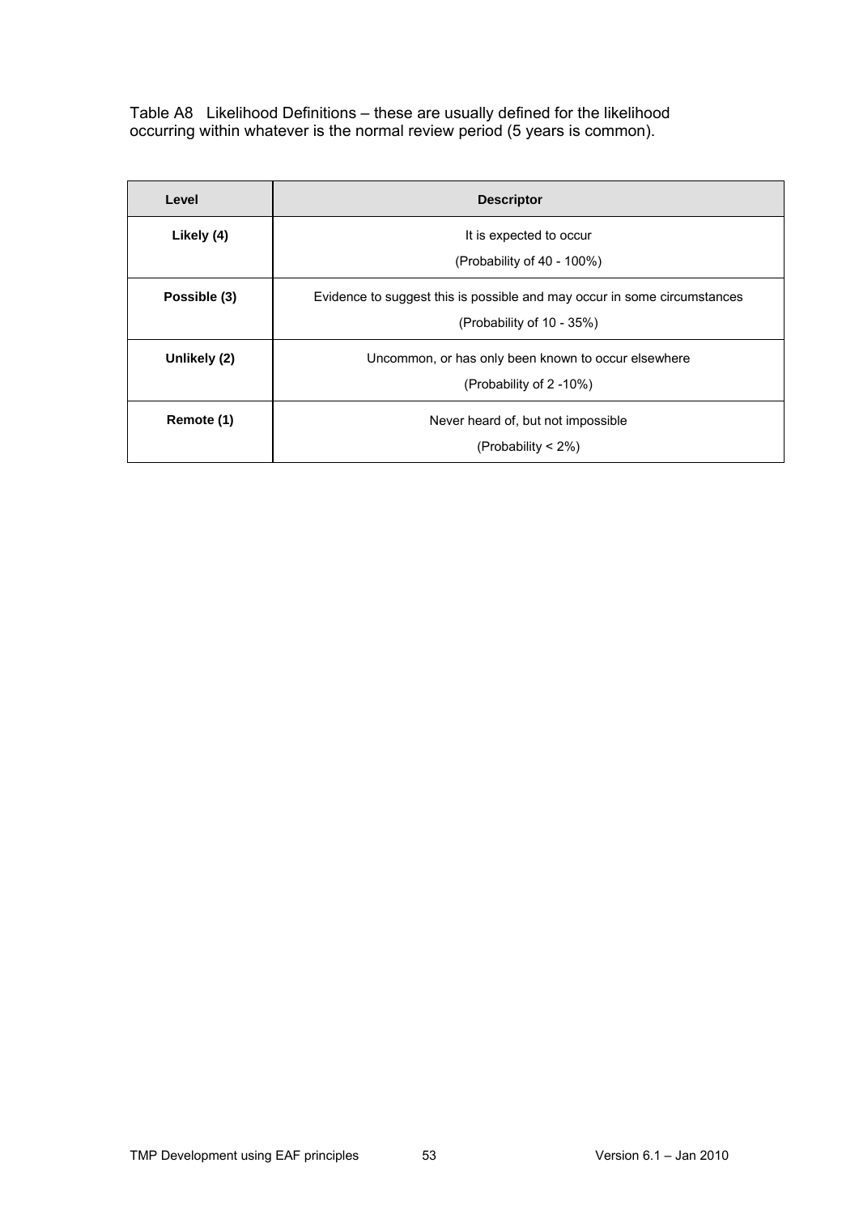Table A8 Likelihood Definitions – these are usually defined for the likelihood occurring within whatever is the normal review period (5 years is common).

| Level | Descriptor |
|---|---|
| **Likely (4)** | It is expected to occur<br>(Probability of 40 - 100%) |
| **Possible (3)** | Evidence to suggest this is possible and may occur in some circumstances<br>(Probability of 10 - 35%) |
| **Unlikely (2)** | Uncommon, or has only been known to occur elsewhere<br>(Probability of 2 -10%) |
| **Remote (1)** | Never heard of, but not impossible<br>(Probability < 2%) |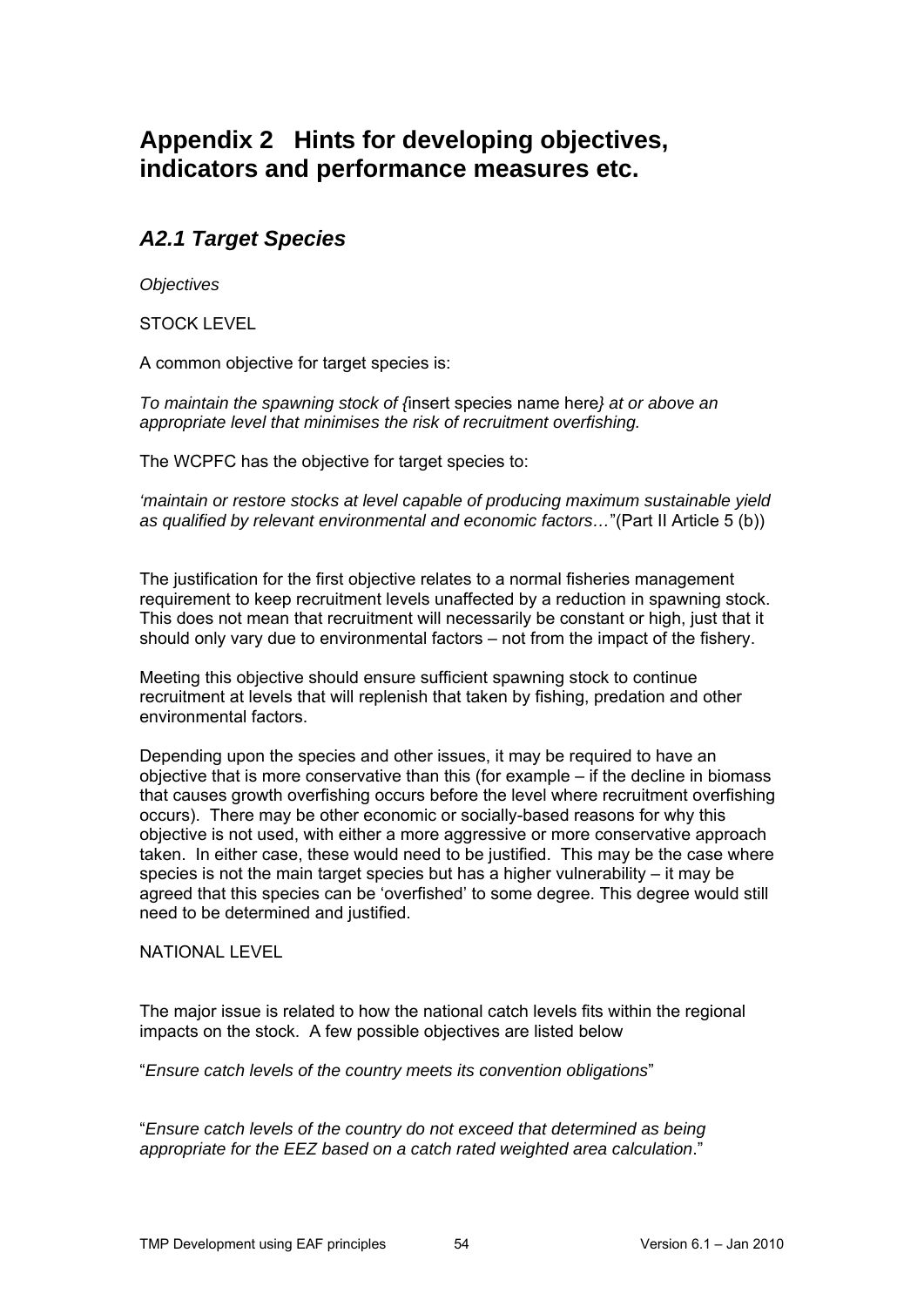# Appendix 2 Hints for developing objectives, indicators and performance measures etc.

## *A2.1 Target Species*

*Objectives*

STOCK LEVEL

A common objective for target species is:

*To maintain the spawning stock of {*insert species name here*} at or above an appropriate level that minimises the risk of recruitment overfishing.*

The WCPFC has the objective for target species to:

*'maintain or restore stocks at level capable of producing maximum sustainable yield as qualified by relevant environmental and economic factors…*"(Part II Article 5 (b))

The justification for the first objective relates to a normal fisheries management requirement to keep recruitment levels unaffected by a reduction in spawning stock. This does not mean that recruitment will necessarily be constant or high, just that it should only vary due to environmental factors – not from the impact of the fishery.

Meeting this objective should ensure sufficient spawning stock to continue recruitment at levels that will replenish that taken by fishing, predation and other environmental factors.

Depending upon the species and other issues, it may be required to have an objective that is more conservative than this (for example – if the decline in biomass that causes growth overfishing occurs before the level where recruitment overfishing occurs). There may be other economic or socially-based reasons for why this objective is not used, with either a more aggressive or more conservative approach taken. In either case, these would need to be justified. This may be the case where species is not the main target species but has a higher vulnerability – it may be agreed that this species can be 'overfished' to some degree. This degree would still need to be determined and justified.

NATIONAL LEVEL

The major issue is related to how the national catch levels fits within the regional impacts on the stock. A few possible objectives are listed below

"*Ensure catch levels of the country meets its convention obligations*"

"*Ensure catch levels of the country do not exceed that determined as being appropriate for the EEZ based on a catch rated weighted area calculation*."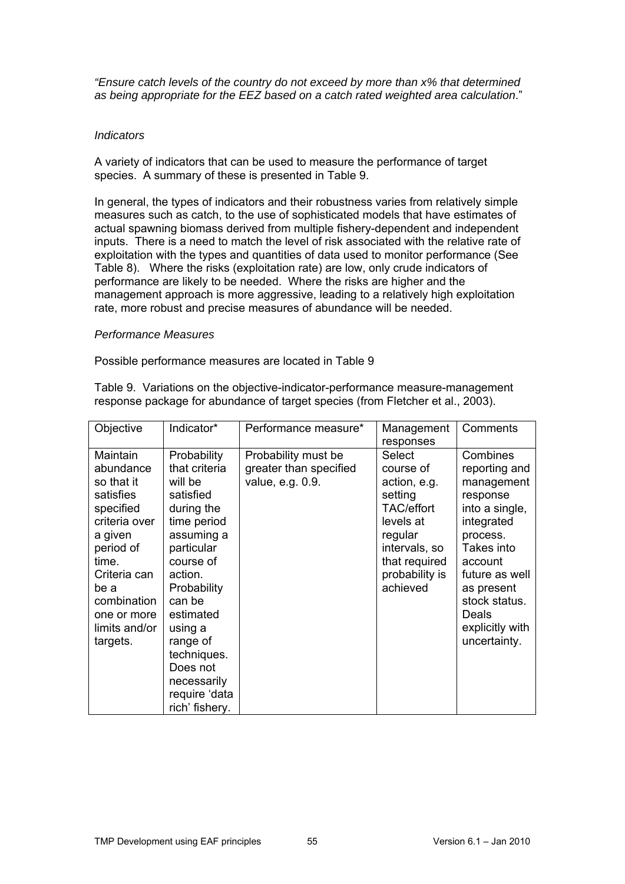*"Ensure catch levels of the country do not exceed by more than x% that determined as being appropriate for the EEZ based on a catch rated weighted area calculation*."

*Indicators*

A variety of indicators that can be used to measure the performance of target species. A summary of these is presented in Table 9.

In general, the types of indicators and their robustness varies from relatively simple measures such as catch, to the use of sophisticated models that have estimates of actual spawning biomass derived from multiple fishery-dependent and independent inputs. There is a need to match the level of risk associated with the relative rate of exploitation with the types and quantities of data used to monitor performance (See Table 8). Where the risks (exploitation rate) are low, only crude indicators of performance are likely to be needed. Where the risks are higher and the management approach is more aggressive, leading to a relatively high exploitation rate, more robust and precise measures of abundance will be needed.

*Performance Measures*

Possible performance measures are located in Table 9

Table 9. Variations on the objective-indicator-performance measure-management response package for abundance of target species (from Fletcher et al., 2003).

| Objective | Indicator* | Performance measure* | Management responses | Comments |
|---|---|---|---|---|
| Maintain abundance so that it satisfies specified criteria over a given period of time. Criteria can be a combination one or more limits and/or targets. | Probability that criteria will be satisfied during the time period assuming a particular course of action. Probability can be estimated using a range of techniques. Does not necessarily require 'data rich' fishery. | Probability must be greater than specified value, e.g. 0.9. | Select course of action, e.g. setting TAC/effort levels at regular intervals, so that required probability is achieved | Combines reporting and management response into a single, integrated process. Takes into account future as well as present stock status. Deals explicitly with uncertainty. |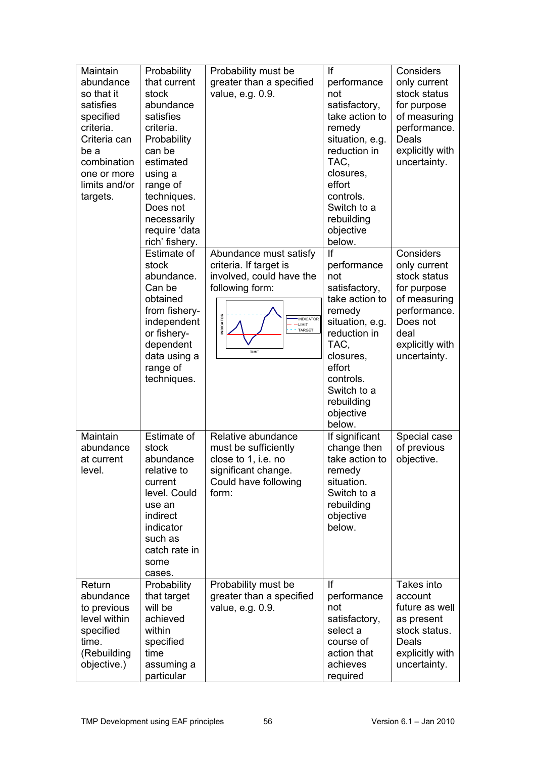| | | | | |
|---|---|---|---|---|
| Maintain abundance so that it satisfies specified criteria. Criteria can be a combination one or more limits and/or targets. | Probability that current stock abundance satisfies criteria. Probability can be estimated using a range of techniques. Does not necessarily require 'data rich' fishery. | Probability must be greater than a specified value, e.g. 0.9. | If performance not satisfactory, take action to remedy situation, e.g. reduction in TAC, closures, effort controls. Switch to a rebuilding objective below. | Considers only current stock status for purpose of measuring performance. Deals explicitly with uncertainty. |
| | Estimate of stock abundance. Can be obtained from fishery-independent or fishery-dependent data using a range of techniques. | Abundance must satisfy criteria. If target is involved, could have the following form: | If performance not satisfactory, take action to remedy situation, e.g. reduction in TAC, closures, effort controls. Switch to a rebuilding objective below. | Considers only current stock status for purpose of measuring performance. Does not deal explicitly with uncertainty. |
| Maintain abundance at current level. | Estimate of stock abundance relative to current level. Could use an indirect indicator such as catch rate in some cases. | Relative abundance must be sufficiently close to 1, i.e. no significant change. Could have following form: | If significant change then take action to remedy situation. Switch to a rebuilding objective below. | Special case of previous objective. |
| Return abundance to previous level within specified time. (Rebuilding objective.) | Probability that target will be achieved within specified time assuming a particular | Probability must be greater than a specified value, e.g. 0.9. | If performance not satisfactory, select a course of action that achieves required | Takes into account future as well as present stock status. Deals explicitly with uncertainty. |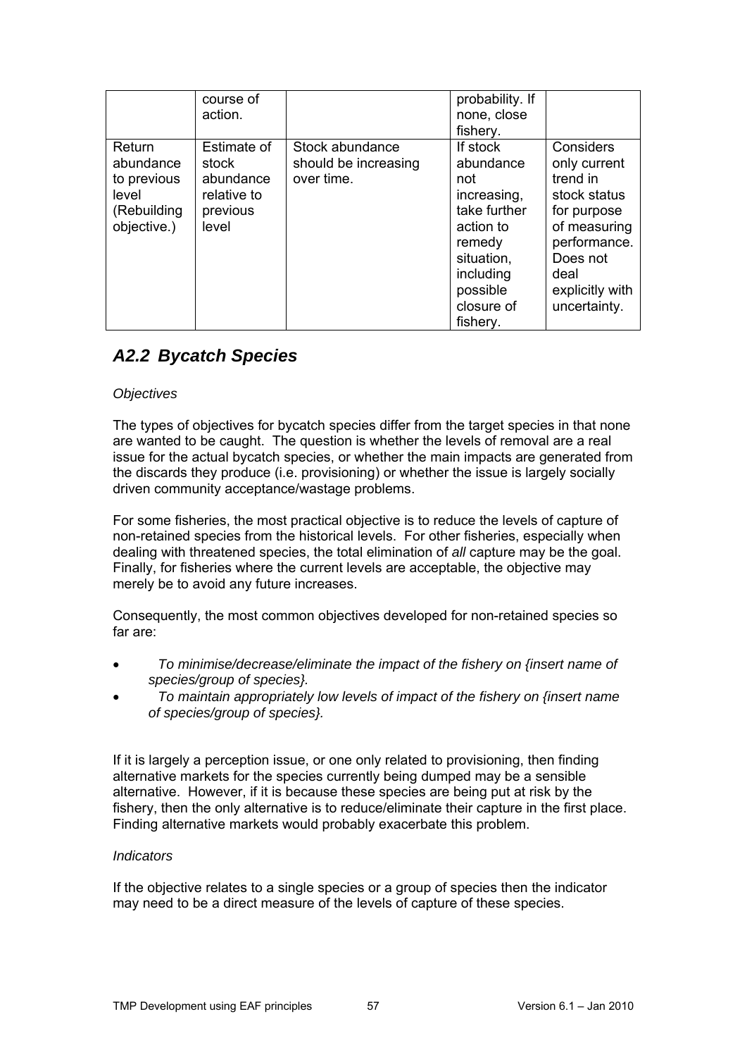|  | course of action. |  | probability. If none, close fishery. |  |
| --- | --- | --- | --- | --- |
| Return abundance to previous level (Rebuilding objective.) | Estimate of stock abundance relative to previous level | Stock abundance should be increasing over time. | If stock abundance not increasing, take further action to remedy situation, including possible closure of fishery. | Considers only current trend in stock status for purpose of measuring performance. Does not deal explicitly with uncertainty. |

## *A2.2 Bycatch Species*

*Objectives*

The types of objectives for bycatch species differ from the target species in that none are wanted to be caught. The question is whether the levels of removal are a real issue for the actual bycatch species, or whether the main impacts are generated from the discards they produce (i.e. provisioning) or whether the issue is largely socially driven community acceptance/wastage problems.

For some fisheries, the most practical objective is to reduce the levels of capture of non-retained species from the historical levels. For other fisheries, especially when dealing with threatened species, the total elimination of *all* capture may be the goal. Finally, for fisheries where the current levels are acceptable, the objective may merely be to avoid any future increases.

Consequently, the most common objectives developed for non-retained species so far are:

- *To minimise/decrease/eliminate the impact of the fishery on {insert name of species/group of species}.*
- *To maintain appropriately low levels of impact of the fishery on {insert name of species/group of species}.*

If it is largely a perception issue, or one only related to provisioning, then finding alternative markets for the species currently being dumped may be a sensible alternative. However, if it is because these species are being put at risk by the fishery, then the only alternative is to reduce/eliminate their capture in the first place. Finding alternative markets would probably exacerbate this problem.

*Indicators*

If the objective relates to a single species or a group of species then the indicator may need to be a direct measure of the levels of capture of these species.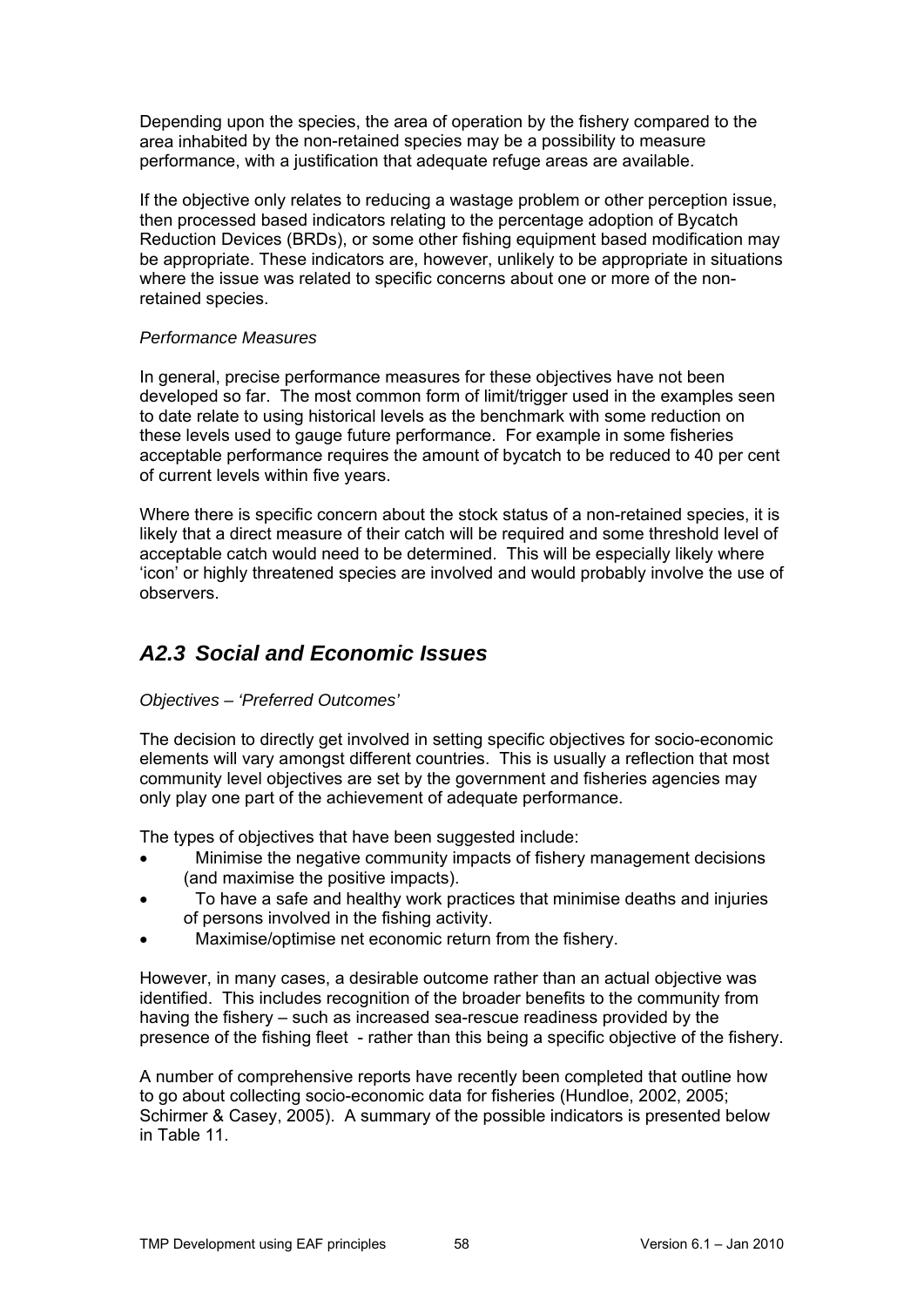Depending upon the species, the area of operation by the fishery compared to the area inhabited by the non-retained species may be a possibility to measure performance, with a justification that adequate refuge areas are available.

If the objective only relates to reducing a wastage problem or other perception issue, then processed based indicators relating to the percentage adoption of Bycatch Reduction Devices (BRDs), or some other fishing equipment based modification may be appropriate. These indicators are, however, unlikely to be appropriate in situations where the issue was related to specific concerns about one or more of the non-retained species.

*Performance Measures*

In general, precise performance measures for these objectives have not been developed so far. The most common form of limit/trigger used in the examples seen to date relate to using historical levels as the benchmark with some reduction on these levels used to gauge future performance. For example in some fisheries acceptable performance requires the amount of bycatch to be reduced to 40 per cent of current levels within five years.

Where there is specific concern about the stock status of a non-retained species, it is likely that a direct measure of their catch will be required and some threshold level of acceptable catch would need to be determined. This will be especially likely where 'icon' or highly threatened species are involved and would probably involve the use of observers.

## *A2.3 Social and Economic Issues*

*Objectives – 'Preferred Outcomes'*

The decision to directly get involved in setting specific objectives for socio-economic elements will vary amongst different countries. This is usually a reflection that most community level objectives are set by the government and fisheries agencies may only play one part of the achievement of adequate performance.

The types of objectives that have been suggested include:

- Minimise the negative community impacts of fishery management decisions (and maximise the positive impacts).
- To have a safe and healthy work practices that minimise deaths and injuries of persons involved in the fishing activity.
- Maximise/optimise net economic return from the fishery.

However, in many cases, a desirable outcome rather than an actual objective was identified. This includes recognition of the broader benefits to the community from having the fishery – such as increased sea-rescue readiness provided by the presence of the fishing fleet - rather than this being a specific objective of the fishery.

A number of comprehensive reports have recently been completed that outline how to go about collecting socio-economic data for fisheries (Hundloe, 2002, 2005; Schirmer & Casey, 2005). A summary of the possible indicators is presented below in Table 11.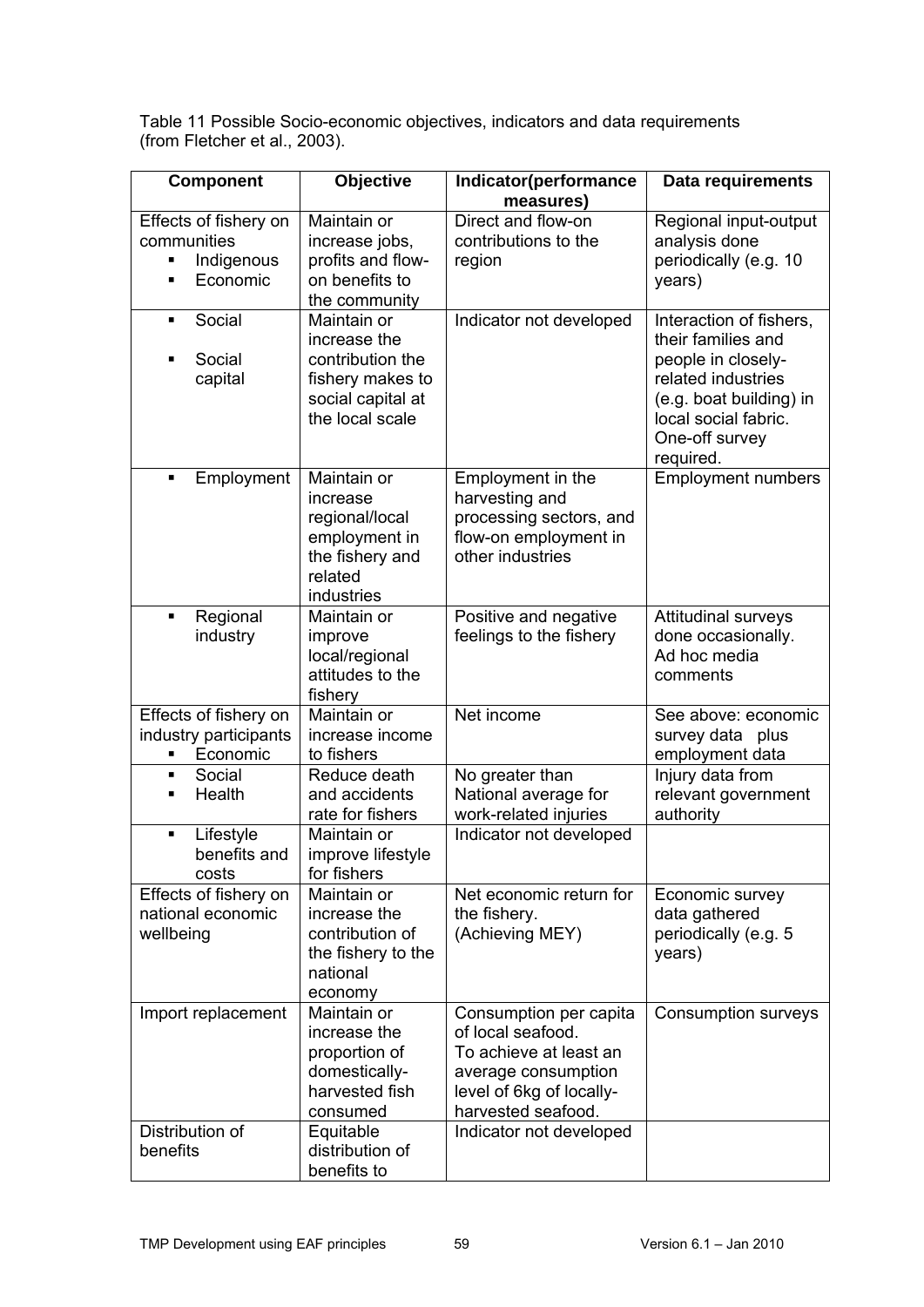Table 11 Possible Socio-economic objectives, indicators and data requirements (from Fletcher et al., 2003).

| Component | Objective | Indicator(performance measures) | Data requirements |
|---|---|---|---|
| Effects of fishery on communities<br>▪ Indigenous<br>▪ Economic | Maintain or increase jobs, profits and flow-on benefits to the community | Direct and flow-on contributions to the region | Regional input-output analysis done periodically (e.g. 10 years) |
| ▪ Social<br>▪ Social capital | Maintain or increase the contribution the fishery makes to social capital at the local scale | Indicator not developed | Interaction of fishers, their families and people in closely-related industries (e.g. boat building) in local social fabric. One-off survey required. |
| ▪ Employment | Maintain or increase regional/local employment in the fishery and related industries | Employment in the harvesting and processing sectors, and flow-on employment in other industries | Employment numbers |
| ▪ Regional industry | Maintain or improve local/regional attitudes to the fishery | Positive and negative feelings to the fishery | Attitudinal surveys done occasionally. Ad hoc media comments |
| Effects of fishery on industry participants<br>▪ Economic | Maintain or increase income to fishers | Net income | See above: economic survey data plus employment data |
| ▪ Social<br>▪ Health | Reduce death and accidents rate for fishers | No greater than National average for work-related injuries | Injury data from relevant government authority |
| ▪ Lifestyle benefits and costs | Maintain or improve lifestyle for fishers | Indicator not developed | |
| Effects of fishery on national economic wellbeing | Maintain or increase the contribution of the fishery to the national economy | Net economic return for the fishery. (Achieving MEY) | Economic survey data gathered periodically (e.g. 5 years) |
| Import replacement | Maintain or increase the proportion of domestically-harvested fish consumed | Consumption per capita of local seafood. To achieve at least an average consumption level of 6kg of locally-harvested seafood. | Consumption surveys |
| Distribution of benefits | Equitable distribution of benefits to | Indicator not developed | |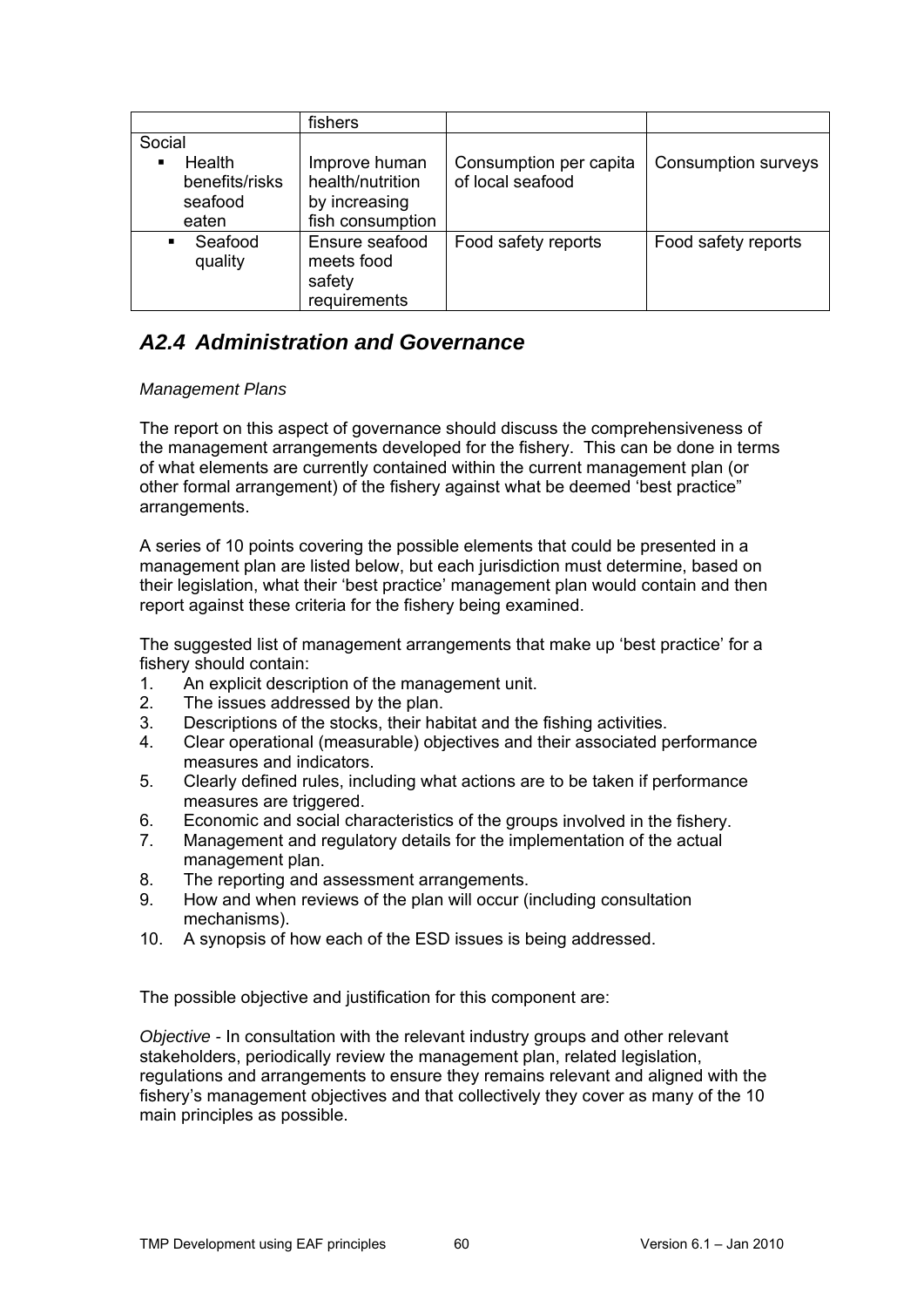| | fishers | | |
|---|---|---|---|
| Social | | | |
| ▪ Health benefits/risks seafood eaten | Improve human health/nutrition by increasing fish consumption | Consumption per capita of local seafood | Consumption surveys |
| ▪ Seafood quality | Ensure seafood meets food safety requirements | Food safety reports | Food safety reports |

## *A2.4 Administration and Governance*

*Management Plans*

The report on this aspect of governance should discuss the comprehensiveness of the management arrangements developed for the fishery. This can be done in terms of what elements are currently contained within the current management plan (or other formal arrangement) of the fishery against what be deemed 'best practice" arrangements.

A series of 10 points covering the possible elements that could be presented in a management plan are listed below, but each jurisdiction must determine, based on their legislation, what their 'best practice' management plan would contain and then report against these criteria for the fishery being examined.

The suggested list of management arrangements that make up 'best practice' for a fishery should contain:

1. An explicit description of the management unit.
2. The issues addressed by the plan.
3. Descriptions of the stocks, their habitat and the fishing activities.
4. Clear operational (measurable) objectives and their associated performance measures and indicators.
5. Clearly defined rules, including what actions are to be taken if performance measures are triggered.
6. Economic and social characteristics of the groups involved in the fishery.
7. Management and regulatory details for the implementation of the actual management plan.
8. The reporting and assessment arrangements.
9. How and when reviews of the plan will occur (including consultation mechanisms).
10. A synopsis of how each of the ESD issues is being addressed.

The possible objective and justification for this component are:

*Objective* - In consultation with the relevant industry groups and other relevant stakeholders, periodically review the management plan, related legislation, regulations and arrangements to ensure they remains relevant and aligned with the fishery's management objectives and that collectively they cover as many of the 10 main principles as possible.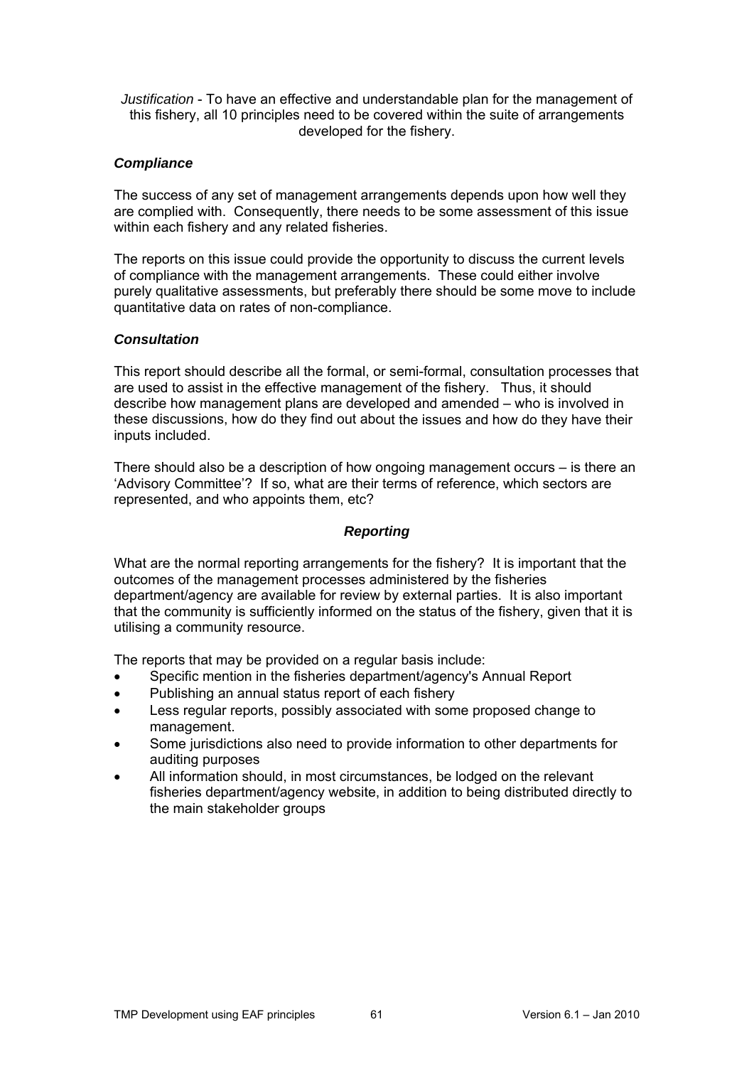*Justification* - To have an effective and understandable plan for the management of this fishery, all 10 principles need to be covered within the suite of arrangements developed for the fishery.

### *Compliance*

The success of any set of management arrangements depends upon how well they are complied with. Consequently, there needs to be some assessment of this issue within each fishery and any related fisheries.

The reports on this issue could provide the opportunity to discuss the current levels of compliance with the management arrangements. These could either involve purely qualitative assessments, but preferably there should be some move to include quantitative data on rates of non-compliance.

### *Consultation*

This report should describe all the formal, or semi-formal, consultation processes that are used to assist in the effective management of the fishery. Thus, it should describe how management plans are developed and amended – who is involved in these discussions, how do they find out about the issues and how do they have their inputs included.

There should also be a description of how ongoing management occurs – is there an 'Advisory Committee'? If so, what are their terms of reference, which sectors are represented, and who appoints them, etc?

### *Reporting*

What are the normal reporting arrangements for the fishery? It is important that the outcomes of the management processes administered by the fisheries department/agency are available for review by external parties. It is also important that the community is sufficiently informed on the status of the fishery, given that it is utilising a community resource.

The reports that may be provided on a regular basis include:

- Specific mention in the fisheries department/agency's Annual Report
- Publishing an annual status report of each fishery
- Less regular reports, possibly associated with some proposed change to management.
- Some jurisdictions also need to provide information to other departments for auditing purposes
- All information should, in most circumstances, be lodged on the relevant fisheries department/agency website, in addition to being distributed directly to the main stakeholder groups